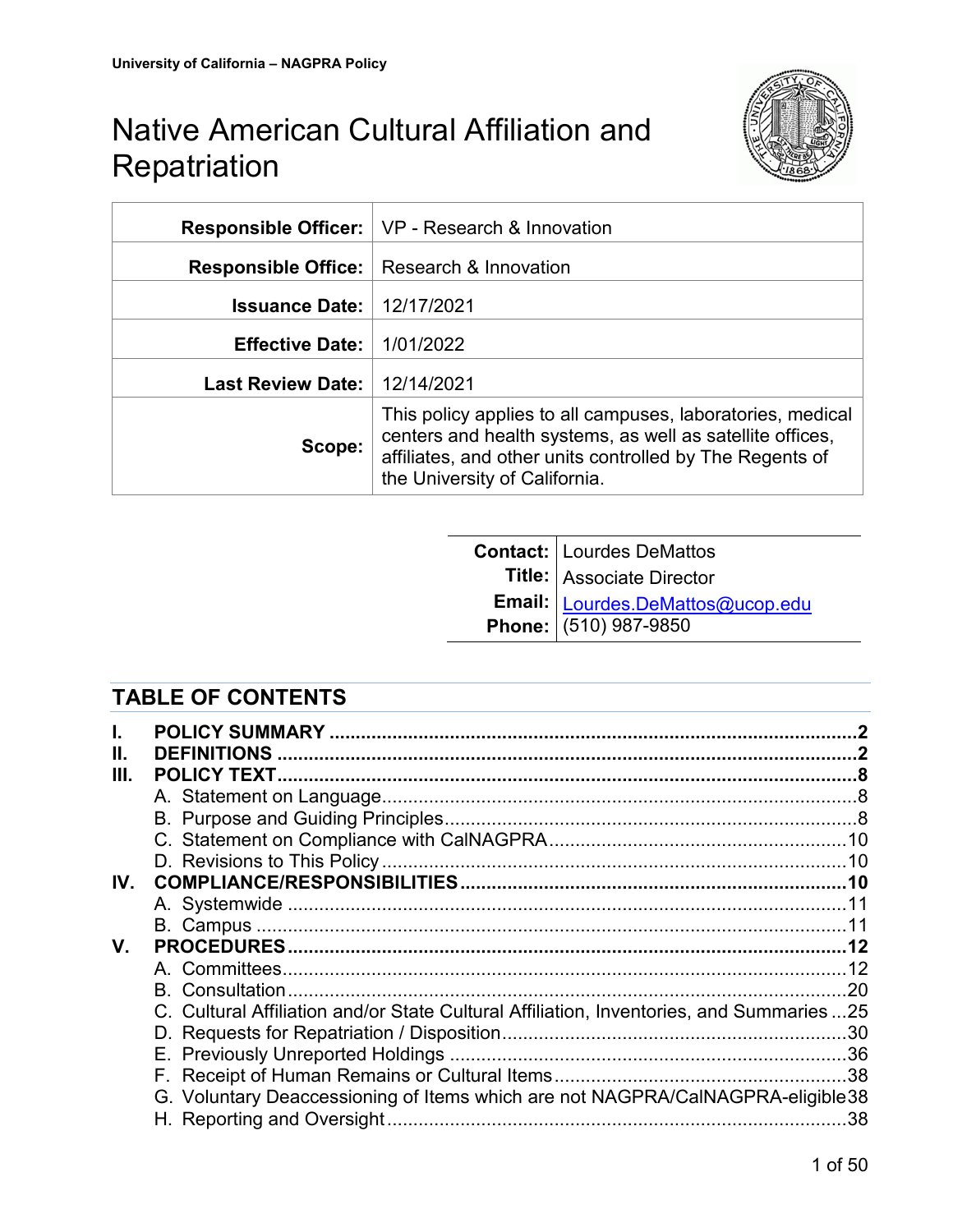University of California – NAGPRA Policy

# Native American Cultural Affiliation and Repatriation

| | |
|---|---|
| **Responsible Officer:** | VP - Research & Innovation |
| **Responsible Office:** | Research & Innovation |
| **Issuance Date:** | 12/17/2021 |
| **Effective Date:** | 1/01/2022 |
| **Last Review Date:** | 12/14/2021 |
| **Scope:** | This policy applies to all campuses, laboratories, medical centers and health systems, as well as satellite offices, affiliates, and other units controlled by The Regents of the University of California. |

| | |
|---|---|
| **Contact:** | Lourdes DeMattos |
| **Title:** | Associate Director |
| **Email:** | Lourdes.DeMattos@ucop.edu |
| **Phone:** | (510) 987-9850 |

## TABLE OF CONTENTS

- **I. POLICY SUMMARY** .......... 2
- **II. DEFINITIONS** .......... 2
- **III. POLICY TEXT** .......... 8
  - A. Statement on Language .......... 8
  - B. Purpose and Guiding Principles .......... 8
  - C. Statement on Compliance with CalNAGPRA .......... 10
  - D. Revisions to This Policy .......... 10
- **IV. COMPLIANCE/RESPONSIBILITIES** .......... 10
  - A. Systemwide .......... 11
  - B. Campus .......... 11
- **V. PROCEDURES** .......... 12
  - A. Committees .......... 12
  - B. Consultation .......... 20
  - C. Cultural Affiliation and/or State Cultural Affiliation, Inventories, and Summaries .......... 25
  - D. Requests for Repatriation / Disposition .......... 30
  - E. Previously Unreported Holdings .......... 36
  - F. Receipt of Human Remains or Cultural Items .......... 38
  - G. Voluntary Deaccessioning of Items which are not NAGPRA/CalNAGPRA-eligible .......... 38
  - H. Reporting and Oversight .......... 38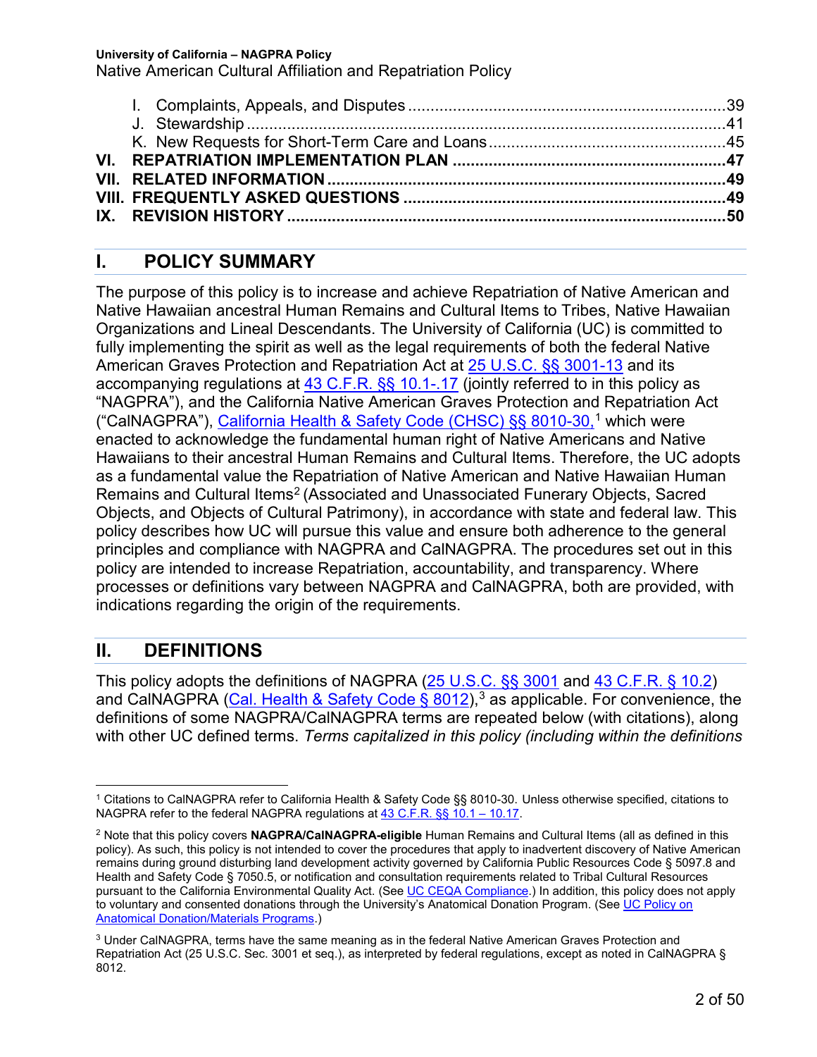I. Complaints, Appeals, and Disputes ....................................................................39
J. Stewardship ...........................................................................................................41
K. New Requests for Short-Term Care and Loans ....................................................45

**VI. REPATRIATION IMPLEMENTATION PLAN ............................................................47**
**VII. RELATED INFORMATION .......................................................................................49**
**VIII. FREQUENTLY ASKED QUESTIONS .....................................................................49**
**IX. REVISION HISTORY ................................................................................................50**

## I. POLICY SUMMARY

The purpose of this policy is to increase and achieve Repatriation of Native American and Native Hawaiian ancestral Human Remains and Cultural Items to Tribes, Native Hawaiian Organizations and Lineal Descendants. The University of California (UC) is committed to fully implementing the spirit as well as the legal requirements of both the federal Native American Graves Protection and Repatriation Act at 25 U.S.C. §§ 3001-13 and its accompanying regulations at 43 C.F.R. §§ 10.1-.17 (jointly referred to in this policy as "NAGPRA"), and the California Native American Graves Protection and Repatriation Act ("CalNAGPRA"), California Health & Safety Code (CHSC) §§ 8010-30,[1] which were enacted to acknowledge the fundamental human right of Native Americans and Native Hawaiians to their ancestral Human Remains and Cultural Items. Therefore, the UC adopts as a fundamental value the Repatriation of Native American and Native Hawaiian Human Remains and Cultural Items[2] (Associated and Unassociated Funerary Objects, Sacred Objects, and Objects of Cultural Patrimony), in accordance with state and federal law. This policy describes how UC will pursue this value and ensure both adherence to the general principles and compliance with NAGPRA and CalNAGPRA. The procedures set out in this policy are intended to increase Repatriation, accountability, and transparency. Where processes or definitions vary between NAGPRA and CalNAGPRA, both are provided, with indications regarding the origin of the requirements.

## II. DEFINITIONS

This policy adopts the definitions of NAGPRA (25 U.S.C. §§ 3001 and 43 C.F.R. § 10.2) and CalNAGPRA (Cal. Health & Safety Code § 8012),[3] as applicable. For convenience, the definitions of some NAGPRA/CalNAGPRA terms are repeated below (with citations), along with other UC defined terms. *Terms capitalized in this policy (including within the definitions*

---

[1] Citations to CalNAGPRA refer to California Health & Safety Code §§ 8010-30. Unless otherwise specified, citations to NAGPRA refer to the federal NAGPRA regulations at 43 C.F.R. §§ 10.1 – 10.17.

[2] Note that this policy covers **NAGPRA/CalNAGPRA-eligible** Human Remains and Cultural Items (all as defined in this policy). As such, this policy is not intended to cover the procedures that apply to inadvertent discovery of Native American remains during ground disturbing land development activity governed by California Public Resources Code § 5097.8 and Health and Safety Code § 7050.5, or notification and consultation requirements related to Tribal Cultural Resources pursuant to the California Environmental Quality Act. (See UC CEQA Compliance.) In addition, this policy does not apply to voluntary and consented donations through the University's Anatomical Donation Program. (See UC Policy on Anatomical Donation/Materials Programs.)

[3] Under CalNAGPRA, terms have the same meaning as in the federal Native American Graves Protection and Repatriation Act (25 U.S.C. Sec. 3001 et seq.), as interpreted by federal regulations, except as noted in CalNAGPRA § 8012.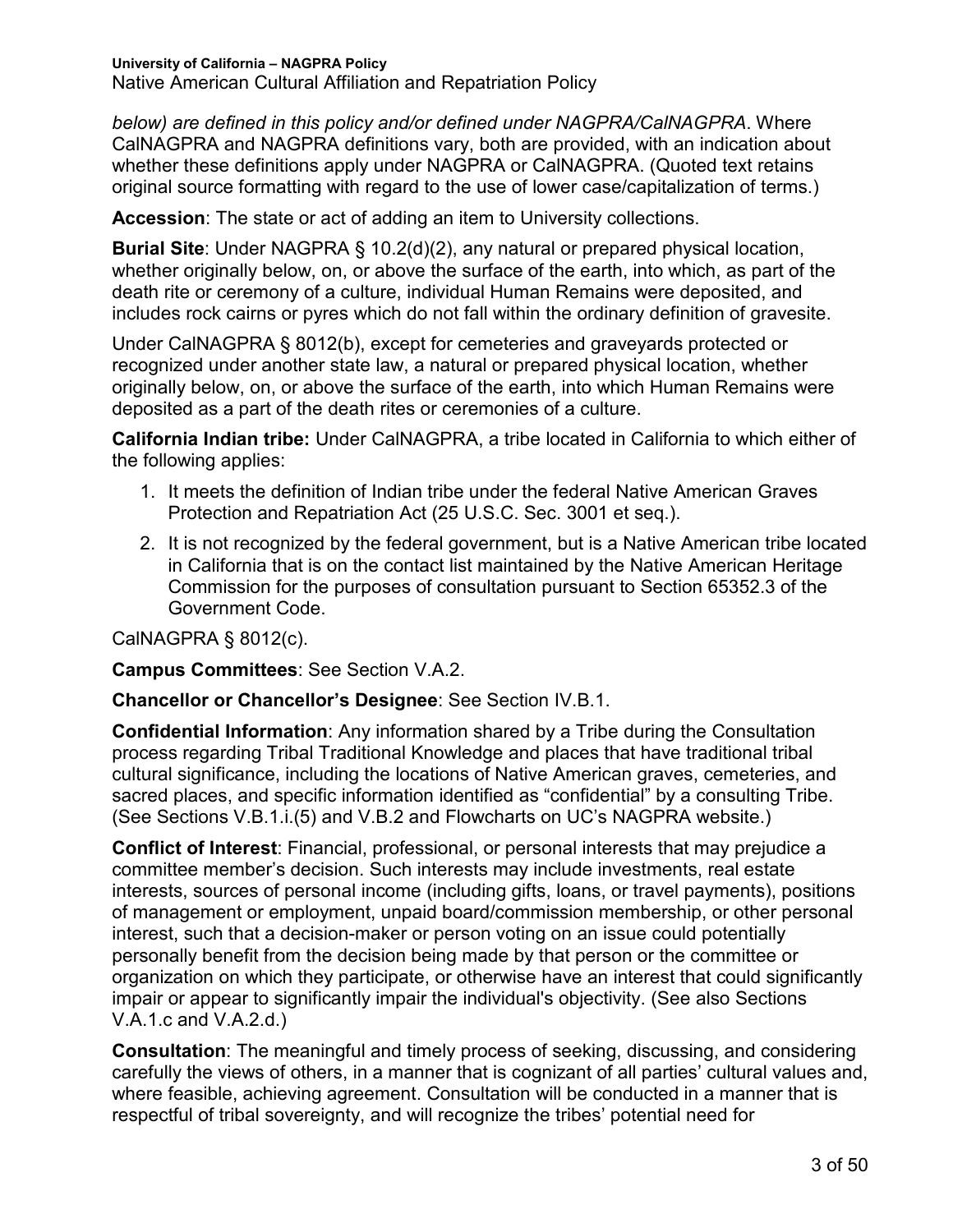*below) are defined in this policy and/or defined under NAGPRA/CalNAGPRA*. Where CalNAGPRA and NAGPRA definitions vary, both are provided, with an indication about whether these definitions apply under NAGPRA or CalNAGPRA. (Quoted text retains original source formatting with regard to the use of lower case/capitalization of terms.)

**Accession**: The state or act of adding an item to University collections.

**Burial Site**: Under NAGPRA § 10.2(d)(2), any natural or prepared physical location, whether originally below, on, or above the surface of the earth, into which, as part of the death rite or ceremony of a culture, individual Human Remains were deposited, and includes rock cairns or pyres which do not fall within the ordinary definition of gravesite.

Under CalNAGPRA § 8012(b), except for cemeteries and graveyards protected or recognized under another state law, a natural or prepared physical location, whether originally below, on, or above the surface of the earth, into which Human Remains were deposited as a part of the death rites or ceremonies of a culture.

**California Indian tribe:** Under CalNAGPRA, a tribe located in California to which either of the following applies:

1. It meets the definition of Indian tribe under the federal Native American Graves Protection and Repatriation Act (25 U.S.C. Sec. 3001 et seq.).
2. It is not recognized by the federal government, but is a Native American tribe located in California that is on the contact list maintained by the Native American Heritage Commission for the purposes of consultation pursuant to Section 65352.3 of the Government Code.

CalNAGPRA § 8012(c).

**Campus Committees**: See Section V.A.2.

**Chancellor or Chancellor's Designee**: See Section IV.B.1.

**Confidential Information**: Any information shared by a Tribe during the Consultation process regarding Tribal Traditional Knowledge and places that have traditional tribal cultural significance, including the locations of Native American graves, cemeteries, and sacred places, and specific information identified as "confidential" by a consulting Tribe. (See Sections V.B.1.i.(5) and V.B.2 and Flowcharts on UC's NAGPRA website.)

**Conflict of Interest**: Financial, professional, or personal interests that may prejudice a committee member's decision. Such interests may include investments, real estate interests, sources of personal income (including gifts, loans, or travel payments), positions of management or employment, unpaid board/commission membership, or other personal interest, such that a decision-maker or person voting on an issue could potentially personally benefit from the decision being made by that person or the committee or organization on which they participate, or otherwise have an interest that could significantly impair or appear to significantly impair the individual's objectivity. (See also Sections V.A.1.c and V.A.2.d.)

**Consultation**: The meaningful and timely process of seeking, discussing, and considering carefully the views of others, in a manner that is cognizant of all parties' cultural values and, where feasible, achieving agreement. Consultation will be conducted in a manner that is respectful of tribal sovereignty, and will recognize the tribes' potential need for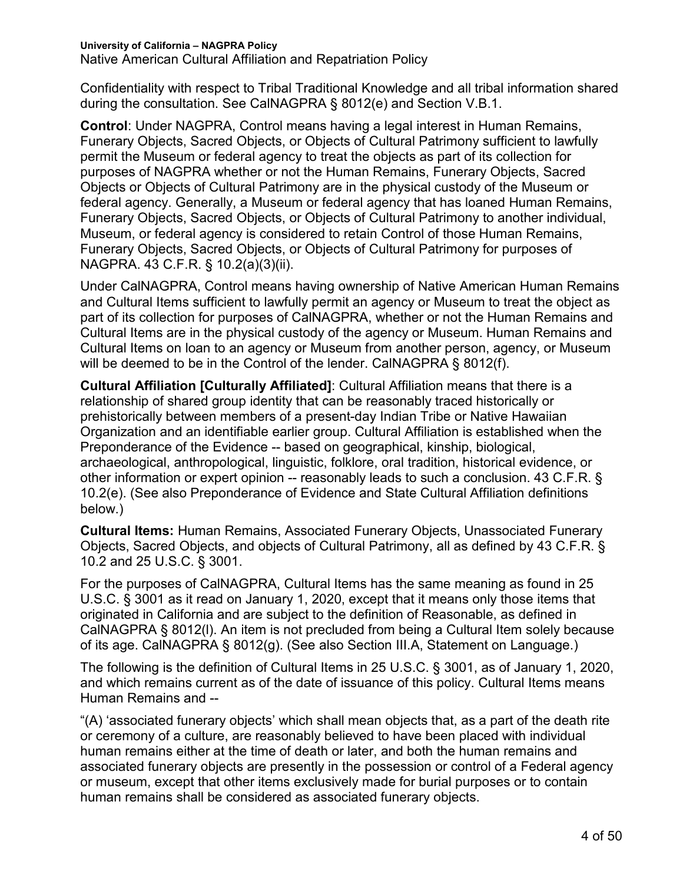Confidentiality with respect to Tribal Traditional Knowledge and all tribal information shared during the consultation. See CalNAGPRA § 8012(e) and Section V.B.1.

**Control**: Under NAGPRA, Control means having a legal interest in Human Remains, Funerary Objects, Sacred Objects, or Objects of Cultural Patrimony sufficient to lawfully permit the Museum or federal agency to treat the objects as part of its collection for purposes of NAGPRA whether or not the Human Remains, Funerary Objects, Sacred Objects or Objects of Cultural Patrimony are in the physical custody of the Museum or federal agency. Generally, a Museum or federal agency that has loaned Human Remains, Funerary Objects, Sacred Objects, or Objects of Cultural Patrimony to another individual, Museum, or federal agency is considered to retain Control of those Human Remains, Funerary Objects, Sacred Objects, or Objects of Cultural Patrimony for purposes of NAGPRA. 43 C.F.R. § 10.2(a)(3)(ii).

Under CalNAGPRA, Control means having ownership of Native American Human Remains and Cultural Items sufficient to lawfully permit an agency or Museum to treat the object as part of its collection for purposes of CalNAGPRA, whether or not the Human Remains and Cultural Items are in the physical custody of the agency or Museum. Human Remains and Cultural Items on loan to an agency or Museum from another person, agency, or Museum will be deemed to be in the Control of the lender. CalNAGPRA § 8012(f).

**Cultural Affiliation [Culturally Affiliated]**: Cultural Affiliation means that there is a relationship of shared group identity that can be reasonably traced historically or prehistorically between members of a present-day Indian Tribe or Native Hawaiian Organization and an identifiable earlier group. Cultural Affiliation is established when the Preponderance of the Evidence -- based on geographical, kinship, biological, archaeological, anthropological, linguistic, folklore, oral tradition, historical evidence, or other information or expert opinion -- reasonably leads to such a conclusion. 43 C.F.R. § 10.2(e). (See also Preponderance of Evidence and State Cultural Affiliation definitions below.)

**Cultural Items:** Human Remains, Associated Funerary Objects, Unassociated Funerary Objects, Sacred Objects, and objects of Cultural Patrimony, all as defined by 43 C.F.R. § 10.2 and 25 U.S.C. § 3001.

For the purposes of CalNAGPRA, Cultural Items has the same meaning as found in 25 U.S.C. § 3001 as it read on January 1, 2020, except that it means only those items that originated in California and are subject to the definition of Reasonable, as defined in CalNAGPRA § 8012(l). An item is not precluded from being a Cultural Item solely because of its age. CalNAGPRA § 8012(g). (See also Section III.A, Statement on Language.)

The following is the definition of Cultural Items in 25 U.S.C. § 3001, as of January 1, 2020, and which remains current as of the date of issuance of this policy. Cultural Items means Human Remains and --

"(A) 'associated funerary objects' which shall mean objects that, as a part of the death rite or ceremony of a culture, are reasonably believed to have been placed with individual human remains either at the time of death or later, and both the human remains and associated funerary objects are presently in the possession or control of a Federal agency or museum, except that other items exclusively made for burial purposes or to contain human remains shall be considered as associated funerary objects.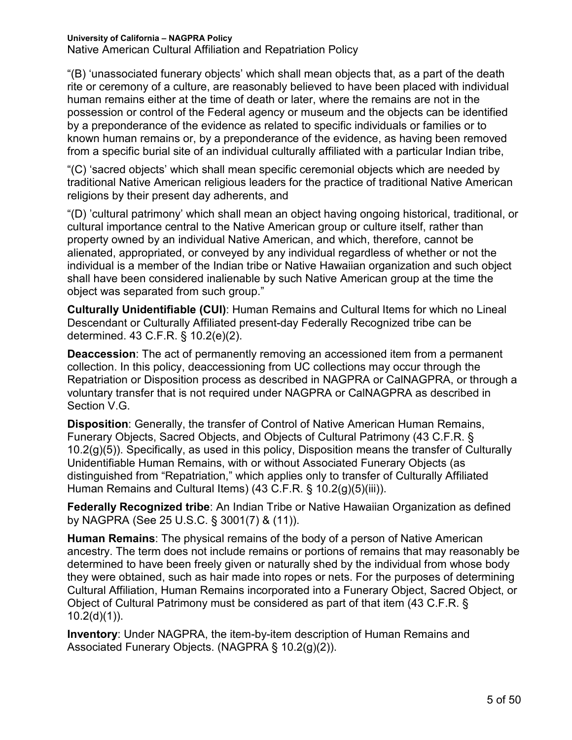“(B) ‘unassociated funerary objects’ which shall mean objects that, as a part of the death rite or ceremony of a culture, are reasonably believed to have been placed with individual human remains either at the time of death or later, where the remains are not in the possession or control of the Federal agency or museum and the objects can be identified by a preponderance of the evidence as related to specific individuals or families or to known human remains or, by a preponderance of the evidence, as having been removed from a specific burial site of an individual culturally affiliated with a particular Indian tribe,

“(C) ‘sacred objects’ which shall mean specific ceremonial objects which are needed by traditional Native American religious leaders for the practice of traditional Native American religions by their present day adherents, and

“(D) ’cultural patrimony’ which shall mean an object having ongoing historical, traditional, or cultural importance central to the Native American group or culture itself, rather than property owned by an individual Native American, and which, therefore, cannot be alienated, appropriated, or conveyed by any individual regardless of whether or not the individual is a member of the Indian tribe or Native Hawaiian organization and such object shall have been considered inalienable by such Native American group at the time the object was separated from such group.”

**Culturally Unidentifiable (CUI)**: Human Remains and Cultural Items for which no Lineal Descendant or Culturally Affiliated present-day Federally Recognized tribe can be determined. 43 C.F.R. § 10.2(e)(2).

**Deaccession**: The act of permanently removing an accessioned item from a permanent collection. In this policy, deaccessioning from UC collections may occur through the Repatriation or Disposition process as described in NAGPRA or CalNAGPRA, or through a voluntary transfer that is not required under NAGPRA or CalNAGPRA as described in Section V.G.

**Disposition**: Generally, the transfer of Control of Native American Human Remains, Funerary Objects, Sacred Objects, and Objects of Cultural Patrimony (43 C.F.R. § 10.2(g)(5)). Specifically, as used in this policy, Disposition means the transfer of Culturally Unidentifiable Human Remains, with or without Associated Funerary Objects (as distinguished from “Repatriation,” which applies only to transfer of Culturally Affiliated Human Remains and Cultural Items) (43 C.F.R. § 10.2(g)(5)(iii)).

**Federally Recognized tribe**: An Indian Tribe or Native Hawaiian Organization as defined by NAGPRA (See 25 U.S.C. § 3001(7) & (11)).

**Human Remains**: The physical remains of the body of a person of Native American ancestry. The term does not include remains or portions of remains that may reasonably be determined to have been freely given or naturally shed by the individual from whose body they were obtained, such as hair made into ropes or nets. For the purposes of determining Cultural Affiliation, Human Remains incorporated into a Funerary Object, Sacred Object, or Object of Cultural Patrimony must be considered as part of that item (43 C.F.R. § 10.2(d)(1)).

**Inventory**: Under NAGPRA, the item-by-item description of Human Remains and Associated Funerary Objects. (NAGPRA § 10.2(g)(2)).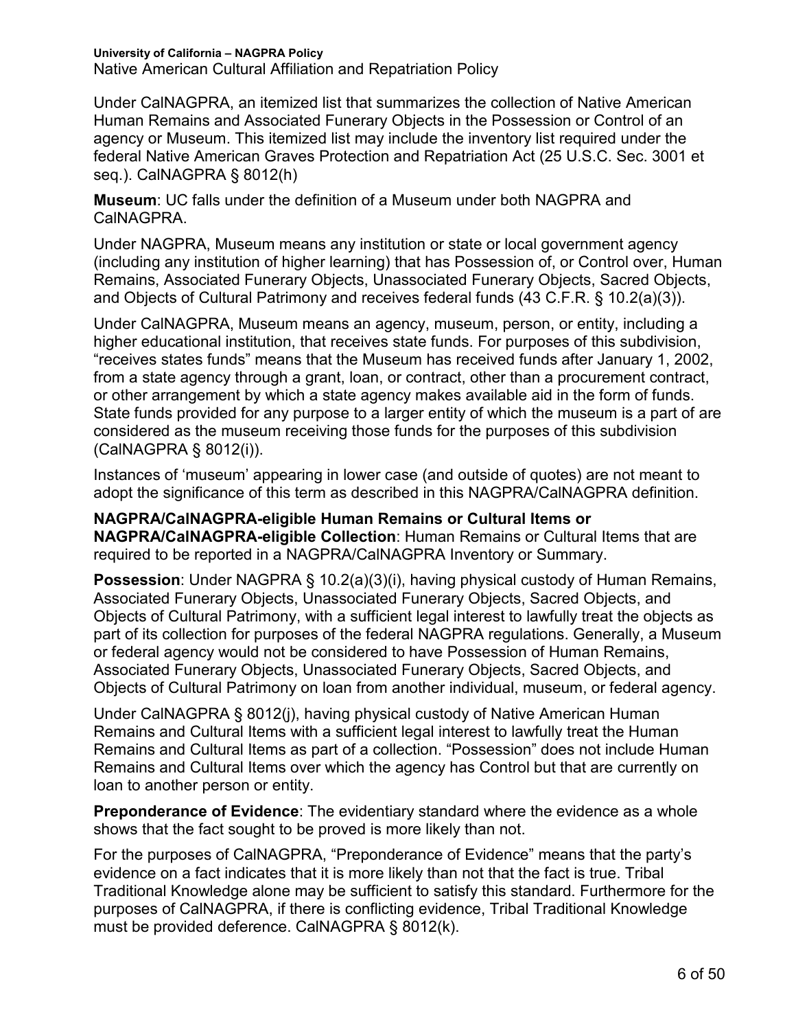Under CalNAGPRA, an itemized list that summarizes the collection of Native American Human Remains and Associated Funerary Objects in the Possession or Control of an agency or Museum. This itemized list may include the inventory list required under the federal Native American Graves Protection and Repatriation Act (25 U.S.C. Sec. 3001 et seq.). CalNAGPRA § 8012(h)

**Museum**: UC falls under the definition of a Museum under both NAGPRA and CalNAGPRA.

Under NAGPRA, Museum means any institution or state or local government agency (including any institution of higher learning) that has Possession of, or Control over, Human Remains, Associated Funerary Objects, Unassociated Funerary Objects, Sacred Objects, and Objects of Cultural Patrimony and receives federal funds (43 C.F.R. § 10.2(a)(3)).

Under CalNAGPRA, Museum means an agency, museum, person, or entity, including a higher educational institution, that receives state funds. For purposes of this subdivision, "receives states funds" means that the Museum has received funds after January 1, 2002, from a state agency through a grant, loan, or contract, other than a procurement contract, or other arrangement by which a state agency makes available aid in the form of funds. State funds provided for any purpose to a larger entity of which the museum is a part of are considered as the museum receiving those funds for the purposes of this subdivision (CalNAGPRA § 8012(i)).

Instances of 'museum' appearing in lower case (and outside of quotes) are not meant to adopt the significance of this term as described in this NAGPRA/CalNAGPRA definition.

**NAGPRA/CalNAGPRA-eligible Human Remains or Cultural Items or NAGPRA/CalNAGPRA-eligible Collection**: Human Remains or Cultural Items that are required to be reported in a NAGPRA/CalNAGPRA Inventory or Summary.

**Possession**: Under NAGPRA § 10.2(a)(3)(i), having physical custody of Human Remains, Associated Funerary Objects, Unassociated Funerary Objects, Sacred Objects, and Objects of Cultural Patrimony, with a sufficient legal interest to lawfully treat the objects as part of its collection for purposes of the federal NAGPRA regulations. Generally, a Museum or federal agency would not be considered to have Possession of Human Remains, Associated Funerary Objects, Unassociated Funerary Objects, Sacred Objects, and Objects of Cultural Patrimony on loan from another individual, museum, or federal agency.

Under CalNAGPRA § 8012(j), having physical custody of Native American Human Remains and Cultural Items with a sufficient legal interest to lawfully treat the Human Remains and Cultural Items as part of a collection. "Possession" does not include Human Remains and Cultural Items over which the agency has Control but that are currently on loan to another person or entity.

**Preponderance of Evidence**: The evidentiary standard where the evidence as a whole shows that the fact sought to be proved is more likely than not.

For the purposes of CalNAGPRA, "Preponderance of Evidence" means that the party's evidence on a fact indicates that it is more likely than not that the fact is true. Tribal Traditional Knowledge alone may be sufficient to satisfy this standard. Furthermore for the purposes of CalNAGPRA, if there is conflicting evidence, Tribal Traditional Knowledge must be provided deference. CalNAGPRA § 8012(k).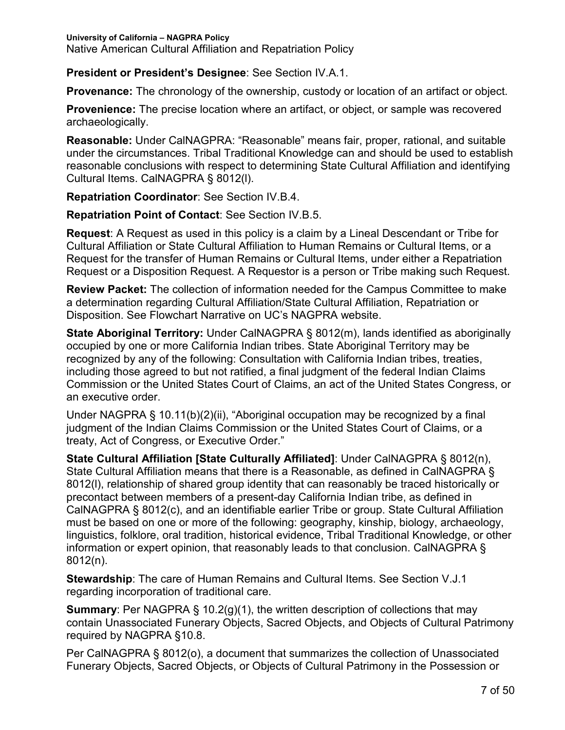**President or President's Designee**: See Section IV.A.1.

**Provenance:** The chronology of the ownership, custody or location of an artifact or object.

**Provenience:** The precise location where an artifact, or object, or sample was recovered archaeologically.

**Reasonable:** Under CalNAGPRA: "Reasonable" means fair, proper, rational, and suitable under the circumstances. Tribal Traditional Knowledge can and should be used to establish reasonable conclusions with respect to determining State Cultural Affiliation and identifying Cultural Items. CalNAGPRA § 8012(l).

**Repatriation Coordinator**: See Section IV.B.4.

**Repatriation Point of Contact**: See Section IV.B.5.

**Request**: A Request as used in this policy is a claim by a Lineal Descendant or Tribe for Cultural Affiliation or State Cultural Affiliation to Human Remains or Cultural Items, or a Request for the transfer of Human Remains or Cultural Items, under either a Repatriation Request or a Disposition Request. A Requestor is a person or Tribe making such Request.

**Review Packet:** The collection of information needed for the Campus Committee to make a determination regarding Cultural Affiliation/State Cultural Affiliation, Repatriation or Disposition. See Flowchart Narrative on UC's NAGPRA website.

**State Aboriginal Territory:** Under CalNAGPRA § 8012(m), lands identified as aboriginally occupied by one or more California Indian tribes. State Aboriginal Territory may be recognized by any of the following: Consultation with California Indian tribes, treaties, including those agreed to but not ratified, a final judgment of the federal Indian Claims Commission or the United States Court of Claims, an act of the United States Congress, or an executive order.

Under NAGPRA § 10.11(b)(2)(ii), "Aboriginal occupation may be recognized by a final judgment of the Indian Claims Commission or the United States Court of Claims, or a treaty, Act of Congress, or Executive Order."

**State Cultural Affiliation [State Culturally Affiliated]**: Under CalNAGPRA § 8012(n), State Cultural Affiliation means that there is a Reasonable, as defined in CalNAGPRA § 8012(l), relationship of shared group identity that can reasonably be traced historically or precontact between members of a present-day California Indian tribe, as defined in CalNAGPRA § 8012(c), and an identifiable earlier Tribe or group. State Cultural Affiliation must be based on one or more of the following: geography, kinship, biology, archaeology, linguistics, folklore, oral tradition, historical evidence, Tribal Traditional Knowledge, or other information or expert opinion, that reasonably leads to that conclusion. CalNAGPRA § 8012(n).

**Stewardship**: The care of Human Remains and Cultural Items. See Section V.J.1 regarding incorporation of traditional care.

**Summary**: Per NAGPRA § 10.2(g)(1), the written description of collections that may contain Unassociated Funerary Objects, Sacred Objects, and Objects of Cultural Patrimony required by NAGPRA §10.8.

Per CalNAGPRA § 8012(o), a document that summarizes the collection of Unassociated Funerary Objects, Sacred Objects, or Objects of Cultural Patrimony in the Possession or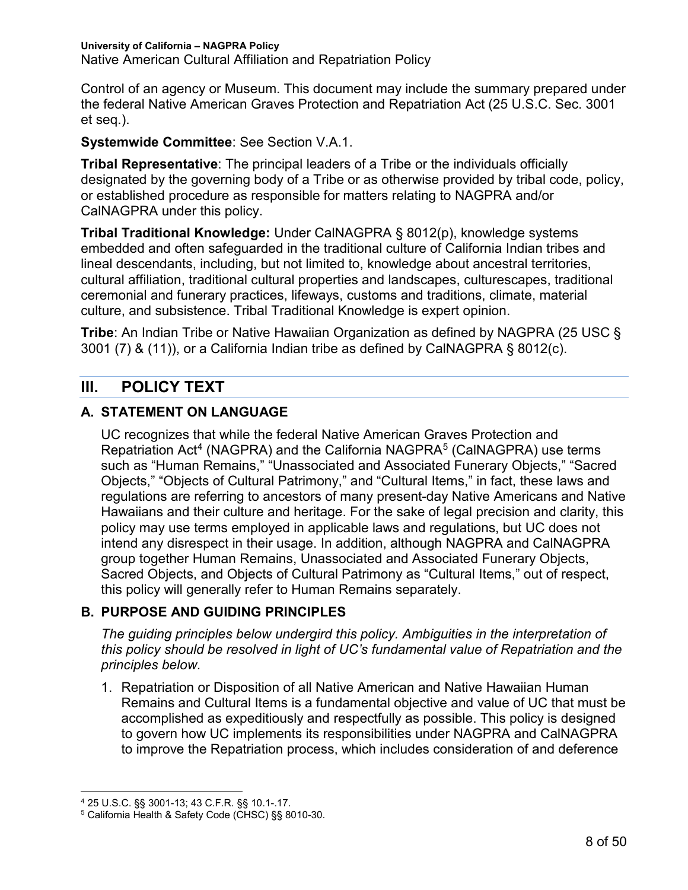Control of an agency or Museum. This document may include the summary prepared under the federal Native American Graves Protection and Repatriation Act (25 U.S.C. Sec. 3001 et seq.).

**Systemwide Committee**: See Section V.A.1.

**Tribal Representative**: The principal leaders of a Tribe or the individuals officially designated by the governing body of a Tribe or as otherwise provided by tribal code, policy, or established procedure as responsible for matters relating to NAGPRA and/or CalNAGPRA under this policy.

**Tribal Traditional Knowledge:** Under CalNAGPRA § 8012(p), knowledge systems embedded and often safeguarded in the traditional culture of California Indian tribes and lineal descendants, including, but not limited to, knowledge about ancestral territories, cultural affiliation, traditional cultural properties and landscapes, culturescapes, traditional ceremonial and funerary practices, lifeways, customs and traditions, climate, material culture, and subsistence. Tribal Traditional Knowledge is expert opinion.

**Tribe**: An Indian Tribe or Native Hawaiian Organization as defined by NAGPRA (25 USC § 3001 (7) & (11)), or a California Indian tribe as defined by CalNAGPRA § 8012(c).

## III. POLICY TEXT

### A. STATEMENT ON LANGUAGE

UC recognizes that while the federal Native American Graves Protection and Repatriation Act[4] (NAGPRA) and the California NAGPRA[5] (CalNAGPRA) use terms such as "Human Remains," "Unassociated and Associated Funerary Objects," "Sacred Objects," "Objects of Cultural Patrimony," and "Cultural Items," in fact, these laws and regulations are referring to ancestors of many present-day Native Americans and Native Hawaiians and their culture and heritage. For the sake of legal precision and clarity, this policy may use terms employed in applicable laws and regulations, but UC does not intend any disrespect in their usage. In addition, although NAGPRA and CalNAGPRA group together Human Remains, Unassociated and Associated Funerary Objects, Sacred Objects, and Objects of Cultural Patrimony as "Cultural Items," out of respect, this policy will generally refer to Human Remains separately.

### B. PURPOSE AND GUIDING PRINCIPLES

*The guiding principles below undergird this policy. Ambiguities in the interpretation of this policy should be resolved in light of UC's fundamental value of Repatriation and the principles below.*

1. Repatriation or Disposition of all Native American and Native Hawaiian Human Remains and Cultural Items is a fundamental objective and value of UC that must be accomplished as expeditiously and respectfully as possible. This policy is designed to govern how UC implements its responsibilities under NAGPRA and CalNAGPRA to improve the Repatriation process, which includes consideration of and deference

---

[4] 25 U.S.C. §§ 3001-13; 43 C.F.R. §§ 10.1-.17.

[5] California Health & Safety Code (CHSC) §§ 8010-30.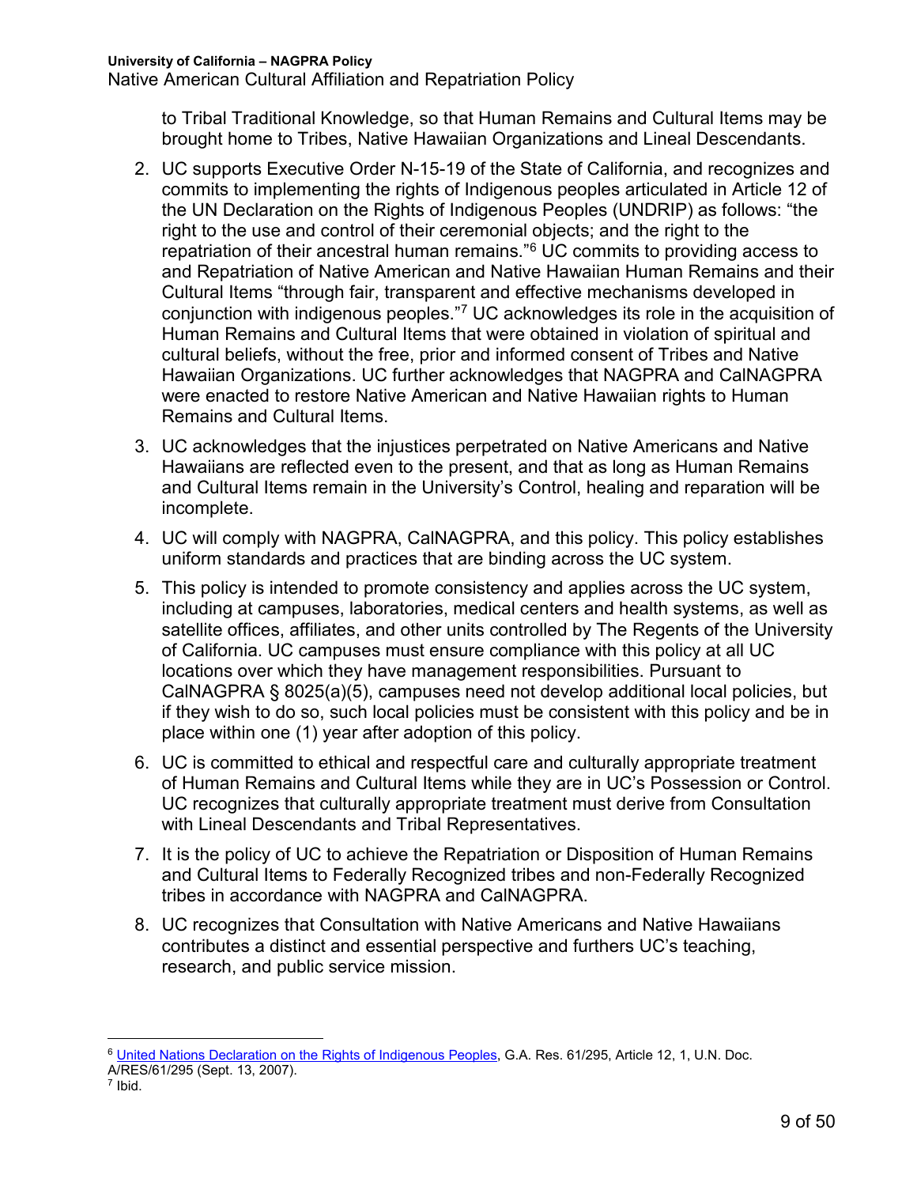to Tribal Traditional Knowledge, so that Human Remains and Cultural Items may be brought home to Tribes, Native Hawaiian Organizations and Lineal Descendants.

2. UC supports Executive Order N-15-19 of the State of California, and recognizes and commits to implementing the rights of Indigenous peoples articulated in Article 12 of the UN Declaration on the Rights of Indigenous Peoples (UNDRIP) as follows: "the right to the use and control of their ceremonial objects; and the right to the repatriation of their ancestral human remains."[6] UC commits to providing access to and Repatriation of Native American and Native Hawaiian Human Remains and their Cultural Items "through fair, transparent and effective mechanisms developed in conjunction with indigenous peoples."[7] UC acknowledges its role in the acquisition of Human Remains and Cultural Items that were obtained in violation of spiritual and cultural beliefs, without the free, prior and informed consent of Tribes and Native Hawaiian Organizations. UC further acknowledges that NAGPRA and CalNAGPRA were enacted to restore Native American and Native Hawaiian rights to Human Remains and Cultural Items.

3. UC acknowledges that the injustices perpetrated on Native Americans and Native Hawaiians are reflected even to the present, and that as long as Human Remains and Cultural Items remain in the University's Control, healing and reparation will be incomplete.

4. UC will comply with NAGPRA, CalNAGPRA, and this policy. This policy establishes uniform standards and practices that are binding across the UC system.

5. This policy is intended to promote consistency and applies across the UC system, including at campuses, laboratories, medical centers and health systems, as well as satellite offices, affiliates, and other units controlled by The Regents of the University of California. UC campuses must ensure compliance with this policy at all UC locations over which they have management responsibilities. Pursuant to CalNAGPRA § 8025(a)(5), campuses need not develop additional local policies, but if they wish to do so, such local policies must be consistent with this policy and be in place within one (1) year after adoption of this policy.

6. UC is committed to ethical and respectful care and culturally appropriate treatment of Human Remains and Cultural Items while they are in UC's Possession or Control. UC recognizes that culturally appropriate treatment must derive from Consultation with Lineal Descendants and Tribal Representatives.

7. It is the policy of UC to achieve the Repatriation or Disposition of Human Remains and Cultural Items to Federally Recognized tribes and non-Federally Recognized tribes in accordance with NAGPRA and CalNAGPRA.

8. UC recognizes that Consultation with Native Americans and Native Hawaiians contributes a distinct and essential perspective and furthers UC's teaching, research, and public service mission.

---

[6] United Nations Declaration on the Rights of Indigenous Peoples, G.A. Res. 61/295, Article 12, 1, U.N. Doc. A/RES/61/295 (Sept. 13, 2007).

[7] Ibid.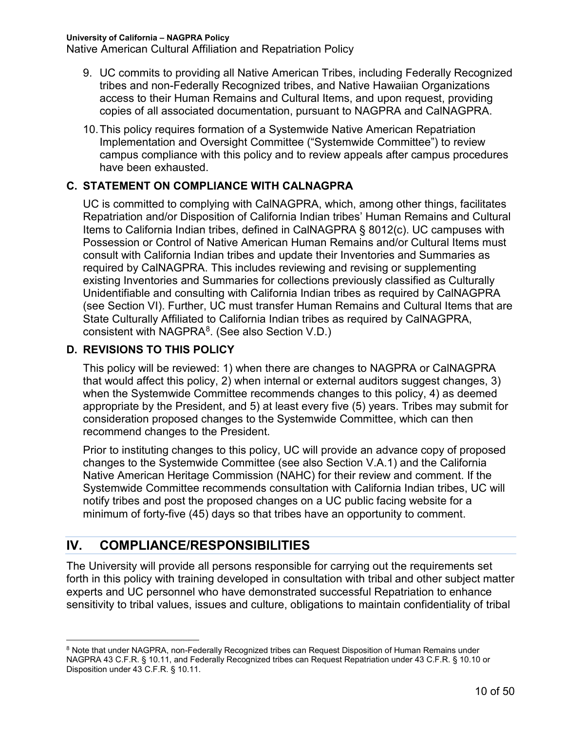9. UC commits to providing all Native American Tribes, including Federally Recognized tribes and non-Federally Recognized tribes, and Native Hawaiian Organizations access to their Human Remains and Cultural Items, and upon request, providing copies of all associated documentation, pursuant to NAGPRA and CalNAGPRA.

10. This policy requires formation of a Systemwide Native American Repatriation Implementation and Oversight Committee ("Systemwide Committee") to review campus compliance with this policy and to review appeals after campus procedures have been exhausted.

### C. STATEMENT ON COMPLIANCE WITH CALNAGPRA

UC is committed to complying with CalNAGPRA, which, among other things, facilitates Repatriation and/or Disposition of California Indian tribes' Human Remains and Cultural Items to California Indian tribes, defined in CalNAGPRA § 8012(c). UC campuses with Possession or Control of Native American Human Remains and/or Cultural Items must consult with California Indian tribes and update their Inventories and Summaries as required by CalNAGPRA. This includes reviewing and revising or supplementing existing Inventories and Summaries for collections previously classified as Culturally Unidentifiable and consulting with California Indian tribes as required by CalNAGPRA (see Section VI). Further, UC must transfer Human Remains and Cultural Items that are State Culturally Affiliated to California Indian tribes as required by CalNAGPRA, consistent with NAGPRA[8]. (See also Section V.D.)

### D. REVISIONS TO THIS POLICY

This policy will be reviewed: 1) when there are changes to NAGPRA or CalNAGPRA that would affect this policy, 2) when internal or external auditors suggest changes, 3) when the Systemwide Committee recommends changes to this policy, 4) as deemed appropriate by the President, and 5) at least every five (5) years. Tribes may submit for consideration proposed changes to the Systemwide Committee, which can then recommend changes to the President.

Prior to instituting changes to this policy, UC will provide an advance copy of proposed changes to the Systemwide Committee (see also Section V.A.1) and the California Native American Heritage Commission (NAHC) for their review and comment. If the Systemwide Committee recommends consultation with California Indian tribes, UC will notify tribes and post the proposed changes on a UC public facing website for a minimum of forty-five (45) days so that tribes have an opportunity to comment.

## IV. COMPLIANCE/RESPONSIBILITIES

The University will provide all persons responsible for carrying out the requirements set forth in this policy with training developed in consultation with tribal and other subject matter experts and UC personnel who have demonstrated successful Repatriation to enhance sensitivity to tribal values, issues and culture, obligations to maintain confidentiality of tribal

---

[8] Note that under NAGPRA, non-Federally Recognized tribes can Request Disposition of Human Remains under NAGPRA 43 C.F.R. § 10.11, and Federally Recognized tribes can Request Repatriation under 43 C.F.R. § 10.10 or Disposition under 43 C.F.R. § 10.11.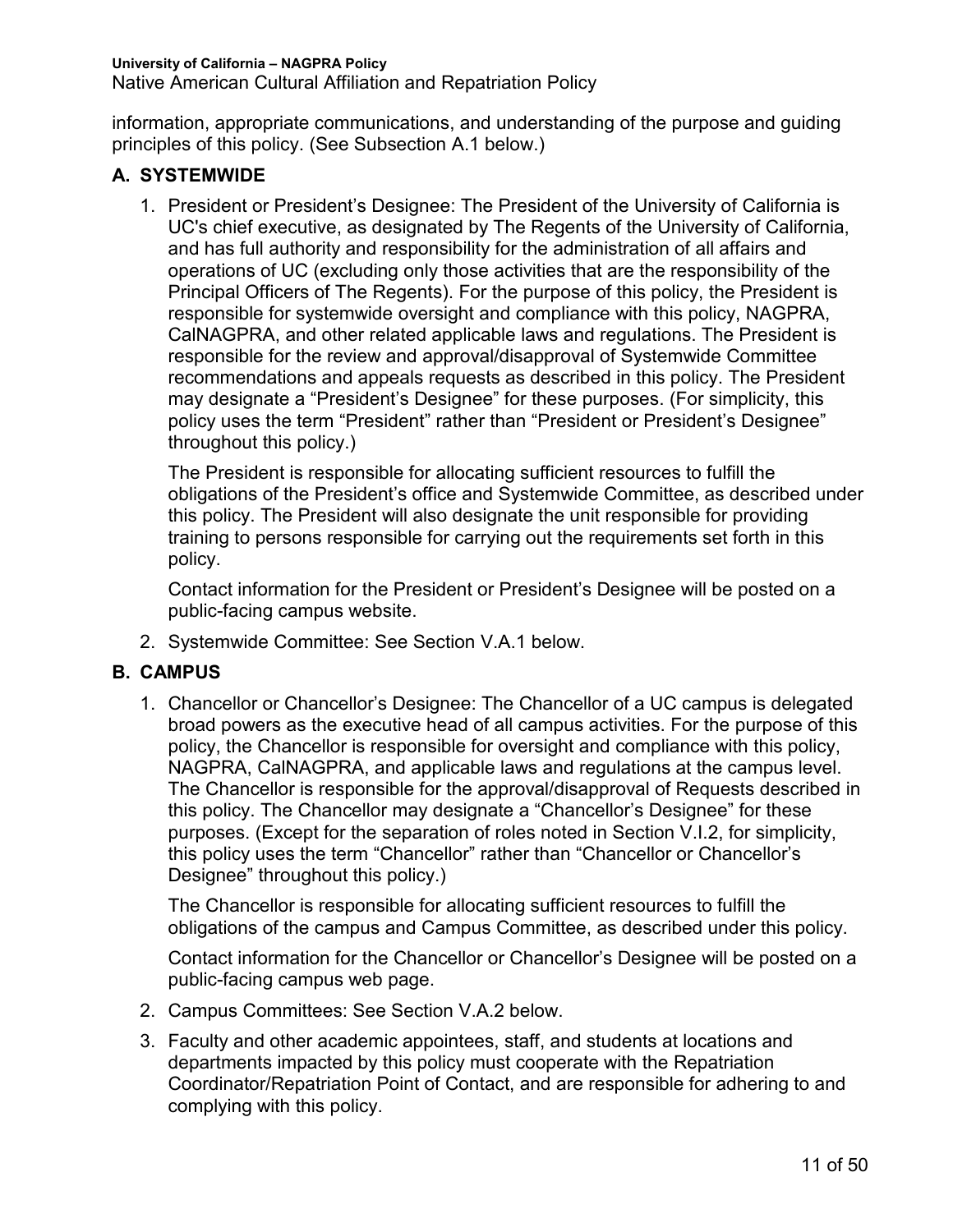information, appropriate communications, and understanding of the purpose and guiding principles of this policy. (See Subsection A.1 below.)

## A. SYSTEMWIDE

1. President or President's Designee: The President of the University of California is UC's chief executive, as designated by The Regents of the University of California, and has full authority and responsibility for the administration of all affairs and operations of UC (excluding only those activities that are the responsibility of the Principal Officers of The Regents). For the purpose of this policy, the President is responsible for systemwide oversight and compliance with this policy, NAGPRA, CalNAGPRA, and other related applicable laws and regulations. The President is responsible for the review and approval/disapproval of Systemwide Committee recommendations and appeals requests as described in this policy. The President may designate a "President's Designee" for these purposes. (For simplicity, this policy uses the term "President" rather than "President or President's Designee" throughout this policy.)

   The President is responsible for allocating sufficient resources to fulfill the obligations of the President's office and Systemwide Committee, as described under this policy. The President will also designate the unit responsible for providing training to persons responsible for carrying out the requirements set forth in this policy.

   Contact information for the President or President's Designee will be posted on a public-facing campus website.

2. Systemwide Committee: See Section V.A.1 below.

## B. CAMPUS

1. Chancellor or Chancellor's Designee: The Chancellor of a UC campus is delegated broad powers as the executive head of all campus activities. For the purpose of this policy, the Chancellor is responsible for oversight and compliance with this policy, NAGPRA, CalNAGPRA, and applicable laws and regulations at the campus level. The Chancellor is responsible for the approval/disapproval of Requests described in this policy. The Chancellor may designate a "Chancellor's Designee" for these purposes. (Except for the separation of roles noted in Section V.I.2, for simplicity, this policy uses the term "Chancellor" rather than "Chancellor or Chancellor's Designee" throughout this policy.)

   The Chancellor is responsible for allocating sufficient resources to fulfill the obligations of the campus and Campus Committee, as described under this policy.

   Contact information for the Chancellor or Chancellor's Designee will be posted on a public-facing campus web page.

2. Campus Committees: See Section V.A.2 below.

3. Faculty and other academic appointees, staff, and students at locations and departments impacted by this policy must cooperate with the Repatriation Coordinator/Repatriation Point of Contact, and are responsible for adhering to and complying with this policy.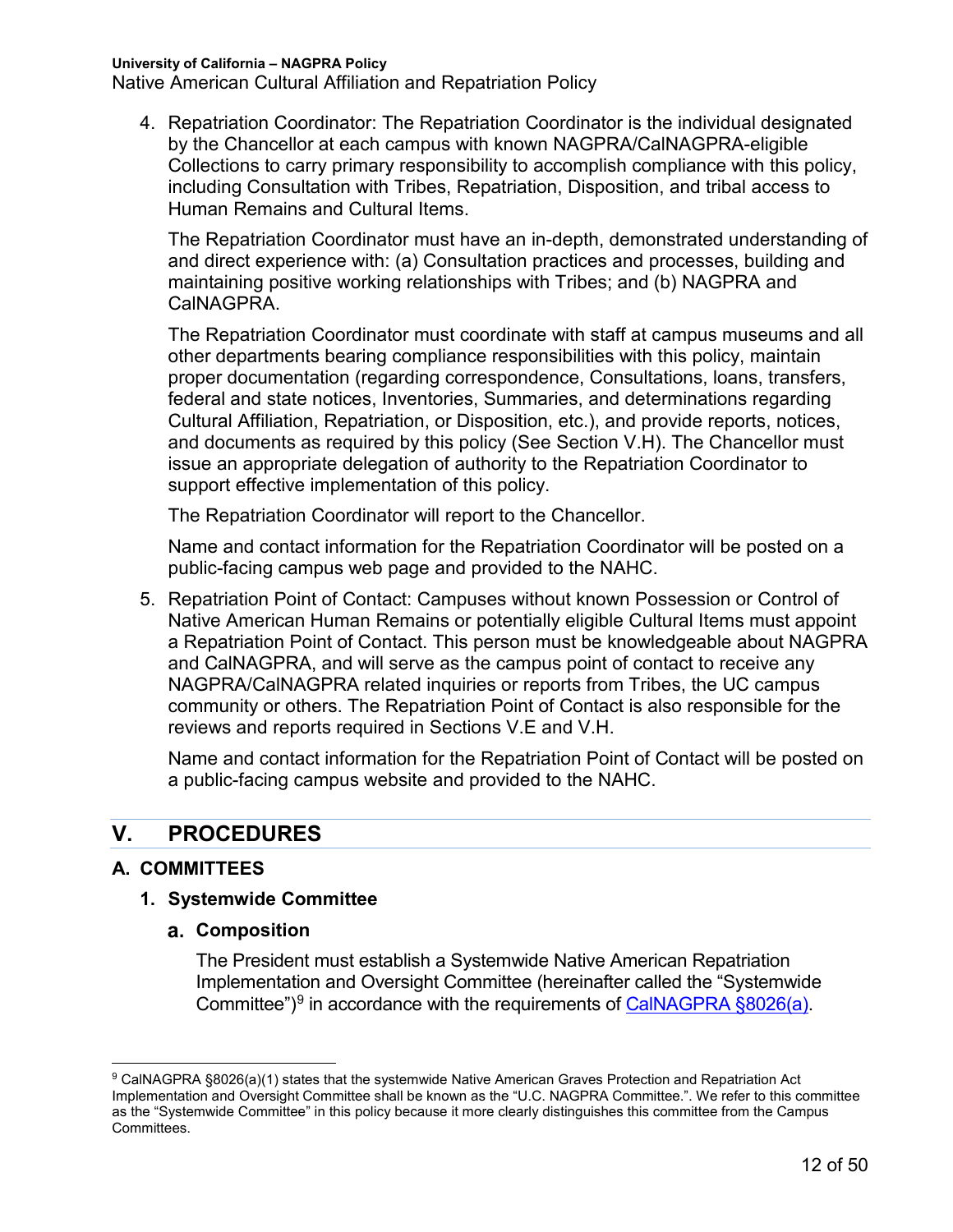4. Repatriation Coordinator: The Repatriation Coordinator is the individual designated by the Chancellor at each campus with known NAGPRA/CalNAGPRA-eligible Collections to carry primary responsibility to accomplish compliance with this policy, including Consultation with Tribes, Repatriation, Disposition, and tribal access to Human Remains and Cultural Items.

   The Repatriation Coordinator must have an in-depth, demonstrated understanding of and direct experience with: (a) Consultation practices and processes, building and maintaining positive working relationships with Tribes; and (b) NAGPRA and CalNAGPRA.

   The Repatriation Coordinator must coordinate with staff at campus museums and all other departments bearing compliance responsibilities with this policy, maintain proper documentation (regarding correspondence, Consultations, loans, transfers, federal and state notices, Inventories, Summaries, and determinations regarding Cultural Affiliation, Repatriation, or Disposition, etc.), and provide reports, notices, and documents as required by this policy (See Section V.H). The Chancellor must issue an appropriate delegation of authority to the Repatriation Coordinator to support effective implementation of this policy.

   The Repatriation Coordinator will report to the Chancellor.

   Name and contact information for the Repatriation Coordinator will be posted on a public-facing campus web page and provided to the NAHC.

5. Repatriation Point of Contact: Campuses without known Possession or Control of Native American Human Remains or potentially eligible Cultural Items must appoint a Repatriation Point of Contact. This person must be knowledgeable about NAGPRA and CalNAGPRA, and will serve as the campus point of contact to receive any NAGPRA/CalNAGPRA related inquiries or reports from Tribes, the UC campus community or others. The Repatriation Point of Contact is also responsible for the reviews and reports required in Sections V.E and V.H.

   Name and contact information for the Repatriation Point of Contact will be posted on a public-facing campus website and provided to the NAHC.

## V. PROCEDURES

### A. COMMITTEES

#### 1. Systemwide Committee

##### a. Composition

The President must establish a Systemwide Native American Repatriation Implementation and Oversight Committee (hereinafter called the "Systemwide Committee")[9] in accordance with the requirements of CalNAGPRA §8026(a).

---

[9] CalNAGPRA §8026(a)(1) states that the systemwide Native American Graves Protection and Repatriation Act Implementation and Oversight Committee shall be known as the "U.C. NAGPRA Committee.". We refer to this committee as the "Systemwide Committee" in this policy because it more clearly distinguishes this committee from the Campus Committees.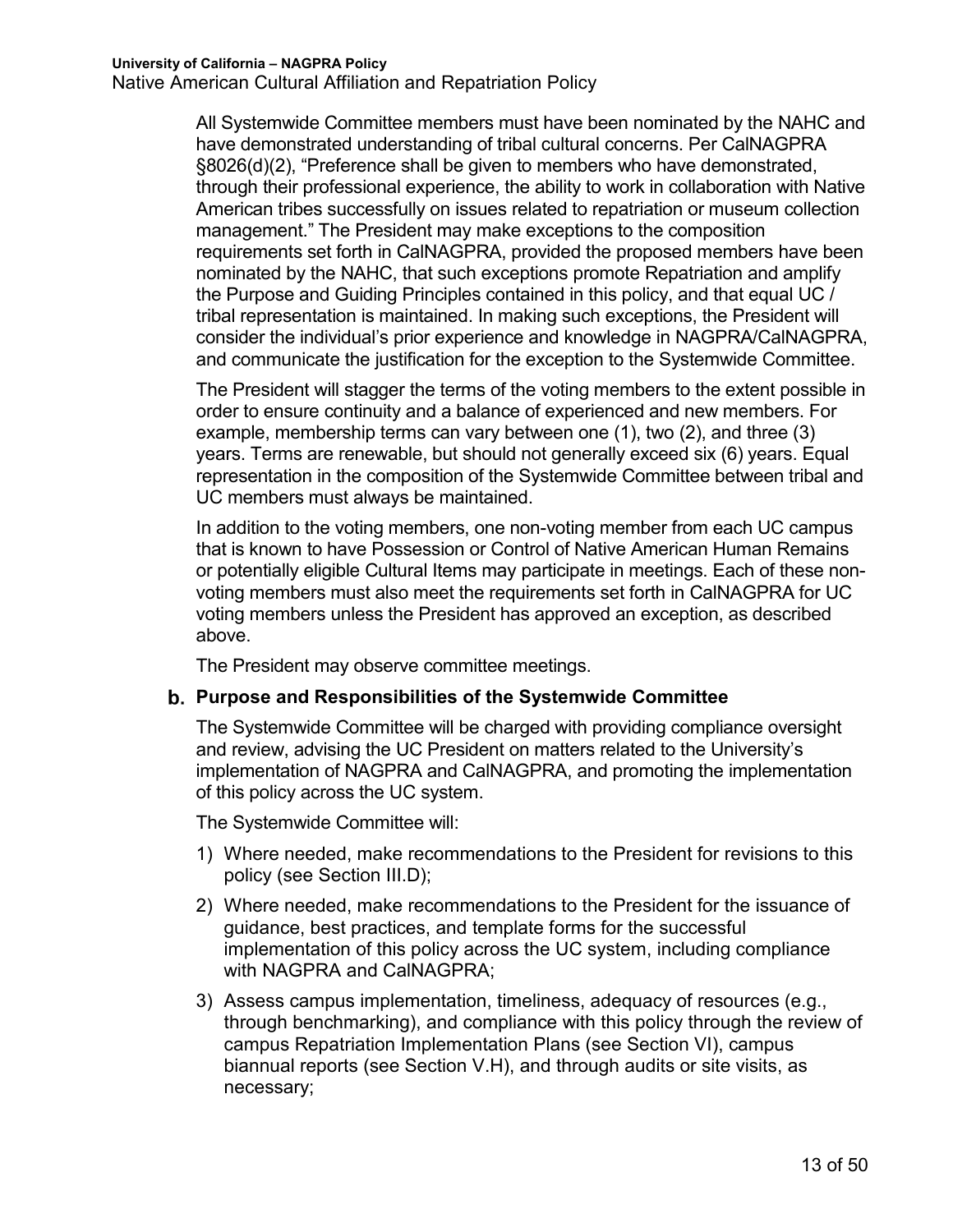All Systemwide Committee members must have been nominated by the NAHC and have demonstrated understanding of tribal cultural concerns. Per CalNAGPRA §8026(d)(2), "Preference shall be given to members who have demonstrated, through their professional experience, the ability to work in collaboration with Native American tribes successfully on issues related to repatriation or museum collection management." The President may make exceptions to the composition requirements set forth in CalNAGPRA, provided the proposed members have been nominated by the NAHC, that such exceptions promote Repatriation and amplify the Purpose and Guiding Principles contained in this policy, and that equal UC / tribal representation is maintained. In making such exceptions, the President will consider the individual's prior experience and knowledge in NAGPRA/CalNAGPRA, and communicate the justification for the exception to the Systemwide Committee.

The President will stagger the terms of the voting members to the extent possible in order to ensure continuity and a balance of experienced and new members. For example, membership terms can vary between one (1), two (2), and three (3) years. Terms are renewable, but should not generally exceed six (6) years. Equal representation in the composition of the Systemwide Committee between tribal and UC members must always be maintained.

In addition to the voting members, one non-voting member from each UC campus that is known to have Possession or Control of Native American Human Remains or potentially eligible Cultural Items may participate in meetings. Each of these non-voting members must also meet the requirements set forth in CalNAGPRA for UC voting members unless the President has approved an exception, as described above.

The President may observe committee meetings.

**b. Purpose and Responsibilities of the Systemwide Committee**

The Systemwide Committee will be charged with providing compliance oversight and review, advising the UC President on matters related to the University's implementation of NAGPRA and CalNAGPRA, and promoting the implementation of this policy across the UC system.

The Systemwide Committee will:

1) Where needed, make recommendations to the President for revisions to this policy (see Section III.D);
2) Where needed, make recommendations to the President for the issuance of guidance, best practices, and template forms for the successful implementation of this policy across the UC system, including compliance with NAGPRA and CalNAGPRA;
3) Assess campus implementation, timeliness, adequacy of resources (e.g., through benchmarking), and compliance with this policy through the review of campus Repatriation Implementation Plans (see Section VI), campus biannual reports (see Section V.H), and through audits or site visits, as necessary;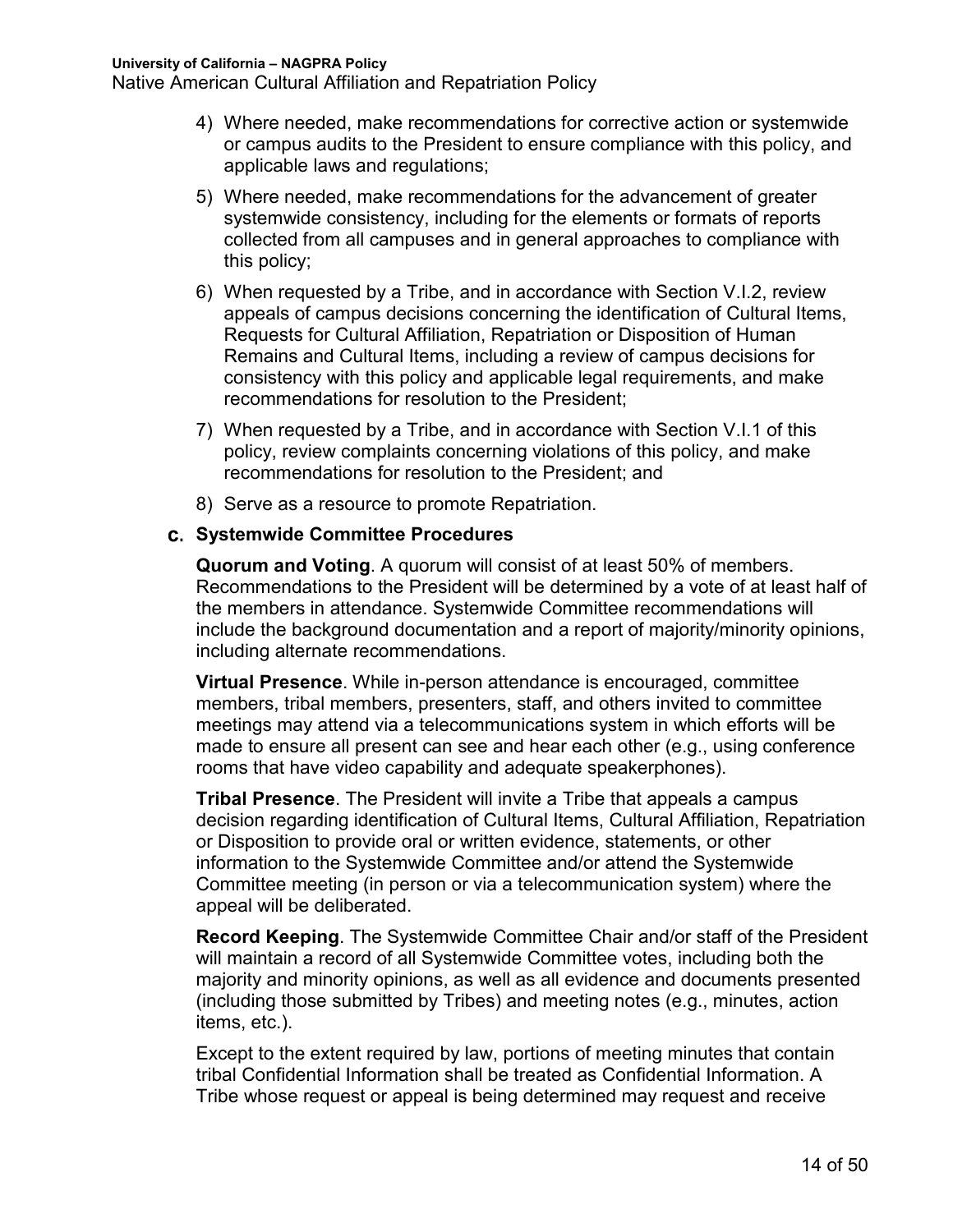4) Where needed, make recommendations for corrective action or systemwide or campus audits to the President to ensure compliance with this policy, and applicable laws and regulations;
5) Where needed, make recommendations for the advancement of greater systemwide consistency, including for the elements or formats of reports collected from all campuses and in general approaches to compliance with this policy;
6) When requested by a Tribe, and in accordance with Section V.I.2, review appeals of campus decisions concerning the identification of Cultural Items, Requests for Cultural Affiliation, Repatriation or Disposition of Human Remains and Cultural Items, including a review of campus decisions for consistency with this policy and applicable legal requirements, and make recommendations for resolution to the President;
7) When requested by a Tribe, and in accordance with Section V.I.1 of this policy, review complaints concerning violations of this policy, and make recommendations for resolution to the President; and
8) Serve as a resource to promote Repatriation.

### c. Systemwide Committee Procedures

**Quorum and Voting**. A quorum will consist of at least 50% of members. Recommendations to the President will be determined by a vote of at least half of the members in attendance. Systemwide Committee recommendations will include the background documentation and a report of majority/minority opinions, including alternate recommendations.

**Virtual Presence**. While in-person attendance is encouraged, committee members, tribal members, presenters, staff, and others invited to committee meetings may attend via a telecommunications system in which efforts will be made to ensure all present can see and hear each other (e.g., using conference rooms that have video capability and adequate speakerphones).

**Tribal Presence**. The President will invite a Tribe that appeals a campus decision regarding identification of Cultural Items, Cultural Affiliation, Repatriation or Disposition to provide oral or written evidence, statements, or other information to the Systemwide Committee and/or attend the Systemwide Committee meeting (in person or via a telecommunication system) where the appeal will be deliberated.

**Record Keeping**. The Systemwide Committee Chair and/or staff of the President will maintain a record of all Systemwide Committee votes, including both the majority and minority opinions, as well as all evidence and documents presented (including those submitted by Tribes) and meeting notes (e.g., minutes, action items, etc.).

Except to the extent required by law, portions of meeting minutes that contain tribal Confidential Information shall be treated as Confidential Information. A Tribe whose request or appeal is being determined may request and receive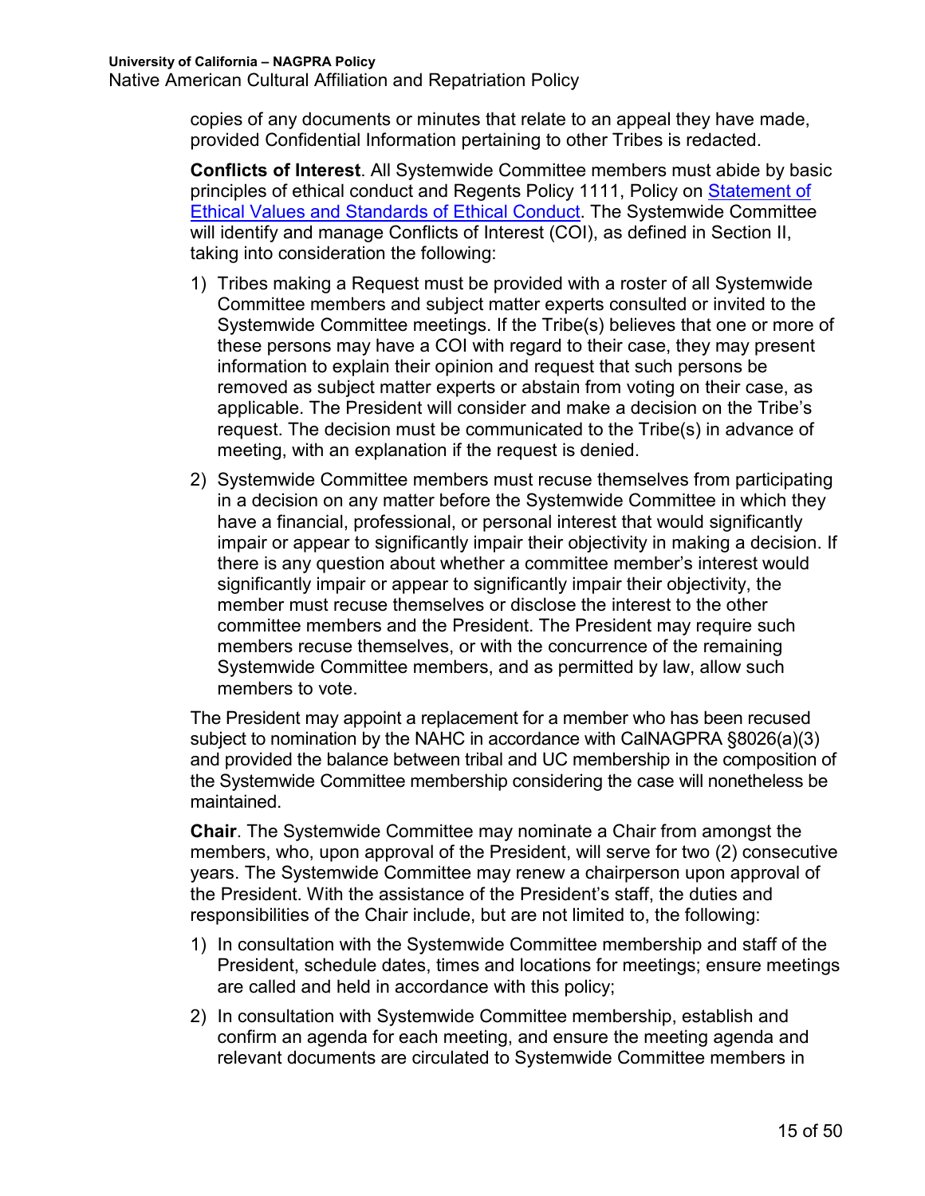copies of any documents or minutes that relate to an appeal they have made, provided Confidential Information pertaining to other Tribes is redacted.

**Conflicts of Interest**. All Systemwide Committee members must abide by basic principles of ethical conduct and Regents Policy 1111, Policy on [Statement of Ethical Values and Standards of Ethical Conduct](). The Systemwide Committee will identify and manage Conflicts of Interest (COI), as defined in Section II, taking into consideration the following:

1) Tribes making a Request must be provided with a roster of all Systemwide Committee members and subject matter experts consulted or invited to the Systemwide Committee meetings. If the Tribe(s) believes that one or more of these persons may have a COI with regard to their case, they may present information to explain their opinion and request that such persons be removed as subject matter experts or abstain from voting on their case, as applicable. The President will consider and make a decision on the Tribe's request. The decision must be communicated to the Tribe(s) in advance of meeting, with an explanation if the request is denied.
2) Systemwide Committee members must recuse themselves from participating in a decision on any matter before the Systemwide Committee in which they have a financial, professional, or personal interest that would significantly impair or appear to significantly impair their objectivity in making a decision. If there is any question about whether a committee member's interest would significantly impair or appear to significantly impair their objectivity, the member must recuse themselves or disclose the interest to the other committee members and the President. The President may require such members recuse themselves, or with the concurrence of the remaining Systemwide Committee members, and as permitted by law, allow such members to vote.

The President may appoint a replacement for a member who has been recused subject to nomination by the NAHC in accordance with CalNAGPRA §8026(a)(3) and provided the balance between tribal and UC membership in the composition of the Systemwide Committee membership considering the case will nonetheless be maintained.

**Chair**. The Systemwide Committee may nominate a Chair from amongst the members, who, upon approval of the President, will serve for two (2) consecutive years. The Systemwide Committee may renew a chairperson upon approval of the President. With the assistance of the President's staff, the duties and responsibilities of the Chair include, but are not limited to, the following:

1) In consultation with the Systemwide Committee membership and staff of the President, schedule dates, times and locations for meetings; ensure meetings are called and held in accordance with this policy;
2) In consultation with Systemwide Committee membership, establish and confirm an agenda for each meeting, and ensure the meeting agenda and relevant documents are circulated to Systemwide Committee members in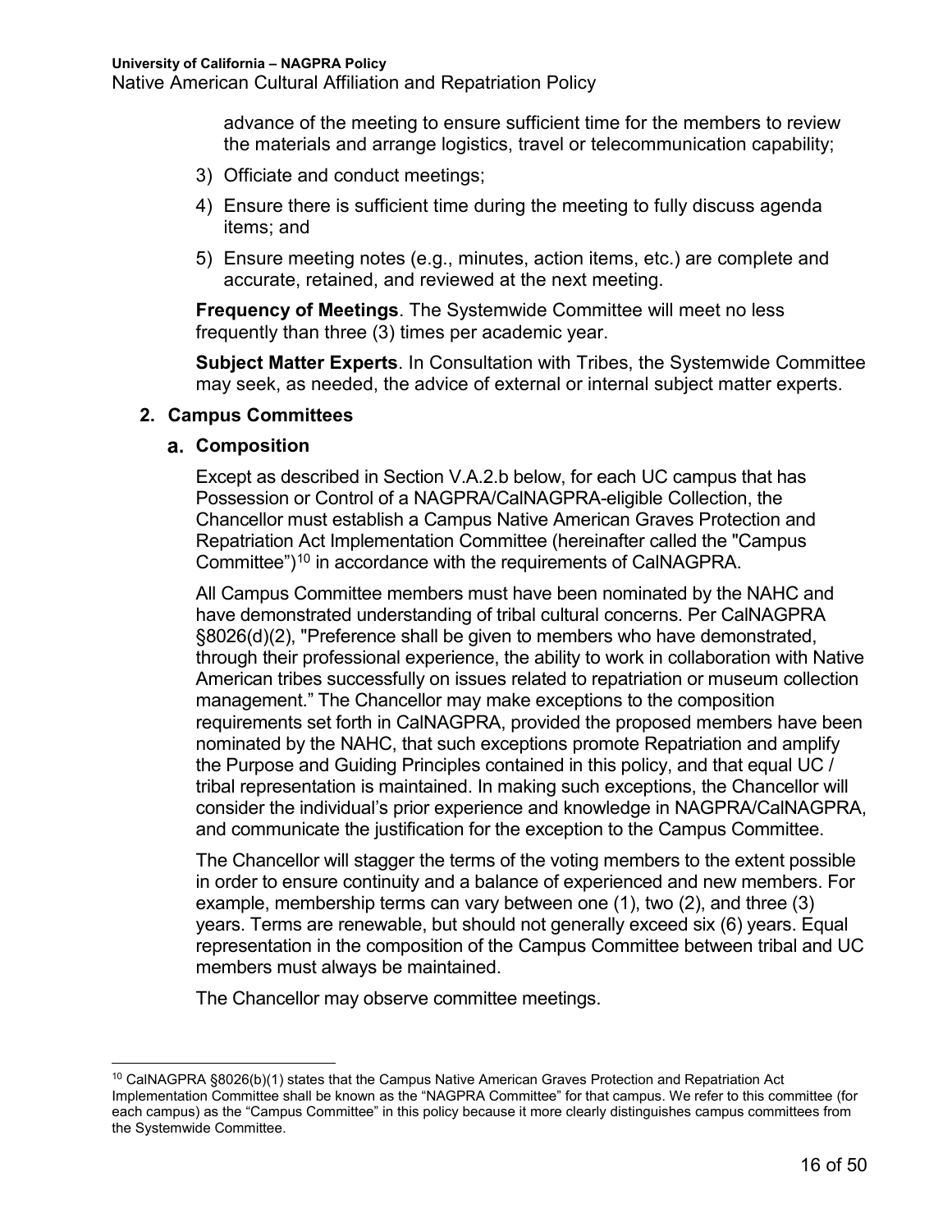advance of the meeting to ensure sufficient time for the members to review the materials and arrange logistics, travel or telecommunication capability;

3) Officiate and conduct meetings;
4) Ensure there is sufficient time during the meeting to fully discuss agenda items; and
5) Ensure meeting notes (e.g., minutes, action items, etc.) are complete and accurate, retained, and reviewed at the next meeting.

**Frequency of Meetings**. The Systemwide Committee will meet no less frequently than three (3) times per academic year.

**Subject Matter Experts**. In Consultation with Tribes, the Systemwide Committee may seek, as needed, the advice of external or internal subject matter experts.

### 2. Campus Committees

#### a. Composition

Except as described in Section V.A.2.b below, for each UC campus that has Possession or Control of a NAGPRA/CalNAGPRA-eligible Collection, the Chancellor must establish a Campus Native American Graves Protection and Repatriation Act Implementation Committee (hereinafter called the "Campus Committee")[10] in accordance with the requirements of CalNAGPRA.

All Campus Committee members must have been nominated by the NAHC and have demonstrated understanding of tribal cultural concerns. Per CalNAGPRA §8026(d)(2), "Preference shall be given to members who have demonstrated, through their professional experience, the ability to work in collaboration with Native American tribes successfully on issues related to repatriation or museum collection management." The Chancellor may make exceptions to the composition requirements set forth in CalNAGPRA, provided the proposed members have been nominated by the NAHC, that such exceptions promote Repatriation and amplify the Purpose and Guiding Principles contained in this policy, and that equal UC / tribal representation is maintained. In making such exceptions, the Chancellor will consider the individual's prior experience and knowledge in NAGPRA/CalNAGPRA, and communicate the justification for the exception to the Campus Committee.

The Chancellor will stagger the terms of the voting members to the extent possible in order to ensure continuity and a balance of experienced and new members. For example, membership terms can vary between one (1), two (2), and three (3) years. Terms are renewable, but should not generally exceed six (6) years. Equal representation in the composition of the Campus Committee between tribal and UC members must always be maintained.

The Chancellor may observe committee meetings.

[10] CalNAGPRA §8026(b)(1) states that the Campus Native American Graves Protection and Repatriation Act Implementation Committee shall be known as the "NAGPRA Committee" for that campus. We refer to this committee (for each campus) as the "Campus Committee" in this policy because it more clearly distinguishes campus committees from the Systemwide Committee.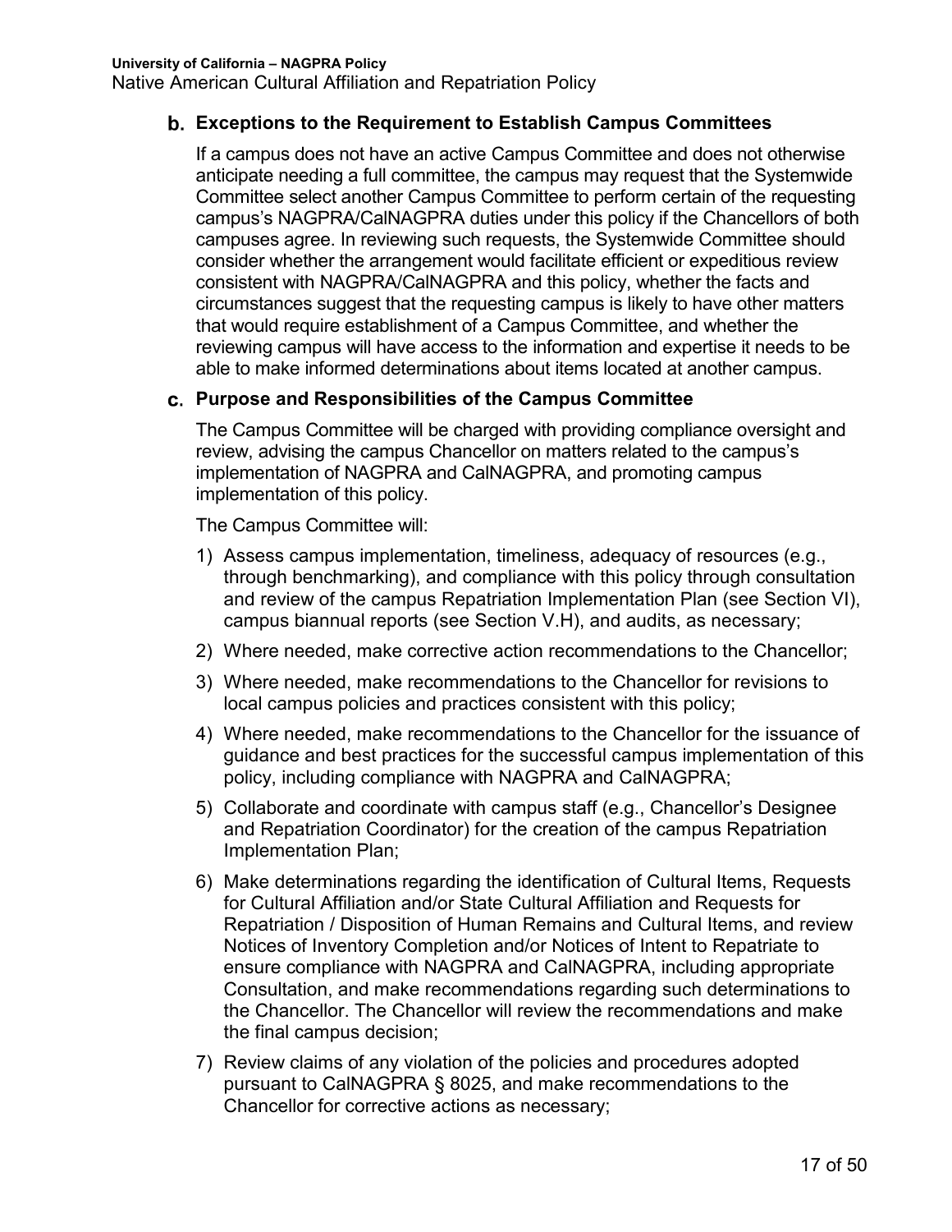### b. Exceptions to the Requirement to Establish Campus Committees

If a campus does not have an active Campus Committee and does not otherwise anticipate needing a full committee, the campus may request that the Systemwide Committee select another Campus Committee to perform certain of the requesting campus's NAGPRA/CalNAGPRA duties under this policy if the Chancellors of both campuses agree. In reviewing such requests, the Systemwide Committee should consider whether the arrangement would facilitate efficient or expeditious review consistent with NAGPRA/CalNAGPRA and this policy, whether the facts and circumstances suggest that the requesting campus is likely to have other matters that would require establishment of a Campus Committee, and whether the reviewing campus will have access to the information and expertise it needs to be able to make informed determinations about items located at another campus.

### c. Purpose and Responsibilities of the Campus Committee

The Campus Committee will be charged with providing compliance oversight and review, advising the campus Chancellor on matters related to the campus's implementation of NAGPRA and CalNAGPRA, and promoting campus implementation of this policy.

The Campus Committee will:

1) Assess campus implementation, timeliness, adequacy of resources (e.g., through benchmarking), and compliance with this policy through consultation and review of the campus Repatriation Implementation Plan (see Section VI), campus biannual reports (see Section V.H), and audits, as necessary;
2) Where needed, make corrective action recommendations to the Chancellor;
3) Where needed, make recommendations to the Chancellor for revisions to local campus policies and practices consistent with this policy;
4) Where needed, make recommendations to the Chancellor for the issuance of guidance and best practices for the successful campus implementation of this policy, including compliance with NAGPRA and CalNAGPRA;
5) Collaborate and coordinate with campus staff (e.g., Chancellor's Designee and Repatriation Coordinator) for the creation of the campus Repatriation Implementation Plan;
6) Make determinations regarding the identification of Cultural Items, Requests for Cultural Affiliation and/or State Cultural Affiliation and Requests for Repatriation / Disposition of Human Remains and Cultural Items, and review Notices of Inventory Completion and/or Notices of Intent to Repatriate to ensure compliance with NAGPRA and CalNAGPRA, including appropriate Consultation, and make recommendations regarding such determinations to the Chancellor. The Chancellor will review the recommendations and make the final campus decision;
7) Review claims of any violation of the policies and procedures adopted pursuant to CalNAGPRA § 8025, and make recommendations to the Chancellor for corrective actions as necessary;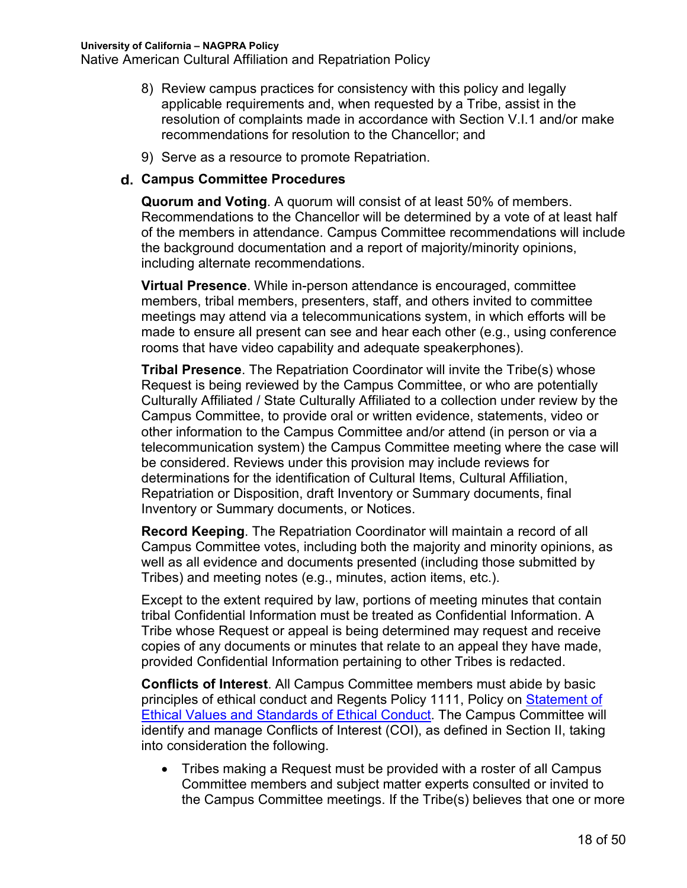8) Review campus practices for consistency with this policy and legally applicable requirements and, when requested by a Tribe, assist in the resolution of complaints made in accordance with Section V.I.1 and/or make recommendations for resolution to the Chancellor; and

9) Serve as a resource to promote Repatriation.

### d. Campus Committee Procedures

**Quorum and Voting**. A quorum will consist of at least 50% of members. Recommendations to the Chancellor will be determined by a vote of at least half of the members in attendance. Campus Committee recommendations will include the background documentation and a report of majority/minority opinions, including alternate recommendations.

**Virtual Presence**. While in-person attendance is encouraged, committee members, tribal members, presenters, staff, and others invited to committee meetings may attend via a telecommunications system, in which efforts will be made to ensure all present can see and hear each other (e.g., using conference rooms that have video capability and adequate speakerphones).

**Tribal Presence**. The Repatriation Coordinator will invite the Tribe(s) whose Request is being reviewed by the Campus Committee, or who are potentially Culturally Affiliated / State Culturally Affiliated to a collection under review by the Campus Committee, to provide oral or written evidence, statements, video or other information to the Campus Committee and/or attend (in person or via a telecommunication system) the Campus Committee meeting where the case will be considered. Reviews under this provision may include reviews for determinations for the identification of Cultural Items, Cultural Affiliation, Repatriation or Disposition, draft Inventory or Summary documents, final Inventory or Summary documents, or Notices.

**Record Keeping**. The Repatriation Coordinator will maintain a record of all Campus Committee votes, including both the majority and minority opinions, as well as all evidence and documents presented (including those submitted by Tribes) and meeting notes (e.g., minutes, action items, etc.).

Except to the extent required by law, portions of meeting minutes that contain tribal Confidential Information must be treated as Confidential Information. A Tribe whose Request or appeal is being determined may request and receive copies of any documents or minutes that relate to an appeal they have made, provided Confidential Information pertaining to other Tribes is redacted.

**Conflicts of Interest**. All Campus Committee members must abide by basic principles of ethical conduct and Regents Policy 1111, Policy on [Statement of Ethical Values and Standards of Ethical Conduct](). The Campus Committee will identify and manage Conflicts of Interest (COI), as defined in Section II, taking into consideration the following.

- Tribes making a Request must be provided with a roster of all Campus Committee members and subject matter experts consulted or invited to the Campus Committee meetings. If the Tribe(s) believes that one or more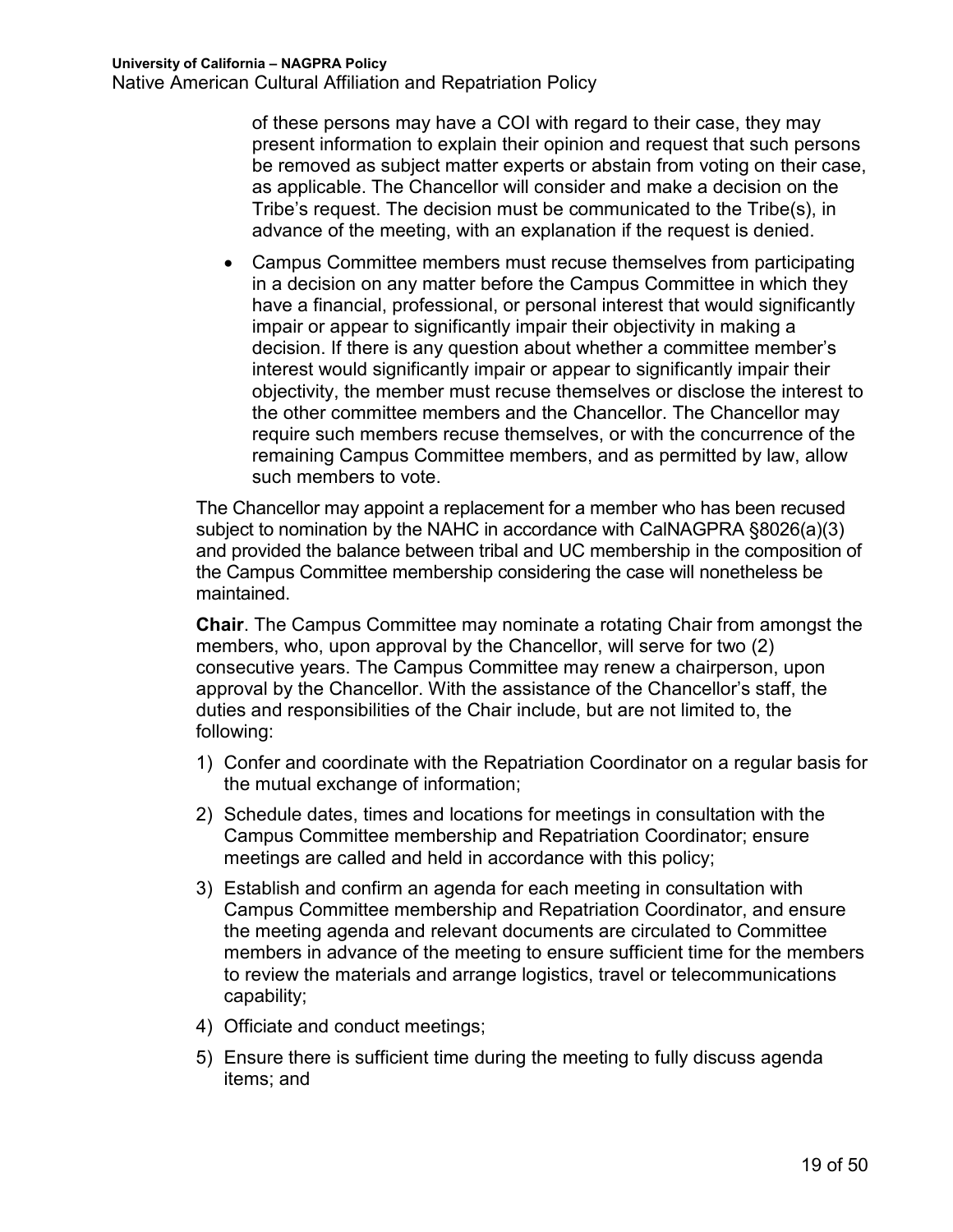of these persons may have a COI with regard to their case, they may present information to explain their opinion and request that such persons be removed as subject matter experts or abstain from voting on their case, as applicable. The Chancellor will consider and make a decision on the Tribe's request. The decision must be communicated to the Tribe(s), in advance of the meeting, with an explanation if the request is denied.

- Campus Committee members must recuse themselves from participating in a decision on any matter before the Campus Committee in which they have a financial, professional, or personal interest that would significantly impair or appear to significantly impair their objectivity in making a decision. If there is any question about whether a committee member's interest would significantly impair or appear to significantly impair their objectivity, the member must recuse themselves or disclose the interest to the other committee members and the Chancellor. The Chancellor may require such members recuse themselves, or with the concurrence of the remaining Campus Committee members, and as permitted by law, allow such members to vote.

The Chancellor may appoint a replacement for a member who has been recused subject to nomination by the NAHC in accordance with CalNAGPRA §8026(a)(3) and provided the balance between tribal and UC membership in the composition of the Campus Committee membership considering the case will nonetheless be maintained.

**Chair**. The Campus Committee may nominate a rotating Chair from amongst the members, who, upon approval by the Chancellor, will serve for two (2) consecutive years. The Campus Committee may renew a chairperson, upon approval by the Chancellor. With the assistance of the Chancellor's staff, the duties and responsibilities of the Chair include, but are not limited to, the following:

1) Confer and coordinate with the Repatriation Coordinator on a regular basis for the mutual exchange of information;
2) Schedule dates, times and locations for meetings in consultation with the Campus Committee membership and Repatriation Coordinator; ensure meetings are called and held in accordance with this policy;
3) Establish and confirm an agenda for each meeting in consultation with Campus Committee membership and Repatriation Coordinator, and ensure the meeting agenda and relevant documents are circulated to Committee members in advance of the meeting to ensure sufficient time for the members to review the materials and arrange logistics, travel or telecommunications capability;
4) Officiate and conduct meetings;
5) Ensure there is sufficient time during the meeting to fully discuss agenda items; and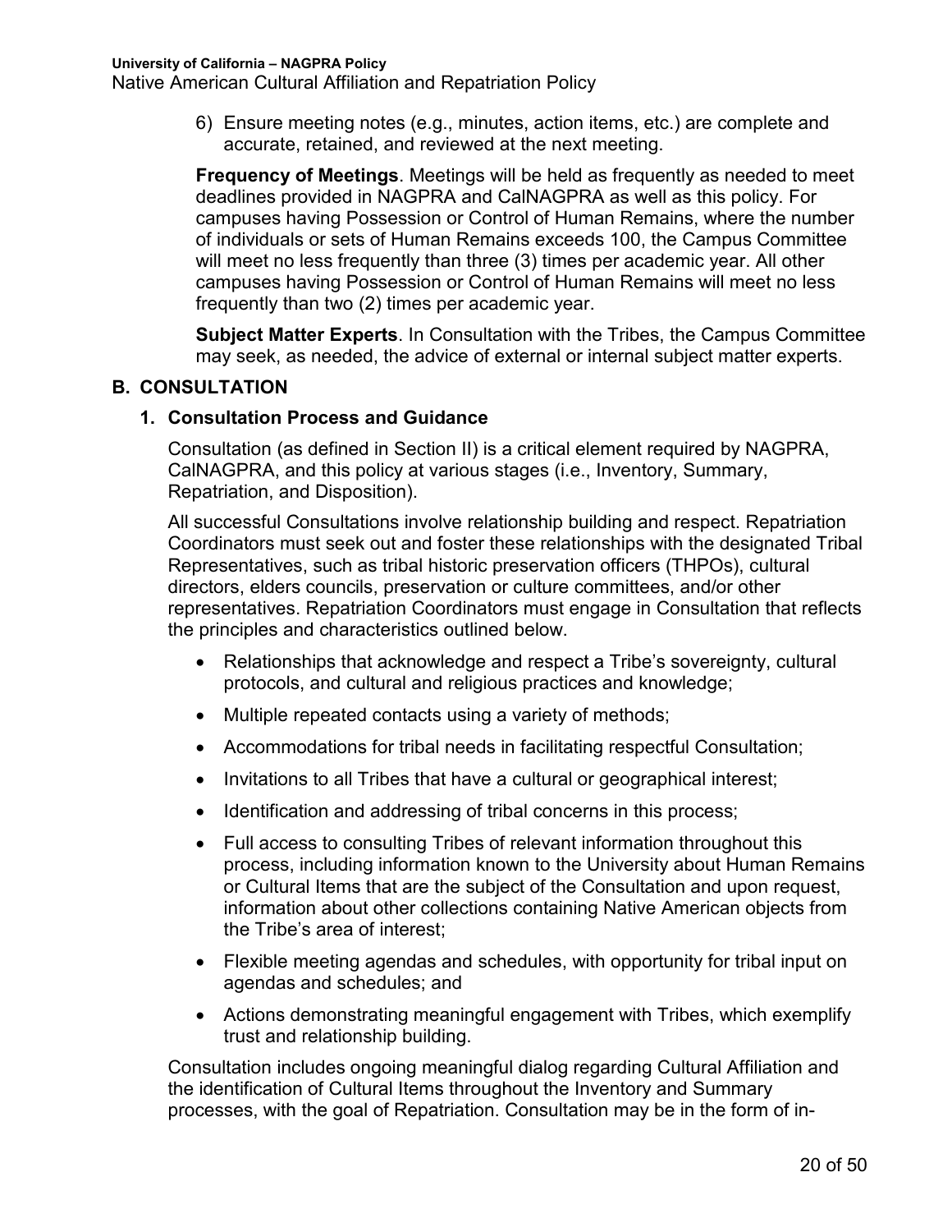6) Ensure meeting notes (e.g., minutes, action items, etc.) are complete and accurate, retained, and reviewed at the next meeting.

**Frequency of Meetings**. Meetings will be held as frequently as needed to meet deadlines provided in NAGPRA and CalNAGPRA as well as this policy. For campuses having Possession or Control of Human Remains, where the number of individuals or sets of Human Remains exceeds 100, the Campus Committee will meet no less frequently than three (3) times per academic year. All other campuses having Possession or Control of Human Remains will meet no less frequently than two (2) times per academic year.

**Subject Matter Experts**. In Consultation with the Tribes, the Campus Committee may seek, as needed, the advice of external or internal subject matter experts.

## B. CONSULTATION

### 1. Consultation Process and Guidance

Consultation (as defined in Section II) is a critical element required by NAGPRA, CalNAGPRA, and this policy at various stages (i.e., Inventory, Summary, Repatriation, and Disposition).

All successful Consultations involve relationship building and respect. Repatriation Coordinators must seek out and foster these relationships with the designated Tribal Representatives, such as tribal historic preservation officers (THPOs), cultural directors, elders councils, preservation or culture committees, and/or other representatives. Repatriation Coordinators must engage in Consultation that reflects the principles and characteristics outlined below.

- Relationships that acknowledge and respect a Tribe's sovereignty, cultural protocols, and cultural and religious practices and knowledge;
- Multiple repeated contacts using a variety of methods;
- Accommodations for tribal needs in facilitating respectful Consultation;
- Invitations to all Tribes that have a cultural or geographical interest;
- Identification and addressing of tribal concerns in this process;
- Full access to consulting Tribes of relevant information throughout this process, including information known to the University about Human Remains or Cultural Items that are the subject of the Consultation and upon request, information about other collections containing Native American objects from the Tribe's area of interest;
- Flexible meeting agendas and schedules, with opportunity for tribal input on agendas and schedules; and
- Actions demonstrating meaningful engagement with Tribes, which exemplify trust and relationship building.

Consultation includes ongoing meaningful dialog regarding Cultural Affiliation and the identification of Cultural Items throughout the Inventory and Summary processes, with the goal of Repatriation. Consultation may be in the form of in-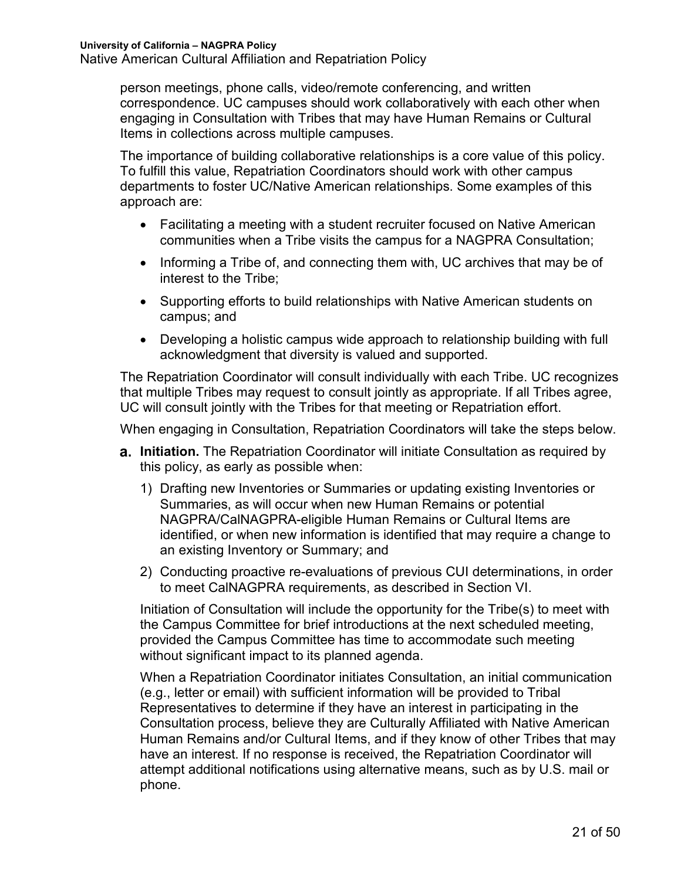person meetings, phone calls, video/remote conferencing, and written correspondence. UC campuses should work collaboratively with each other when engaging in Consultation with Tribes that may have Human Remains or Cultural Items in collections across multiple campuses.

The importance of building collaborative relationships is a core value of this policy. To fulfill this value, Repatriation Coordinators should work with other campus departments to foster UC/Native American relationships. Some examples of this approach are:

- Facilitating a meeting with a student recruiter focused on Native American communities when a Tribe visits the campus for a NAGPRA Consultation;
- Informing a Tribe of, and connecting them with, UC archives that may be of interest to the Tribe;
- Supporting efforts to build relationships with Native American students on campus; and
- Developing a holistic campus wide approach to relationship building with full acknowledgment that diversity is valued and supported.

The Repatriation Coordinator will consult individually with each Tribe. UC recognizes that multiple Tribes may request to consult jointly as appropriate. If all Tribes agree, UC will consult jointly with the Tribes for that meeting or Repatriation effort.

When engaging in Consultation, Repatriation Coordinators will take the steps below.

**a. Initiation.** The Repatriation Coordinator will initiate Consultation as required by this policy, as early as possible when:

1) Drafting new Inventories or Summaries or updating existing Inventories or Summaries, as will occur when new Human Remains or potential NAGPRA/CalNAGPRA-eligible Human Remains or Cultural Items are identified, or when new information is identified that may require a change to an existing Inventory or Summary; and
2) Conducting proactive re-evaluations of previous CUI determinations, in order to meet CalNAGPRA requirements, as described in Section VI.

Initiation of Consultation will include the opportunity for the Tribe(s) to meet with the Campus Committee for brief introductions at the next scheduled meeting, provided the Campus Committee has time to accommodate such meeting without significant impact to its planned agenda.

When a Repatriation Coordinator initiates Consultation, an initial communication (e.g., letter or email) with sufficient information will be provided to Tribal Representatives to determine if they have an interest in participating in the Consultation process, believe they are Culturally Affiliated with Native American Human Remains and/or Cultural Items, and if they know of other Tribes that may have an interest. If no response is received, the Repatriation Coordinator will attempt additional notifications using alternative means, such as by U.S. mail or phone.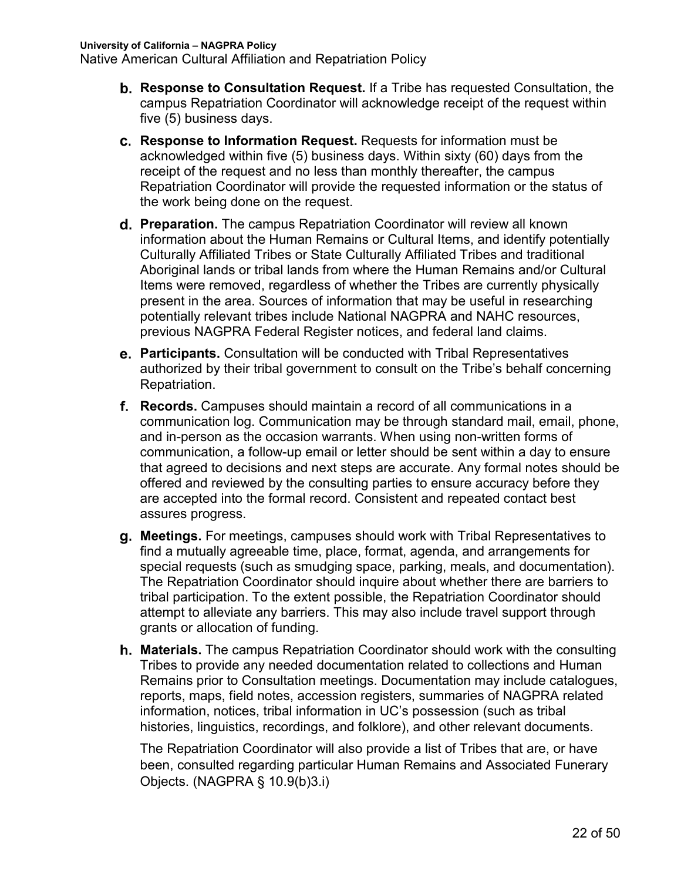b. **Response to Consultation Request.** If a Tribe has requested Consultation, the campus Repatriation Coordinator will acknowledge receipt of the request within five (5) business days.

c. **Response to Information Request.** Requests for information must be acknowledged within five (5) business days. Within sixty (60) days from the receipt of the request and no less than monthly thereafter, the campus Repatriation Coordinator will provide the requested information or the status of the work being done on the request.

d. **Preparation.** The campus Repatriation Coordinator will review all known information about the Human Remains or Cultural Items, and identify potentially Culturally Affiliated Tribes or State Culturally Affiliated Tribes and traditional Aboriginal lands or tribal lands from where the Human Remains and/or Cultural Items were removed, regardless of whether the Tribes are currently physically present in the area. Sources of information that may be useful in researching potentially relevant tribes include National NAGPRA and NAHC resources, previous NAGPRA Federal Register notices, and federal land claims.

e. **Participants.** Consultation will be conducted with Tribal Representatives authorized by their tribal government to consult on the Tribe's behalf concerning Repatriation.

f. **Records.** Campuses should maintain a record of all communications in a communication log. Communication may be through standard mail, email, phone, and in-person as the occasion warrants. When using non-written forms of communication, a follow-up email or letter should be sent within a day to ensure that agreed to decisions and next steps are accurate. Any formal notes should be offered and reviewed by the consulting parties to ensure accuracy before they are accepted into the formal record. Consistent and repeated contact best assures progress.

g. **Meetings.** For meetings, campuses should work with Tribal Representatives to find a mutually agreeable time, place, format, agenda, and arrangements for special requests (such as smudging space, parking, meals, and documentation). The Repatriation Coordinator should inquire about whether there are barriers to tribal participation. To the extent possible, the Repatriation Coordinator should attempt to alleviate any barriers. This may also include travel support through grants or allocation of funding.

h. **Materials.** The campus Repatriation Coordinator should work with the consulting Tribes to provide any needed documentation related to collections and Human Remains prior to Consultation meetings. Documentation may include catalogues, reports, maps, field notes, accession registers, summaries of NAGPRA related information, notices, tribal information in UC's possession (such as tribal histories, linguistics, recordings, and folklore), and other relevant documents.

   The Repatriation Coordinator will also provide a list of Tribes that are, or have been, consulted regarding particular Human Remains and Associated Funerary Objects. (NAGPRA § 10.9(b)3.i)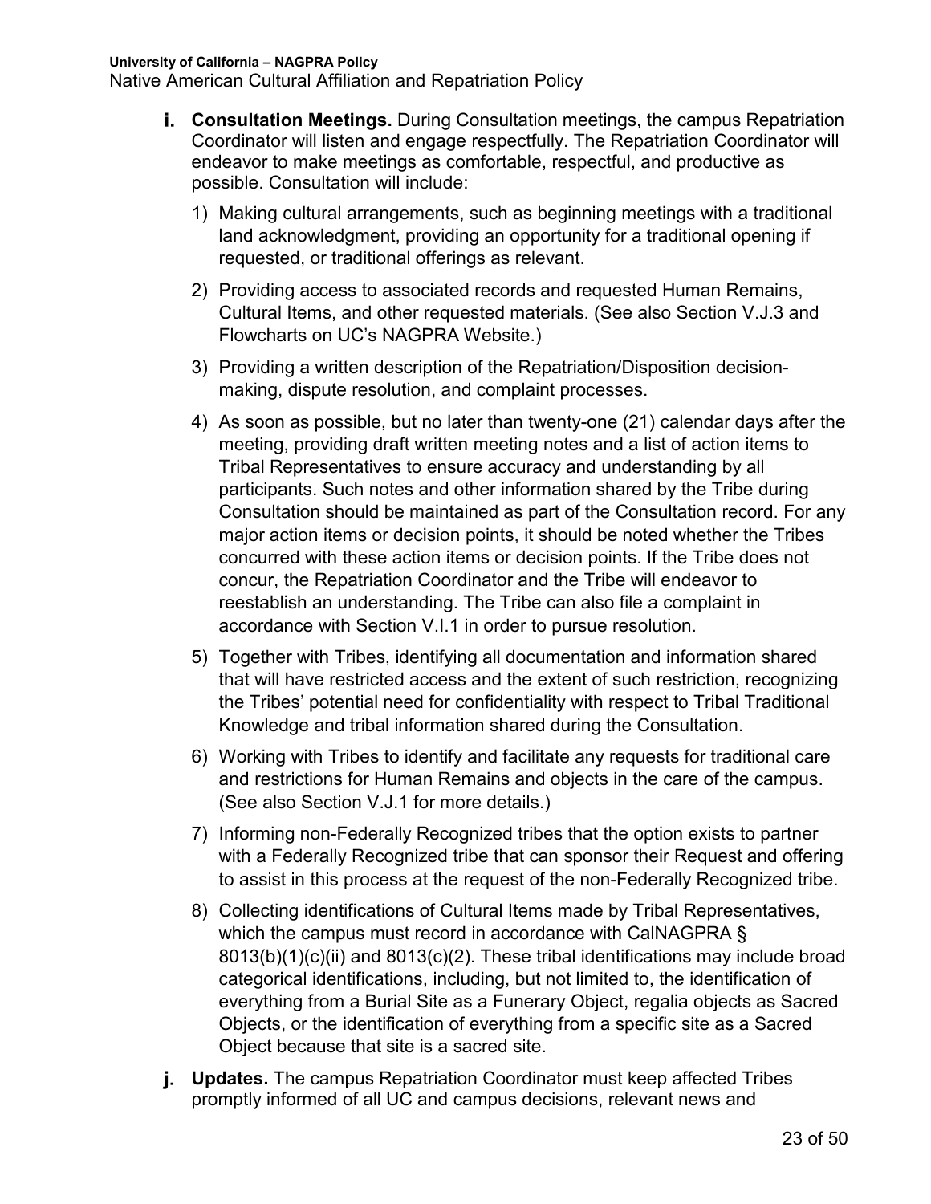i. **Consultation Meetings.** During Consultation meetings, the campus Repatriation Coordinator will listen and engage respectfully. The Repatriation Coordinator will endeavor to make meetings as comfortable, respectful, and productive as possible. Consultation will include:

   1) Making cultural arrangements, such as beginning meetings with a traditional land acknowledgment, providing an opportunity for a traditional opening if requested, or traditional offerings as relevant.

   2) Providing access to associated records and requested Human Remains, Cultural Items, and other requested materials. (See also Section V.J.3 and Flowcharts on UC's NAGPRA Website.)

   3) Providing a written description of the Repatriation/Disposition decision-making, dispute resolution, and complaint processes.

   4) As soon as possible, but no later than twenty-one (21) calendar days after the meeting, providing draft written meeting notes and a list of action items to Tribal Representatives to ensure accuracy and understanding by all participants. Such notes and other information shared by the Tribe during Consultation should be maintained as part of the Consultation record. For any major action items or decision points, it should be noted whether the Tribes concurred with these action items or decision points. If the Tribe does not concur, the Repatriation Coordinator and the Tribe will endeavor to reestablish an understanding. The Tribe can also file a complaint in accordance with Section V.I.1 in order to pursue resolution.

   5) Together with Tribes, identifying all documentation and information shared that will have restricted access and the extent of such restriction, recognizing the Tribes' potential need for confidentiality with respect to Tribal Traditional Knowledge and tribal information shared during the Consultation.

   6) Working with Tribes to identify and facilitate any requests for traditional care and restrictions for Human Remains and objects in the care of the campus. (See also Section V.J.1 for more details.)

   7) Informing non-Federally Recognized tribes that the option exists to partner with a Federally Recognized tribe that can sponsor their Request and offering to assist in this process at the request of the non-Federally Recognized tribe.

   8) Collecting identifications of Cultural Items made by Tribal Representatives, which the campus must record in accordance with CalNAGPRA § 8013(b)(1)(c)(ii) and 8013(c)(2). These tribal identifications may include broad categorical identifications, including, but not limited to, the identification of everything from a Burial Site as a Funerary Object, regalia objects as Sacred Objects, or the identification of everything from a specific site as a Sacred Object because that site is a sacred site.

j. **Updates.** The campus Repatriation Coordinator must keep affected Tribes promptly informed of all UC and campus decisions, relevant news and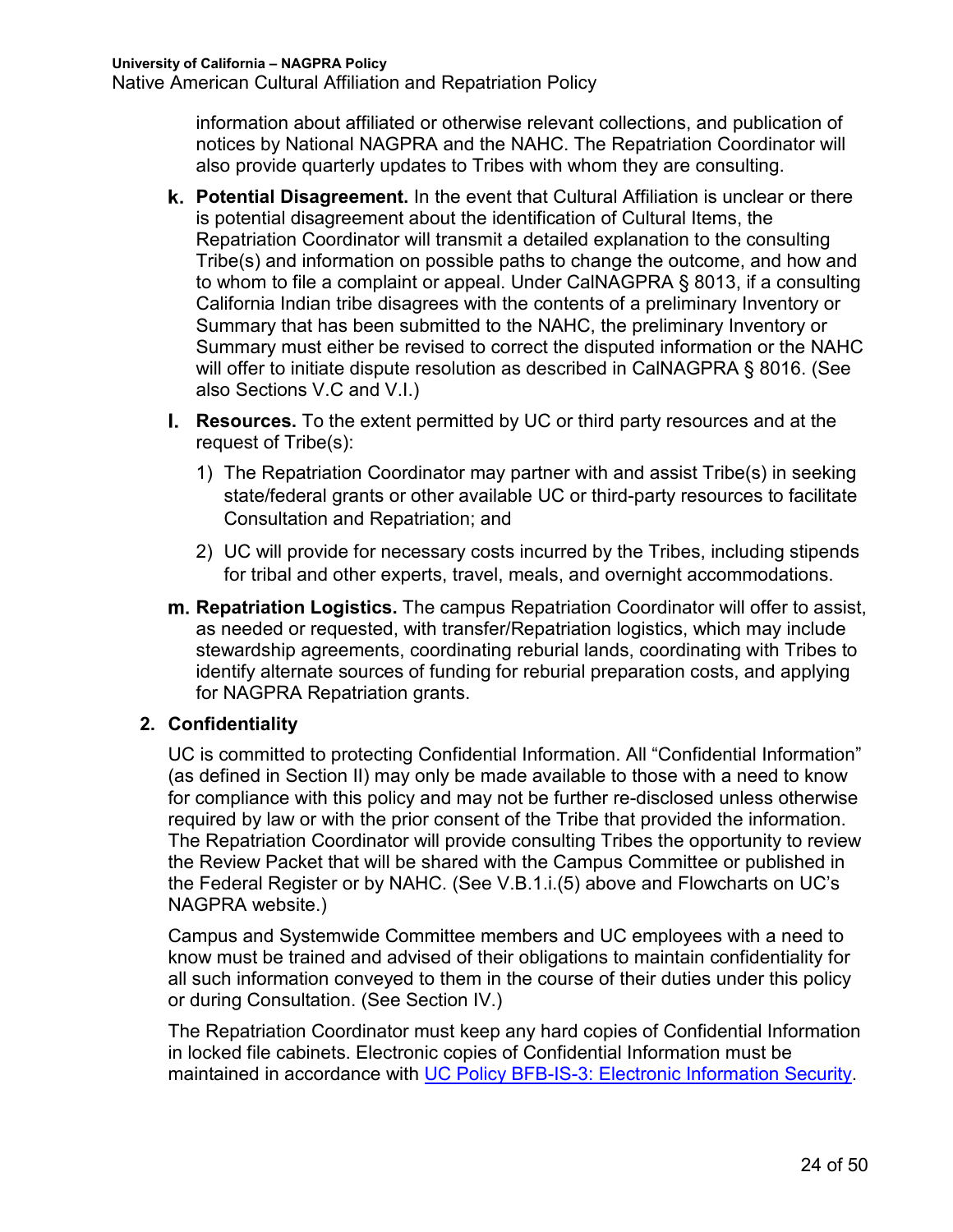information about affiliated or otherwise relevant collections, and publication of notices by National NAGPRA and the NAHC. The Repatriation Coordinator will also provide quarterly updates to Tribes with whom they are consulting.

k. **Potential Disagreement.** In the event that Cultural Affiliation is unclear or there is potential disagreement about the identification of Cultural Items, the Repatriation Coordinator will transmit a detailed explanation to the consulting Tribe(s) and information on possible paths to change the outcome, and how and to whom to file a complaint or appeal. Under CalNAGPRA § 8013, if a consulting California Indian tribe disagrees with the contents of a preliminary Inventory or Summary that has been submitted to the NAHC, the preliminary Inventory or Summary must either be revised to correct the disputed information or the NAHC will offer to initiate dispute resolution as described in CalNAGPRA § 8016. (See also Sections V.C and V.I.)

l. **Resources.** To the extent permitted by UC or third party resources and at the request of Tribe(s):

   1) The Repatriation Coordinator may partner with and assist Tribe(s) in seeking state/federal grants or other available UC or third-party resources to facilitate Consultation and Repatriation; and

   2) UC will provide for necessary costs incurred by the Tribes, including stipends for tribal and other experts, travel, meals, and overnight accommodations.

m. **Repatriation Logistics.** The campus Repatriation Coordinator will offer to assist, as needed or requested, with transfer/Repatriation logistics, which may include stewardship agreements, coordinating reburial lands, coordinating with Tribes to identify alternate sources of funding for reburial preparation costs, and applying for NAGPRA Repatriation grants.

**2. Confidentiality**

UC is committed to protecting Confidential Information. All "Confidential Information" (as defined in Section II) may only be made available to those with a need to know for compliance with this policy and may not be further re-disclosed unless otherwise required by law or with the prior consent of the Tribe that provided the information. The Repatriation Coordinator will provide consulting Tribes the opportunity to review the Review Packet that will be shared with the Campus Committee or published in the Federal Register or by NAHC. (See V.B.1.i.(5) above and Flowcharts on UC's NAGPRA website.)

Campus and Systemwide Committee members and UC employees with a need to know must be trained and advised of their obligations to maintain confidentiality for all such information conveyed to them in the course of their duties under this policy or during Consultation. (See Section IV.)

The Repatriation Coordinator must keep any hard copies of Confidential Information in locked file cabinets. Electronic copies of Confidential Information must be maintained in accordance with UC Policy BFB-IS-3: Electronic Information Security.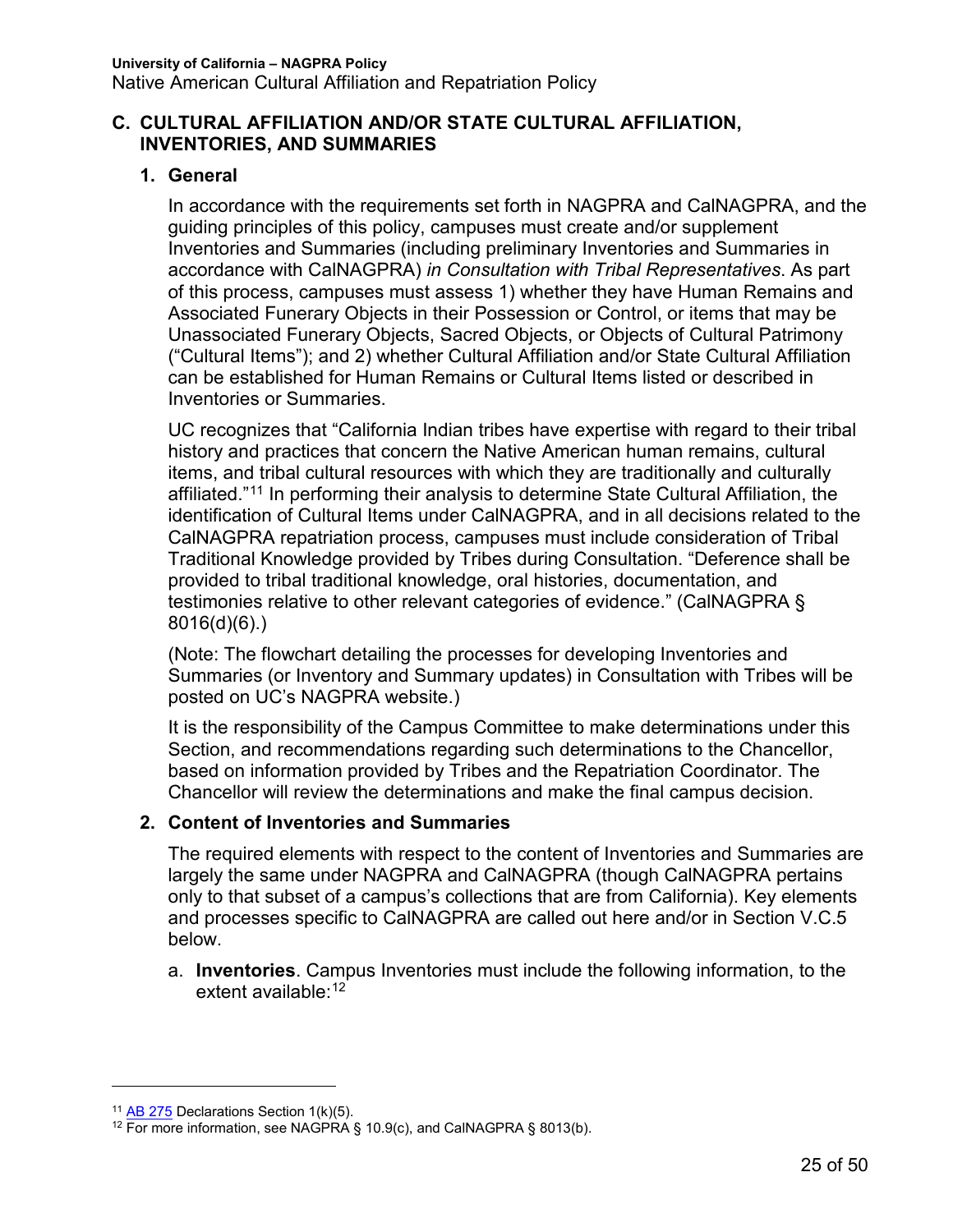### C. CULTURAL AFFILIATION AND/OR STATE CULTURAL AFFILIATION, INVENTORIES, AND SUMMARIES

#### 1. General

In accordance with the requirements set forth in NAGPRA and CalNAGPRA, and the guiding principles of this policy, campuses must create and/or supplement Inventories and Summaries (including preliminary Inventories and Summaries in accordance with CalNAGPRA) *in Consultation with Tribal Representatives*. As part of this process, campuses must assess 1) whether they have Human Remains and Associated Funerary Objects in their Possession or Control, or items that may be Unassociated Funerary Objects, Sacred Objects, or Objects of Cultural Patrimony ("Cultural Items"); and 2) whether Cultural Affiliation and/or State Cultural Affiliation can be established for Human Remains or Cultural Items listed or described in Inventories or Summaries.

UC recognizes that "California Indian tribes have expertise with regard to their tribal history and practices that concern the Native American human remains, cultural items, and tribal cultural resources with which they are traditionally and culturally affiliated."[11] In performing their analysis to determine State Cultural Affiliation, the identification of Cultural Items under CalNAGPRA, and in all decisions related to the CalNAGPRA repatriation process, campuses must include consideration of Tribal Traditional Knowledge provided by Tribes during Consultation. "Deference shall be provided to tribal traditional knowledge, oral histories, documentation, and testimonies relative to other relevant categories of evidence." (CalNAGPRA § 8016(d)(6).)

(Note: The flowchart detailing the processes for developing Inventories and Summaries (or Inventory and Summary updates) in Consultation with Tribes will be posted on UC's NAGPRA website.)

It is the responsibility of the Campus Committee to make determinations under this Section, and recommendations regarding such determinations to the Chancellor, based on information provided by Tribes and the Repatriation Coordinator. The Chancellor will review the determinations and make the final campus decision.

#### 2. Content of Inventories and Summaries

The required elements with respect to the content of Inventories and Summaries are largely the same under NAGPRA and CalNAGPRA (though CalNAGPRA pertains only to that subset of a campus's collections that are from California). Key elements and processes specific to CalNAGPRA are called out here and/or in Section V.C.5 below.

a. **Inventories**. Campus Inventories must include the following information, to the extent available:[12]

---

[11] AB 275 Declarations Section 1(k)(5).

[12] For more information, see NAGPRA § 10.9(c), and CalNAGPRA § 8013(b).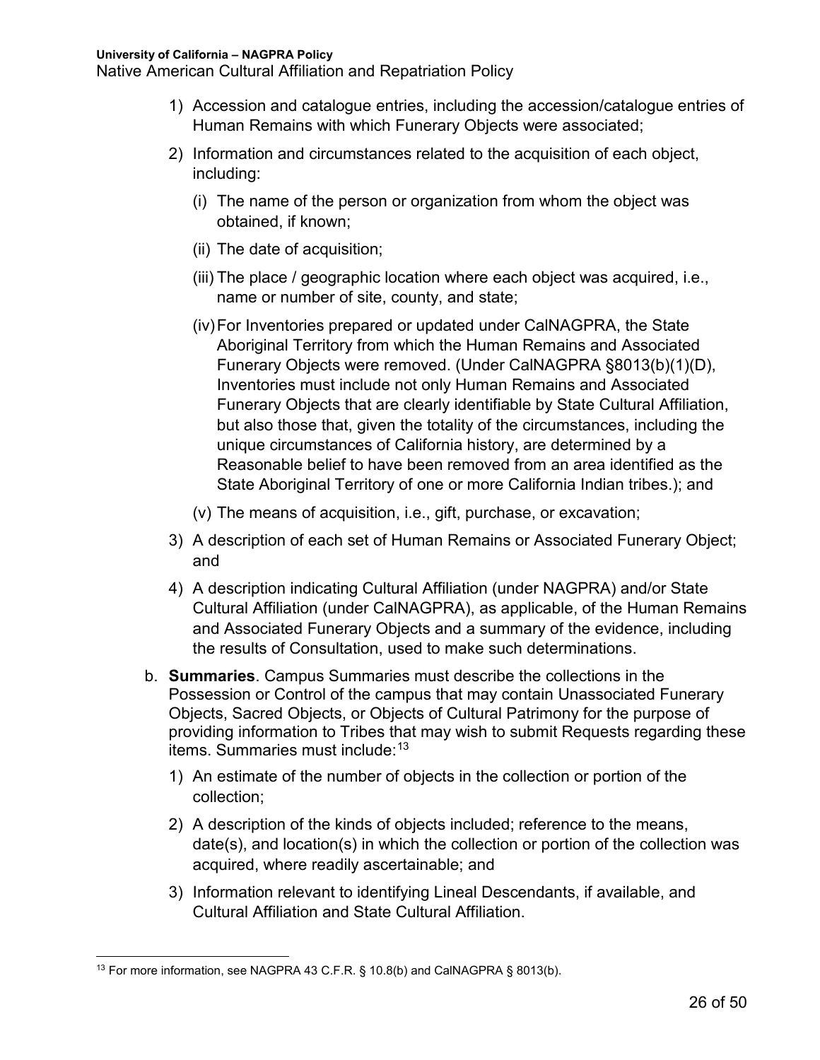1) Accession and catalogue entries, including the accession/catalogue entries of Human Remains with which Funerary Objects were associated;

2) Information and circumstances related to the acquisition of each object, including:

    (i) The name of the person or organization from whom the object was obtained, if known;

    (ii) The date of acquisition;

    (iii) The place / geographic location where each object was acquired, i.e., name or number of site, county, and state;

    (iv) For Inventories prepared or updated under CalNAGPRA, the State Aboriginal Territory from which the Human Remains and Associated Funerary Objects were removed. (Under CalNAGPRA §8013(b)(1)(D), Inventories must include not only Human Remains and Associated Funerary Objects that are clearly identifiable by State Cultural Affiliation, but also those that, given the totality of the circumstances, including the unique circumstances of California history, are determined by a Reasonable belief to have been removed from an area identified as the State Aboriginal Territory of one or more California Indian tribes.); and

    (v) The means of acquisition, i.e., gift, purchase, or excavation;

3) A description of each set of Human Remains or Associated Funerary Object; and

4) A description indicating Cultural Affiliation (under NAGPRA) and/or State Cultural Affiliation (under CalNAGPRA), as applicable, of the Human Remains and Associated Funerary Objects and a summary of the evidence, including the results of Consultation, used to make such determinations.

b. **Summaries**. Campus Summaries must describe the collections in the Possession or Control of the campus that may contain Unassociated Funerary Objects, Sacred Objects, or Objects of Cultural Patrimony for the purpose of providing information to Tribes that may wish to submit Requests regarding these items. Summaries must include:[13]

    1) An estimate of the number of objects in the collection or portion of the collection;

    2) A description of the kinds of objects included; reference to the means, date(s), and location(s) in which the collection or portion of the collection was acquired, where readily ascertainable; and

    3) Information relevant to identifying Lineal Descendants, if available, and Cultural Affiliation and State Cultural Affiliation.

---

[13] For more information, see NAGPRA 43 C.F.R. § 10.8(b) and CalNAGPRA § 8013(b).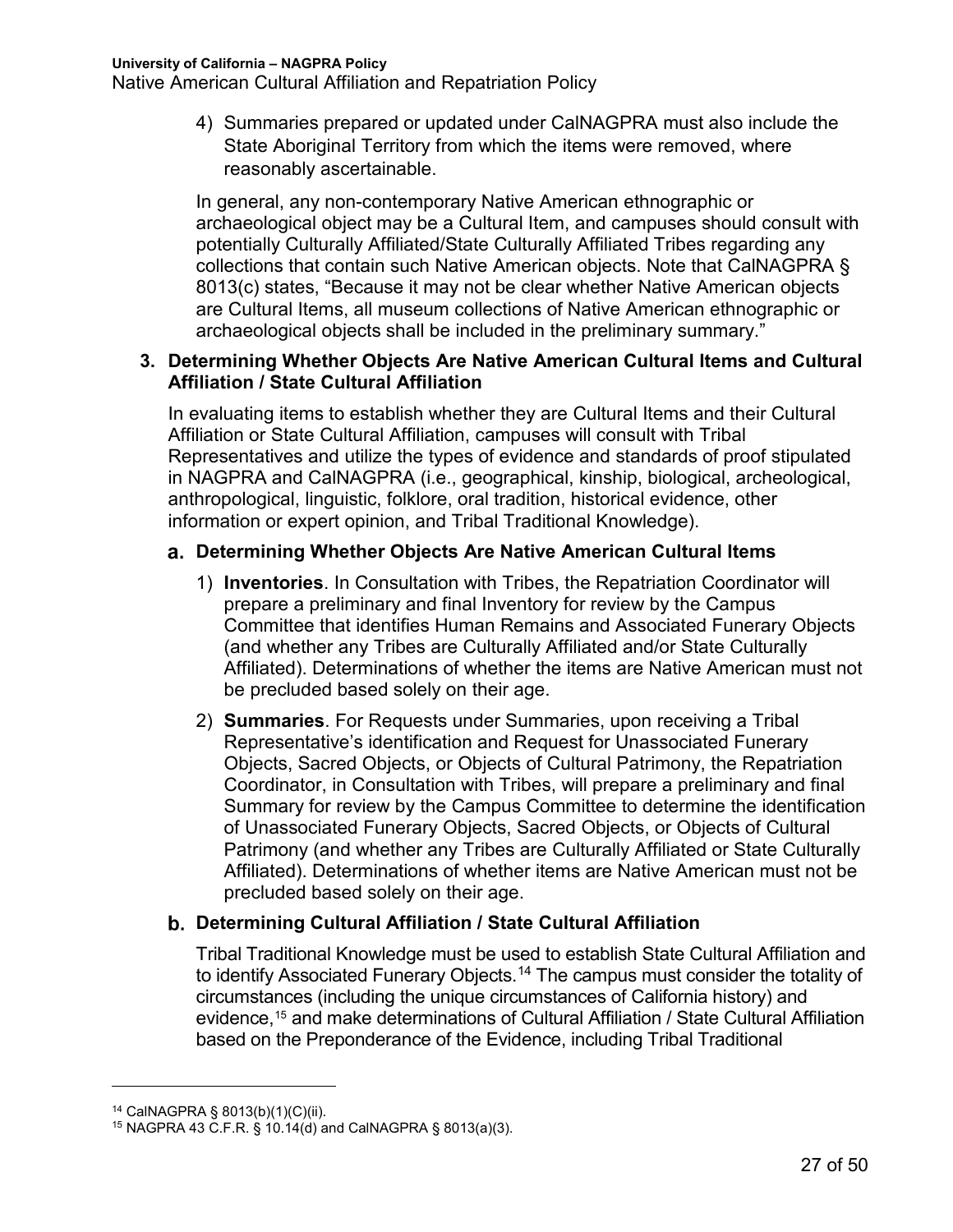4) Summaries prepared or updated under CalNAGPRA must also include the State Aboriginal Territory from which the items were removed, where reasonably ascertainable.

In general, any non-contemporary Native American ethnographic or archaeological object may be a Cultural Item, and campuses should consult with potentially Culturally Affiliated/State Culturally Affiliated Tribes regarding any collections that contain such Native American objects. Note that CalNAGPRA § 8013(c) states, "Because it may not be clear whether Native American objects are Cultural Items, all museum collections of Native American ethnographic or archaeological objects shall be included in the preliminary summary."

### 3. Determining Whether Objects Are Native American Cultural Items and Cultural Affiliation / State Cultural Affiliation

In evaluating items to establish whether they are Cultural Items and their Cultural Affiliation or State Cultural Affiliation, campuses will consult with Tribal Representatives and utilize the types of evidence and standards of proof stipulated in NAGPRA and CalNAGPRA (i.e., geographical, kinship, biological, archeological, anthropological, linguistic, folklore, oral tradition, historical evidence, other information or expert opinion, and Tribal Traditional Knowledge).

#### a. Determining Whether Objects Are Native American Cultural Items

1) **Inventories**. In Consultation with Tribes, the Repatriation Coordinator will prepare a preliminary and final Inventory for review by the Campus Committee that identifies Human Remains and Associated Funerary Objects (and whether any Tribes are Culturally Affiliated and/or State Culturally Affiliated). Determinations of whether the items are Native American must not be precluded based solely on their age.

2) **Summaries**. For Requests under Summaries, upon receiving a Tribal Representative's identification and Request for Unassociated Funerary Objects, Sacred Objects, or Objects of Cultural Patrimony, the Repatriation Coordinator, in Consultation with Tribes, will prepare a preliminary and final Summary for review by the Campus Committee to determine the identification of Unassociated Funerary Objects, Sacred Objects, or Objects of Cultural Patrimony (and whether any Tribes are Culturally Affiliated or State Culturally Affiliated). Determinations of whether items are Native American must not be precluded based solely on their age.

#### b. Determining Cultural Affiliation / State Cultural Affiliation

Tribal Traditional Knowledge must be used to establish State Cultural Affiliation and to identify Associated Funerary Objects.[14] The campus must consider the totality of circumstances (including the unique circumstances of California history) and evidence,[15] and make determinations of Cultural Affiliation / State Cultural Affiliation based on the Preponderance of the Evidence, including Tribal Traditional

---

[14] CalNAGPRA § 8013(b)(1)(C)(ii).

[15] NAGPRA 43 C.F.R. § 10.14(d) and CalNAGPRA § 8013(a)(3).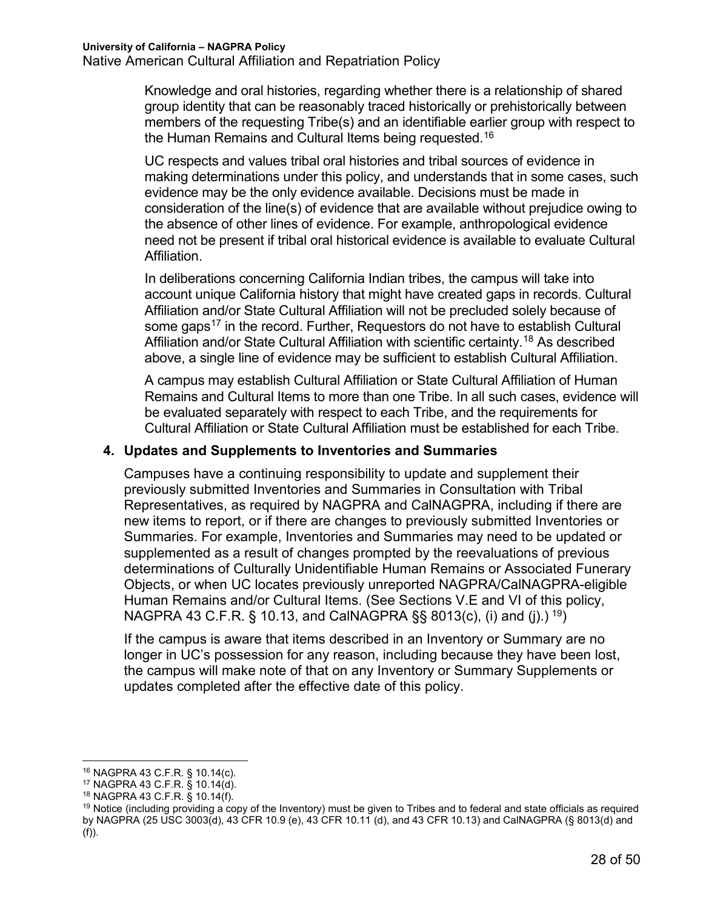Knowledge and oral histories, regarding whether there is a relationship of shared group identity that can be reasonably traced historically or prehistorically between members of the requesting Tribe(s) and an identifiable earlier group with respect to the Human Remains and Cultural Items being requested.[16]

UC respects and values tribal oral histories and tribal sources of evidence in making determinations under this policy, and understands that in some cases, such evidence may be the only evidence available. Decisions must be made in consideration of the line(s) of evidence that are available without prejudice owing to the absence of other lines of evidence. For example, anthropological evidence need not be present if tribal oral historical evidence is available to evaluate Cultural Affiliation.

In deliberations concerning California Indian tribes, the campus will take into account unique California history that might have created gaps in records. Cultural Affiliation and/or State Cultural Affiliation will not be precluded solely because of some gaps[17] in the record. Further, Requestors do not have to establish Cultural Affiliation and/or State Cultural Affiliation with scientific certainty.[18] As described above, a single line of evidence may be sufficient to establish Cultural Affiliation.

A campus may establish Cultural Affiliation or State Cultural Affiliation of Human Remains and Cultural Items to more than one Tribe. In all such cases, evidence will be evaluated separately with respect to each Tribe, and the requirements for Cultural Affiliation or State Cultural Affiliation must be established for each Tribe.

### 4. Updates and Supplements to Inventories and Summaries

Campuses have a continuing responsibility to update and supplement their previously submitted Inventories and Summaries in Consultation with Tribal Representatives, as required by NAGPRA and CalNAGPRA, including if there are new items to report, or if there are changes to previously submitted Inventories or Summaries. For example, Inventories and Summaries may need to be updated or supplemented as a result of changes prompted by the reevaluations of previous determinations of Culturally Unidentifiable Human Remains or Associated Funerary Objects, or when UC locates previously unreported NAGPRA/CalNAGPRA-eligible Human Remains and/or Cultural Items. (See Sections V.E and VI of this policy, NAGPRA 43 C.F.R. § 10.13, and CalNAGPRA §§ 8013(c), (i) and (j).) [19])

If the campus is aware that items described in an Inventory or Summary are no longer in UC's possession for any reason, including because they have been lost, the campus will make note of that on any Inventory or Summary Supplements or updates completed after the effective date of this policy.

---

[16] NAGPRA 43 C.F.R. § 10.14(c).

[17] NAGPRA 43 C.F.R. § 10.14(d).

[18] NAGPRA 43 C.F.R. § 10.14(f).

[19] Notice (including providing a copy of the Inventory) must be given to Tribes and to federal and state officials as required by NAGPRA (25 USC 3003(d), 43 CFR 10.9 (e), 43 CFR 10.11 (d), and 43 CFR 10.13) and CalNAGPRA (§ 8013(d) and (f)).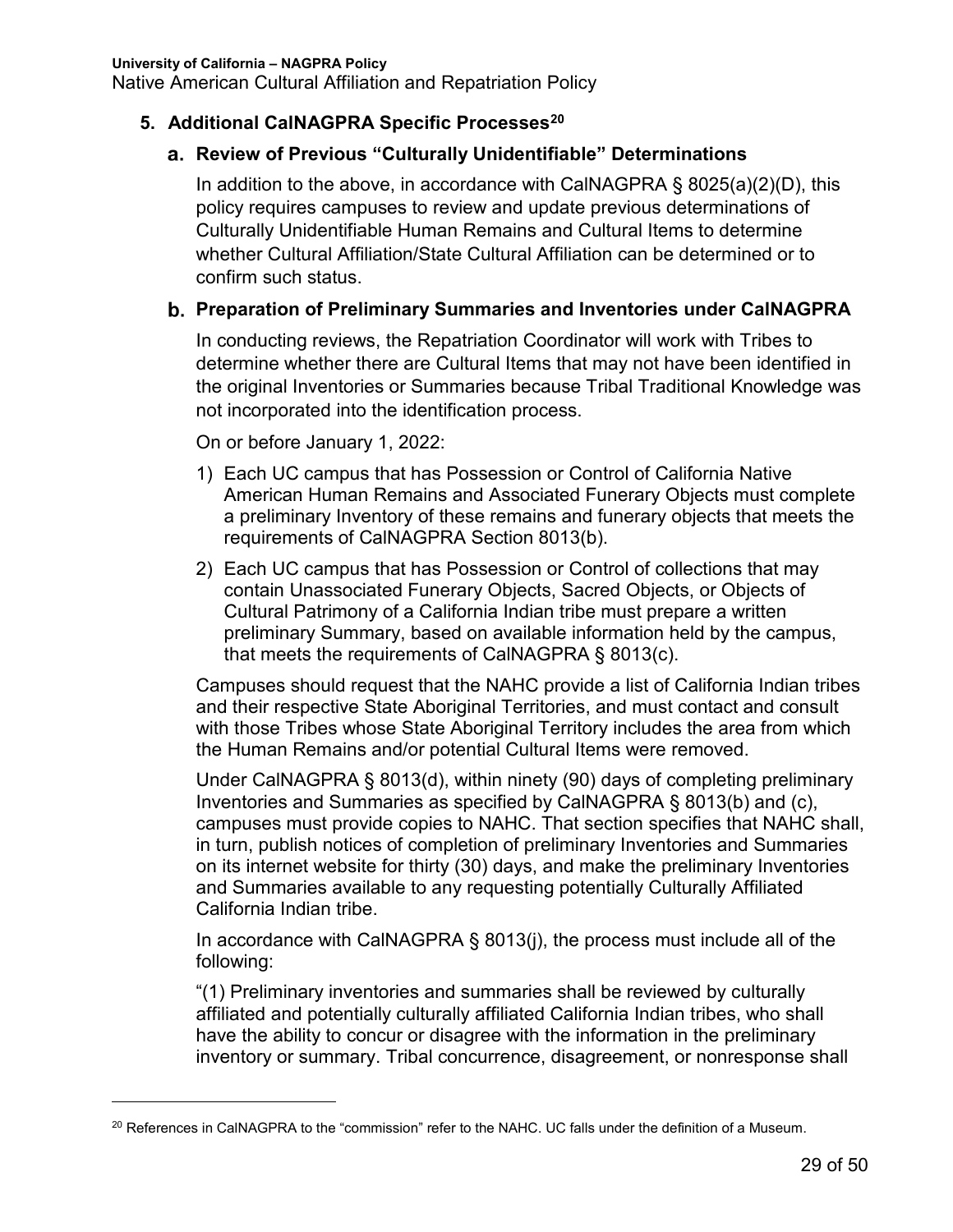## 5. Additional CalNAGPRA Specific Processes[20]

### a. Review of Previous "Culturally Unidentifiable" Determinations

In addition to the above, in accordance with CalNAGPRA § 8025(a)(2)(D), this policy requires campuses to review and update previous determinations of Culturally Unidentifiable Human Remains and Cultural Items to determine whether Cultural Affiliation/State Cultural Affiliation can be determined or to confirm such status.

### b. Preparation of Preliminary Summaries and Inventories under CalNAGPRA

In conducting reviews, the Repatriation Coordinator will work with Tribes to determine whether there are Cultural Items that may not have been identified in the original Inventories or Summaries because Tribal Traditional Knowledge was not incorporated into the identification process.

On or before January 1, 2022:

1) Each UC campus that has Possession or Control of California Native American Human Remains and Associated Funerary Objects must complete a preliminary Inventory of these remains and funerary objects that meets the requirements of CalNAGPRA Section 8013(b).
2) Each UC campus that has Possession or Control of collections that may contain Unassociated Funerary Objects, Sacred Objects, or Objects of Cultural Patrimony of a California Indian tribe must prepare a written preliminary Summary, based on available information held by the campus, that meets the requirements of CalNAGPRA § 8013(c).

Campuses should request that the NAHC provide a list of California Indian tribes and their respective State Aboriginal Territories, and must contact and consult with those Tribes whose State Aboriginal Territory includes the area from which the Human Remains and/or potential Cultural Items were removed.

Under CalNAGPRA § 8013(d), within ninety (90) days of completing preliminary Inventories and Summaries as specified by CalNAGPRA § 8013(b) and (c), campuses must provide copies to NAHC. That section specifies that NAHC shall, in turn, publish notices of completion of preliminary Inventories and Summaries on its internet website for thirty (30) days, and make the preliminary Inventories and Summaries available to any requesting potentially Culturally Affiliated California Indian tribe.

In accordance with CalNAGPRA § 8013(j), the process must include all of the following:

"(1) Preliminary inventories and summaries shall be reviewed by culturally affiliated and potentially culturally affiliated California Indian tribes, who shall have the ability to concur or disagree with the information in the preliminary inventory or summary. Tribal concurrence, disagreement, or nonresponse shall

[20] References in CalNAGPRA to the "commission" refer to the NAHC. UC falls under the definition of a Museum.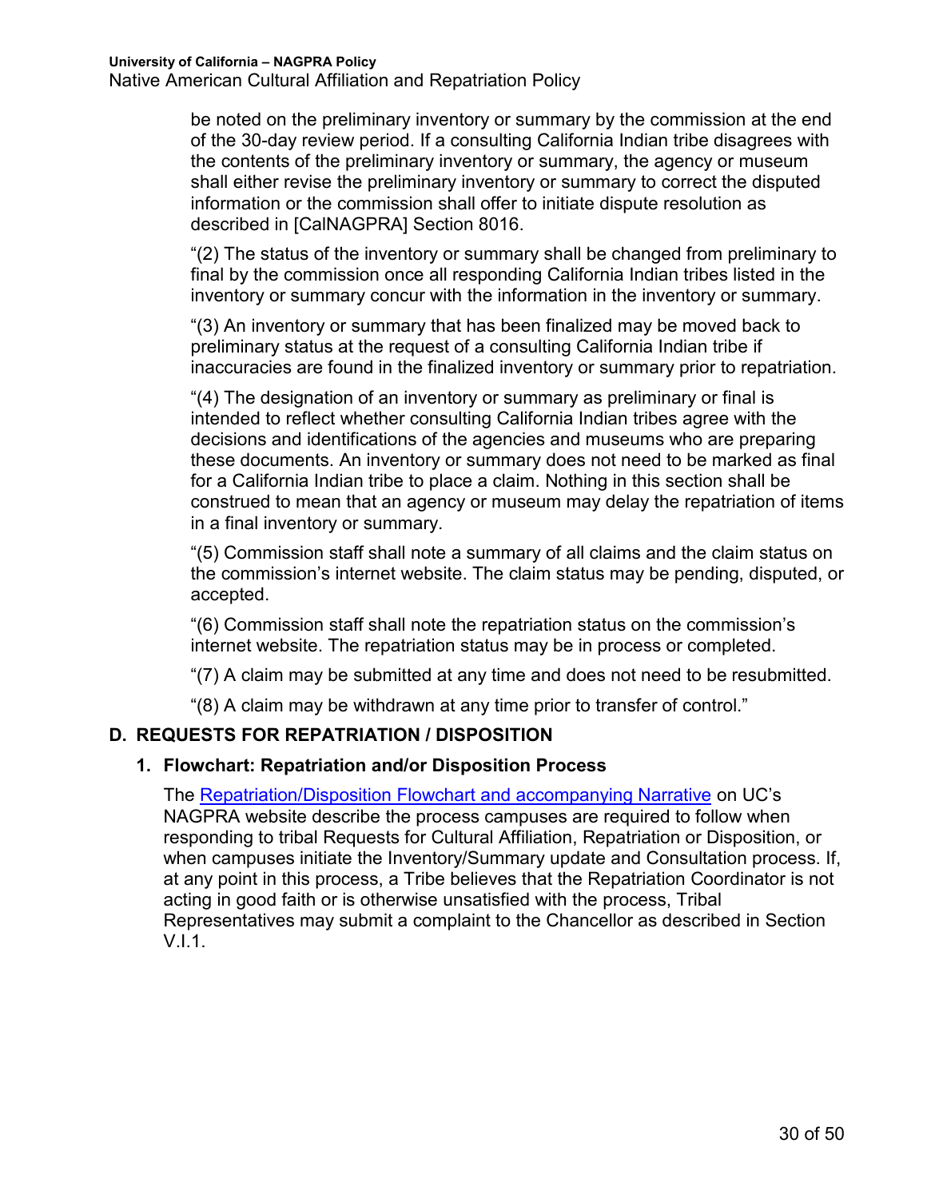be noted on the preliminary inventory or summary by the commission at the end of the 30-day review period. If a consulting California Indian tribe disagrees with the contents of the preliminary inventory or summary, the agency or museum shall either revise the preliminary inventory or summary to correct the disputed information or the commission shall offer to initiate dispute resolution as described in [CalNAGPRA] Section 8016.

"(2) The status of the inventory or summary shall be changed from preliminary to final by the commission once all responding California Indian tribes listed in the inventory or summary concur with the information in the inventory or summary.

"(3) An inventory or summary that has been finalized may be moved back to preliminary status at the request of a consulting California Indian tribe if inaccuracies are found in the finalized inventory or summary prior to repatriation.

"(4) The designation of an inventory or summary as preliminary or final is intended to reflect whether consulting California Indian tribes agree with the decisions and identifications of the agencies and museums who are preparing these documents. An inventory or summary does not need to be marked as final for a California Indian tribe to place a claim. Nothing in this section shall be construed to mean that an agency or museum may delay the repatriation of items in a final inventory or summary.

"(5) Commission staff shall note a summary of all claims and the claim status on the commission's internet website. The claim status may be pending, disputed, or accepted.

"(6) Commission staff shall note the repatriation status on the commission's internet website. The repatriation status may be in process or completed.

"(7) A claim may be submitted at any time and does not need to be resubmitted.

"(8) A claim may be withdrawn at any time prior to transfer of control."

## D. REQUESTS FOR REPATRIATION / DISPOSITION

### 1. Flowchart: Repatriation and/or Disposition Process

The Repatriation/Disposition Flowchart and accompanying Narrative on UC's NAGPRA website describe the process campuses are required to follow when responding to tribal Requests for Cultural Affiliation, Repatriation or Disposition, or when campuses initiate the Inventory/Summary update and Consultation process. If, at any point in this process, a Tribe believes that the Repatriation Coordinator is not acting in good faith or is otherwise unsatisfied with the process, Tribal Representatives may submit a complaint to the Chancellor as described in Section V.I.1.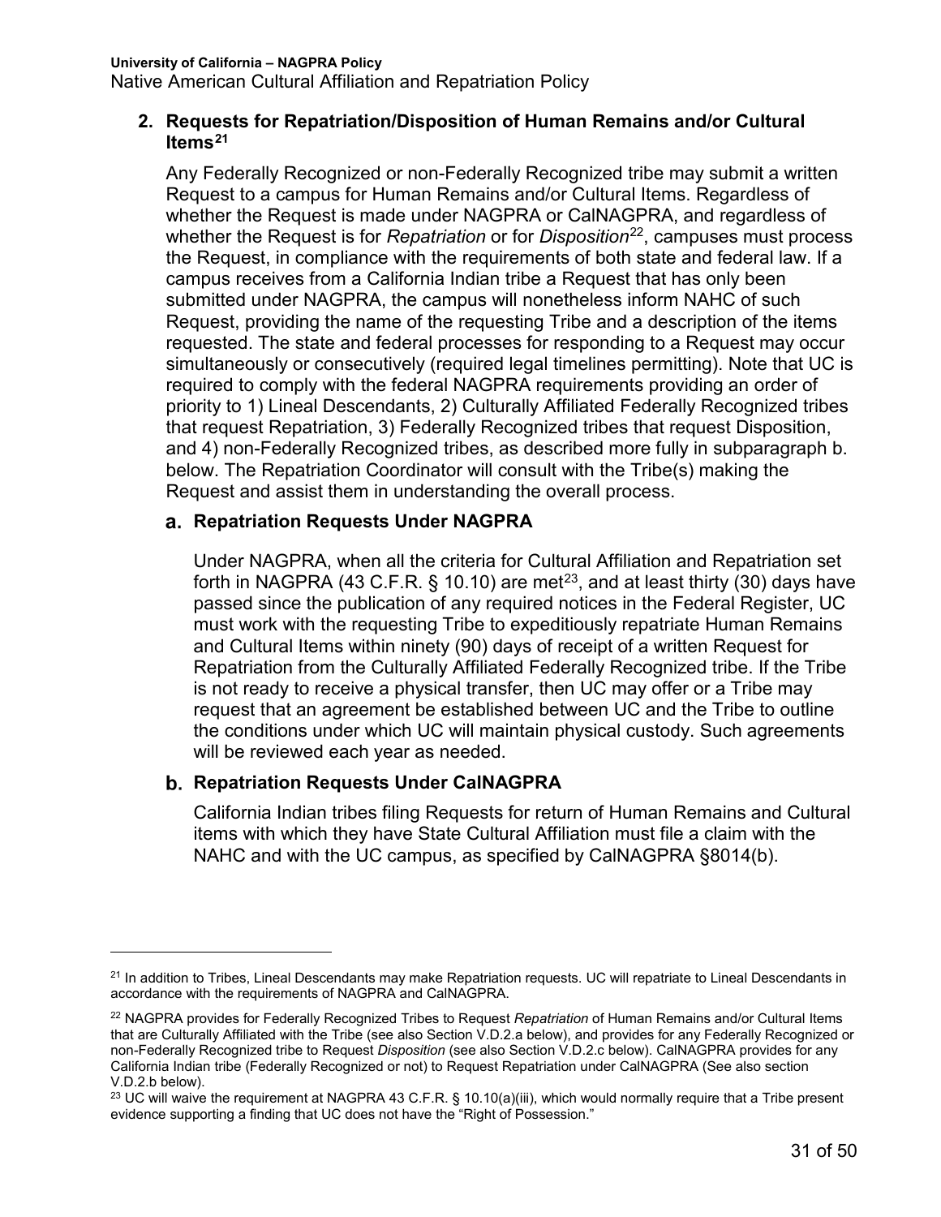### 2. Requests for Repatriation/Disposition of Human Remains and/or Cultural Items[21]

Any Federally Recognized or non-Federally Recognized tribe may submit a written Request to a campus for Human Remains and/or Cultural Items. Regardless of whether the Request is made under NAGPRA or CalNAGPRA, and regardless of whether the Request is for *Repatriation* or for *Disposition*[22], campuses must process the Request, in compliance with the requirements of both state and federal law. If a campus receives from a California Indian tribe a Request that has only been submitted under NAGPRA, the campus will nonetheless inform NAHC of such Request, providing the name of the requesting Tribe and a description of the items requested. The state and federal processes for responding to a Request may occur simultaneously or consecutively (required legal timelines permitting). Note that UC is required to comply with the federal NAGPRA requirements providing an order of priority to 1) Lineal Descendants, 2) Culturally Affiliated Federally Recognized tribes that request Repatriation, 3) Federally Recognized tribes that request Disposition, and 4) non-Federally Recognized tribes, as described more fully in subparagraph b. below. The Repatriation Coordinator will consult with the Tribe(s) making the Request and assist them in understanding the overall process.

#### a. Repatriation Requests Under NAGPRA

Under NAGPRA, when all the criteria for Cultural Affiliation and Repatriation set forth in NAGPRA (43 C.F.R. § 10.10) are met[23], and at least thirty (30) days have passed since the publication of any required notices in the Federal Register, UC must work with the requesting Tribe to expeditiously repatriate Human Remains and Cultural Items within ninety (90) days of receipt of a written Request for Repatriation from the Culturally Affiliated Federally Recognized tribe. If the Tribe is not ready to receive a physical transfer, then UC may offer or a Tribe may request that an agreement be established between UC and the Tribe to outline the conditions under which UC will maintain physical custody. Such agreements will be reviewed each year as needed.

#### b. Repatriation Requests Under CalNAGPRA

California Indian tribes filing Requests for return of Human Remains and Cultural items with which they have State Cultural Affiliation must file a claim with the NAHC and with the UC campus, as specified by CalNAGPRA §8014(b).

---

[21] In addition to Tribes, Lineal Descendants may make Repatriation requests. UC will repatriate to Lineal Descendants in accordance with the requirements of NAGPRA and CalNAGPRA.

[22] NAGPRA provides for Federally Recognized Tribes to Request *Repatriation* of Human Remains and/or Cultural Items that are Culturally Affiliated with the Tribe (see also Section V.D.2.a below), and provides for any Federally Recognized or non-Federally Recognized tribe to Request *Disposition* (see also Section V.D.2.c below). CalNAGPRA provides for any California Indian tribe (Federally Recognized or not) to Request Repatriation under CalNAGPRA (See also section V.D.2.b below).

[23] UC will waive the requirement at NAGPRA 43 C.F.R. § 10.10(a)(iii), which would normally require that a Tribe present evidence supporting a finding that UC does not have the "Right of Possession."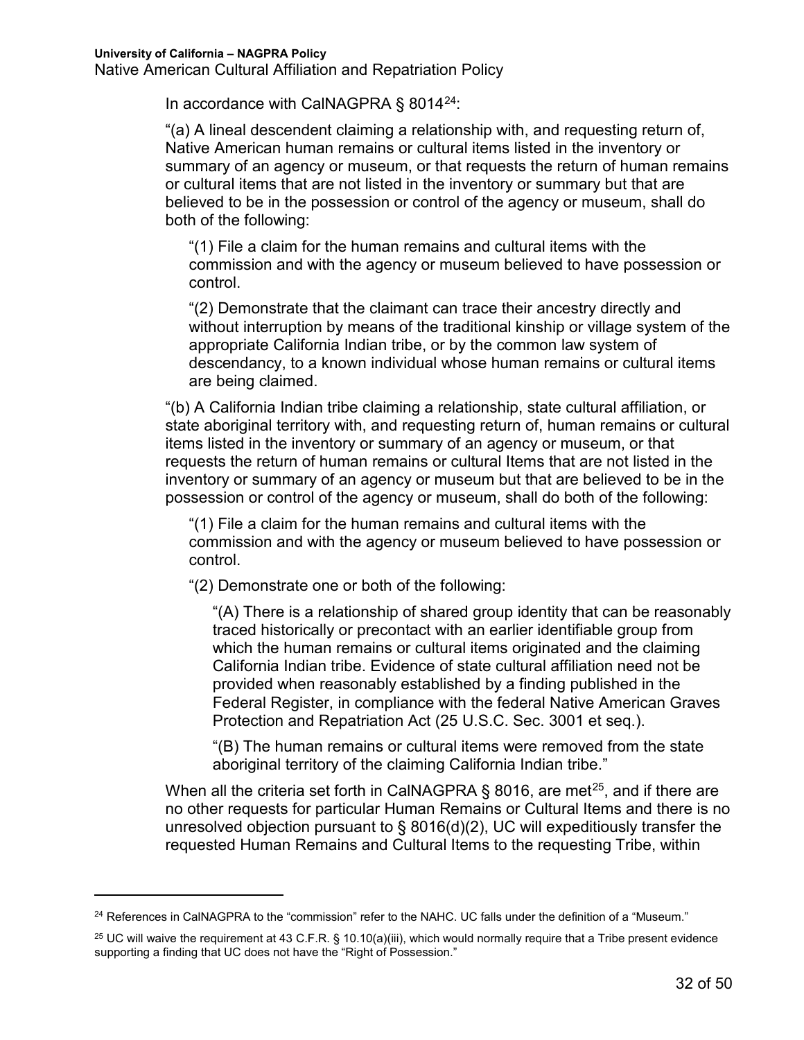In accordance with CalNAGPRA § 8014[24]:

"(a) A lineal descendent claiming a relationship with, and requesting return of, Native American human remains or cultural items listed in the inventory or summary of an agency or museum, or that requests the return of human remains or cultural items that are not listed in the inventory or summary but that are believed to be in the possession or control of the agency or museum, shall do both of the following:

> "(1) File a claim for the human remains and cultural items with the commission and with the agency or museum believed to have possession or control.
>
> "(2) Demonstrate that the claimant can trace their ancestry directly and without interruption by means of the traditional kinship or village system of the appropriate California Indian tribe, or by the common law system of descendancy, to a known individual whose human remains or cultural items are being claimed.

"(b) A California Indian tribe claiming a relationship, state cultural affiliation, or state aboriginal territory with, and requesting return of, human remains or cultural items listed in the inventory or summary of an agency or museum, or that requests the return of human remains or cultural Items that are not listed in the inventory or summary of an agency or museum but that are believed to be in the possession or control of the agency or museum, shall do both of the following:

> "(1) File a claim for the human remains and cultural items with the commission and with the agency or museum believed to have possession or control.
>
> "(2) Demonstrate one or both of the following:
>
> > "(A) There is a relationship of shared group identity that can be reasonably traced historically or precontact with an earlier identifiable group from which the human remains or cultural items originated and the claiming California Indian tribe. Evidence of state cultural affiliation need not be provided when reasonably established by a finding published in the Federal Register, in compliance with the federal Native American Graves Protection and Repatriation Act (25 U.S.C. Sec. 3001 et seq.).
> >
> > "(B) The human remains or cultural items were removed from the state aboriginal territory of the claiming California Indian tribe."

When all the criteria set forth in CalNAGPRA § 8016, are met[25], and if there are no other requests for particular Human Remains or Cultural Items and there is no unresolved objection pursuant to § 8016(d)(2), UC will expeditiously transfer the requested Human Remains and Cultural Items to the requesting Tribe, within

---

[24] References in CalNAGPRA to the "commission" refer to the NAHC. UC falls under the definition of a "Museum."

[25] UC will waive the requirement at 43 C.F.R. § 10.10(a)(iii), which would normally require that a Tribe present evidence supporting a finding that UC does not have the "Right of Possession."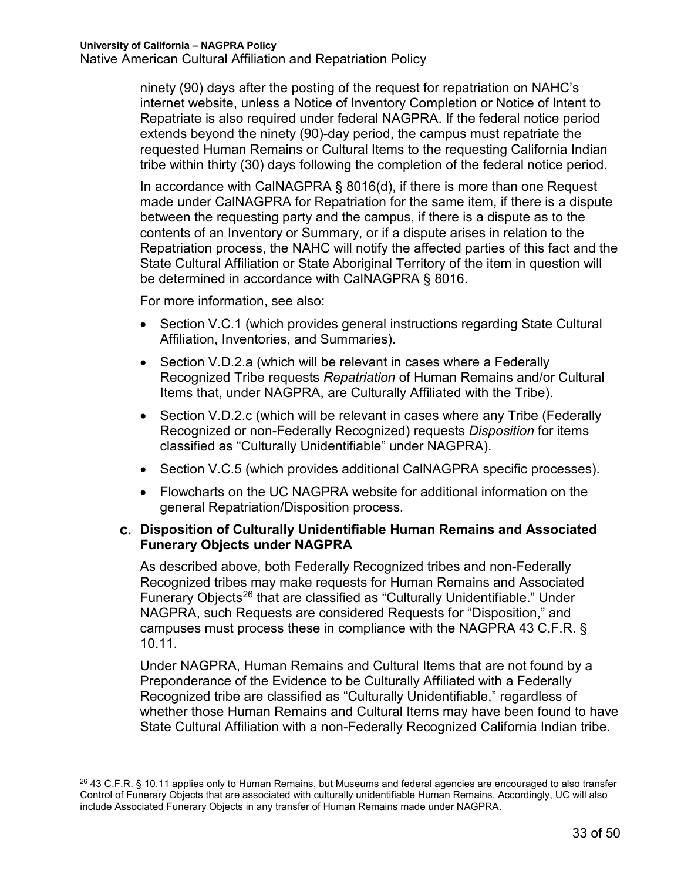ninety (90) days after the posting of the request for repatriation on NAHC's internet website, unless a Notice of Inventory Completion or Notice of Intent to Repatriate is also required under federal NAGPRA. If the federal notice period extends beyond the ninety (90)-day period, the campus must repatriate the requested Human Remains or Cultural Items to the requesting California Indian tribe within thirty (30) days following the completion of the federal notice period.

In accordance with CalNAGPRA § 8016(d), if there is more than one Request made under CalNAGPRA for Repatriation for the same item, if there is a dispute between the requesting party and the campus, if there is a dispute as to the contents of an Inventory or Summary, or if a dispute arises in relation to the Repatriation process, the NAHC will notify the affected parties of this fact and the State Cultural Affiliation or State Aboriginal Territory of the item in question will be determined in accordance with CalNAGPRA § 8016.

For more information, see also:

- Section V.C.1 (which provides general instructions regarding State Cultural Affiliation, Inventories, and Summaries).
- Section V.D.2.a (which will be relevant in cases where a Federally Recognized Tribe requests *Repatriation* of Human Remains and/or Cultural Items that, under NAGPRA, are Culturally Affiliated with the Tribe).
- Section V.D.2.c (which will be relevant in cases where any Tribe (Federally Recognized or non-Federally Recognized) requests *Disposition* for items classified as "Culturally Unidentifiable" under NAGPRA).
- Section V.C.5 (which provides additional CalNAGPRA specific processes).
- Flowcharts on the UC NAGPRA website for additional information on the general Repatriation/Disposition process.

### c. Disposition of Culturally Unidentifiable Human Remains and Associated Funerary Objects under NAGPRA

As described above, both Federally Recognized tribes and non-Federally Recognized tribes may make requests for Human Remains and Associated Funerary Objects[26] that are classified as "Culturally Unidentifiable." Under NAGPRA, such Requests are considered Requests for "Disposition," and campuses must process these in compliance with the NAGPRA 43 C.F.R. § 10.11.

Under NAGPRA, Human Remains and Cultural Items that are not found by a Preponderance of the Evidence to be Culturally Affiliated with a Federally Recognized tribe are classified as "Culturally Unidentifiable," regardless of whether those Human Remains and Cultural Items may have been found to have State Cultural Affiliation with a non-Federally Recognized California Indian tribe.

---

[26] 43 C.F.R. § 10.11 applies only to Human Remains, but Museums and federal agencies are encouraged to also transfer Control of Funerary Objects that are associated with culturally unidentifiable Human Remains. Accordingly, UC will also include Associated Funerary Objects in any transfer of Human Remains made under NAGPRA.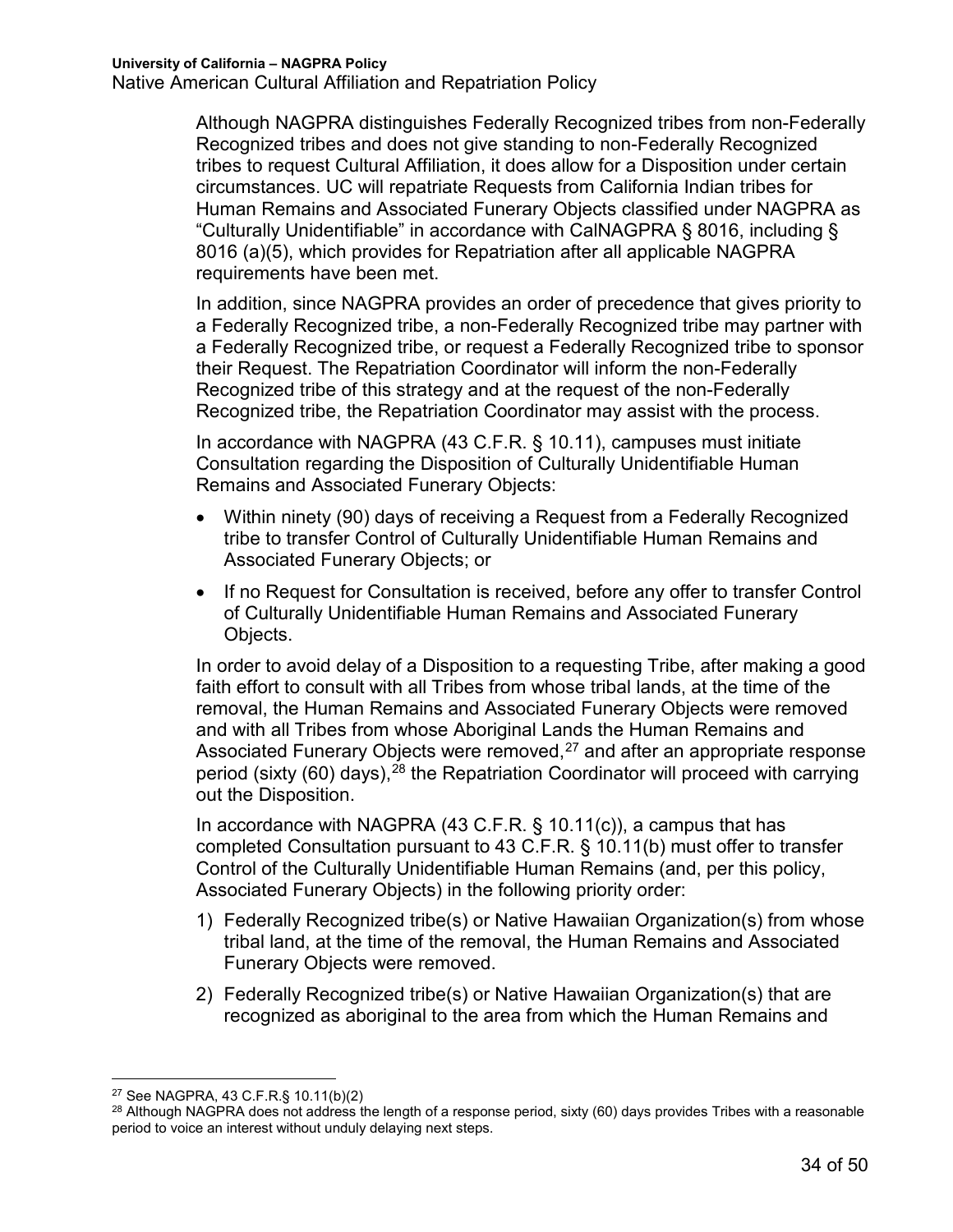Although NAGPRA distinguishes Federally Recognized tribes from non-Federally Recognized tribes and does not give standing to non-Federally Recognized tribes to request Cultural Affiliation, it does allow for a Disposition under certain circumstances. UC will repatriate Requests from California Indian tribes for Human Remains and Associated Funerary Objects classified under NAGPRA as "Culturally Unidentifiable" in accordance with CalNAGPRA § 8016, including § 8016 (a)(5), which provides for Repatriation after all applicable NAGPRA requirements have been met.

In addition, since NAGPRA provides an order of precedence that gives priority to a Federally Recognized tribe, a non-Federally Recognized tribe may partner with a Federally Recognized tribe, or request a Federally Recognized tribe to sponsor their Request. The Repatriation Coordinator will inform the non-Federally Recognized tribe of this strategy and at the request of the non-Federally Recognized tribe, the Repatriation Coordinator may assist with the process.

In accordance with NAGPRA (43 C.F.R. § 10.11), campuses must initiate Consultation regarding the Disposition of Culturally Unidentifiable Human Remains and Associated Funerary Objects:

- Within ninety (90) days of receiving a Request from a Federally Recognized tribe to transfer Control of Culturally Unidentifiable Human Remains and Associated Funerary Objects; or
- If no Request for Consultation is received, before any offer to transfer Control of Culturally Unidentifiable Human Remains and Associated Funerary Objects.

In order to avoid delay of a Disposition to a requesting Tribe, after making a good faith effort to consult with all Tribes from whose tribal lands, at the time of the removal, the Human Remains and Associated Funerary Objects were removed and with all Tribes from whose Aboriginal Lands the Human Remains and Associated Funerary Objects were removed,[27] and after an appropriate response period (sixty (60) days),[28] the Repatriation Coordinator will proceed with carrying out the Disposition.

In accordance with NAGPRA (43 C.F.R. § 10.11(c)), a campus that has completed Consultation pursuant to 43 C.F.R. § 10.11(b) must offer to transfer Control of the Culturally Unidentifiable Human Remains (and, per this policy, Associated Funerary Objects) in the following priority order:

1) Federally Recognized tribe(s) or Native Hawaiian Organization(s) from whose tribal land, at the time of the removal, the Human Remains and Associated Funerary Objects were removed.
2) Federally Recognized tribe(s) or Native Hawaiian Organization(s) that are recognized as aboriginal to the area from which the Human Remains and

---

[27] See NAGPRA, 43 C.F.R.§ 10.11(b)(2)

[28] Although NAGPRA does not address the length of a response period, sixty (60) days provides Tribes with a reasonable period to voice an interest without unduly delaying next steps.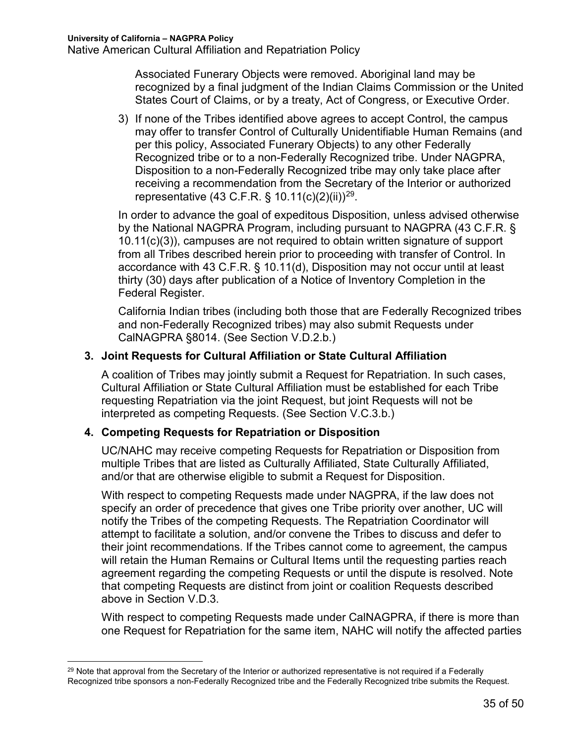Associated Funerary Objects were removed. Aboriginal land may be recognized by a final judgment of the Indian Claims Commission or the United States Court of Claims, or by a treaty, Act of Congress, or Executive Order.

3) If none of the Tribes identified above agrees to accept Control, the campus may offer to transfer Control of Culturally Unidentifiable Human Remains (and per this policy, Associated Funerary Objects) to any other Federally Recognized tribe or to a non-Federally Recognized tribe. Under NAGPRA, Disposition to a non-Federally Recognized tribe may only take place after receiving a recommendation from the Secretary of the Interior or authorized representative (43 C.F.R. § 10.11(c)(2)(ii))[29].

In order to advance the goal of expeditous Disposition, unless advised otherwise by the National NAGPRA Program, including pursuant to NAGPRA (43 C.F.R. § 10.11(c)(3)), campuses are not required to obtain written signature of support from all Tribes described herein prior to proceeding with transfer of Control. In accordance with 43 C.F.R. § 10.11(d), Disposition may not occur until at least thirty (30) days after publication of a Notice of Inventory Completion in the Federal Register.

California Indian tribes (including both those that are Federally Recognized tribes and non-Federally Recognized tribes) may also submit Requests under CalNAGPRA §8014. (See Section V.D.2.b.)

### 3. Joint Requests for Cultural Affiliation or State Cultural Affiliation

A coalition of Tribes may jointly submit a Request for Repatriation. In such cases, Cultural Affiliation or State Cultural Affiliation must be established for each Tribe requesting Repatriation via the joint Request, but joint Requests will not be interpreted as competing Requests. (See Section V.C.3.b.)

### 4. Competing Requests for Repatriation or Disposition

UC/NAHC may receive competing Requests for Repatriation or Disposition from multiple Tribes that are listed as Culturally Affiliated, State Culturally Affiliated, and/or that are otherwise eligible to submit a Request for Disposition.

With respect to competing Requests made under NAGPRA, if the law does not specify an order of precedence that gives one Tribe priority over another, UC will notify the Tribes of the competing Requests. The Repatriation Coordinator will attempt to facilitate a solution, and/or convene the Tribes to discuss and defer to their joint recommendations. If the Tribes cannot come to agreement, the campus will retain the Human Remains or Cultural Items until the requesting parties reach agreement regarding the competing Requests or until the dispute is resolved. Note that competing Requests are distinct from joint or coalition Requests described above in Section V.D.3.

With respect to competing Requests made under CalNAGPRA, if there is more than one Request for Repatriation for the same item, NAHC will notify the affected parties

[29] Note that approval from the Secretary of the Interior or authorized representative is not required if a Federally Recognized tribe sponsors a non-Federally Recognized tribe and the Federally Recognized tribe submits the Request.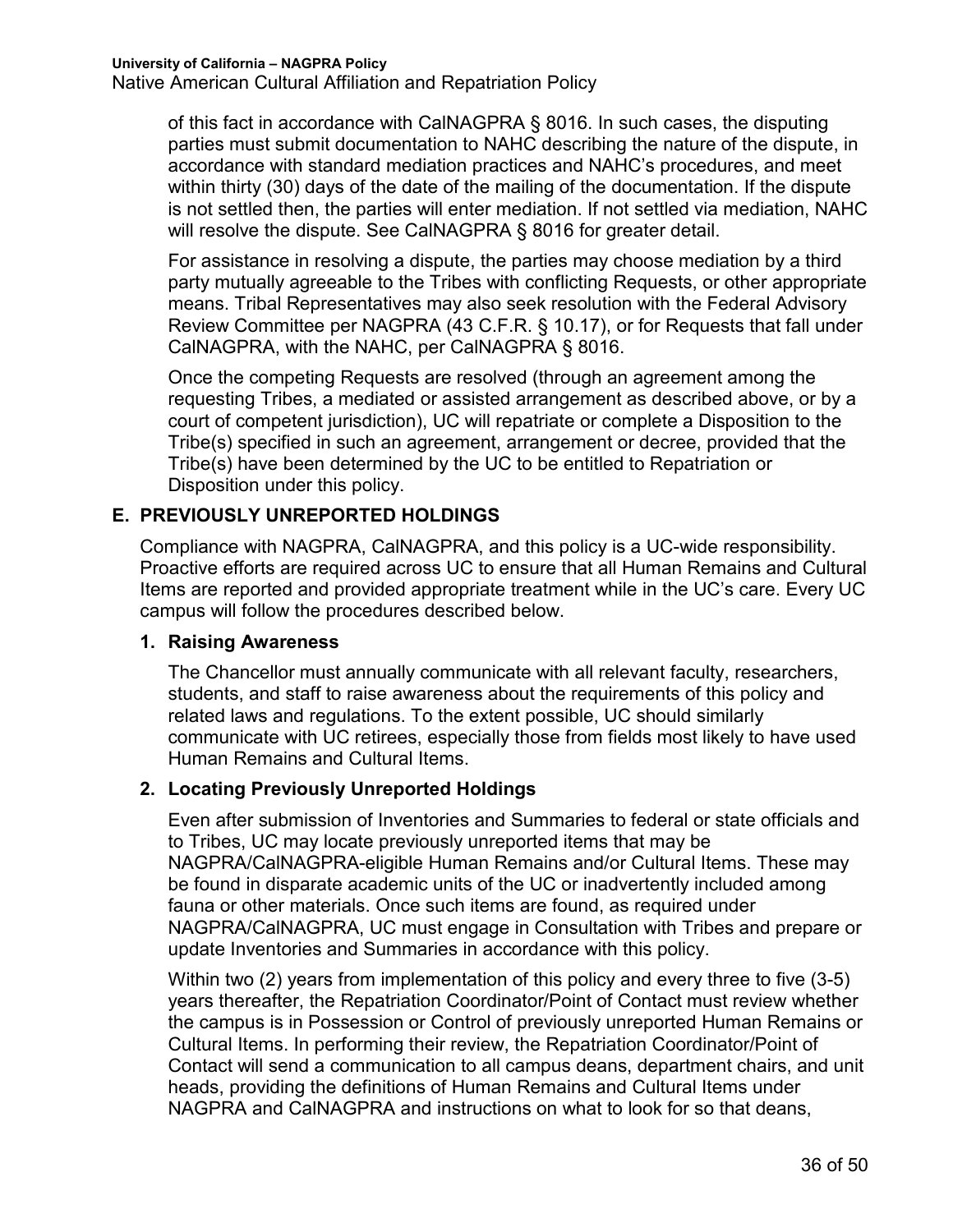of this fact in accordance with CalNAGPRA § 8016. In such cases, the disputing parties must submit documentation to NAHC describing the nature of the dispute, in accordance with standard mediation practices and NAHC's procedures, and meet within thirty (30) days of the date of the mailing of the documentation. If the dispute is not settled then, the parties will enter mediation. If not settled via mediation, NAHC will resolve the dispute. See CalNAGPRA § 8016 for greater detail.

For assistance in resolving a dispute, the parties may choose mediation by a third party mutually agreeable to the Tribes with conflicting Requests, or other appropriate means. Tribal Representatives may also seek resolution with the Federal Advisory Review Committee per NAGPRA (43 C.F.R. § 10.17), or for Requests that fall under CalNAGPRA, with the NAHC, per CalNAGPRA § 8016.

Once the competing Requests are resolved (through an agreement among the requesting Tribes, a mediated or assisted arrangement as described above, or by a court of competent jurisdiction), UC will repatriate or complete a Disposition to the Tribe(s) specified in such an agreement, arrangement or decree, provided that the Tribe(s) have been determined by the UC to be entitled to Repatriation or Disposition under this policy.

## E. PREVIOUSLY UNREPORTED HOLDINGS

Compliance with NAGPRA, CalNAGPRA, and this policy is a UC-wide responsibility. Proactive efforts are required across UC to ensure that all Human Remains and Cultural Items are reported and provided appropriate treatment while in the UC's care. Every UC campus will follow the procedures described below.

### 1. Raising Awareness

The Chancellor must annually communicate with all relevant faculty, researchers, students, and staff to raise awareness about the requirements of this policy and related laws and regulations. To the extent possible, UC should similarly communicate with UC retirees, especially those from fields most likely to have used Human Remains and Cultural Items.

### 2. Locating Previously Unreported Holdings

Even after submission of Inventories and Summaries to federal or state officials and to Tribes, UC may locate previously unreported items that may be NAGPRA/CalNAGPRA-eligible Human Remains and/or Cultural Items. These may be found in disparate academic units of the UC or inadvertently included among fauna or other materials. Once such items are found, as required under NAGPRA/CalNAGPRA, UC must engage in Consultation with Tribes and prepare or update Inventories and Summaries in accordance with this policy.

Within two (2) years from implementation of this policy and every three to five (3-5) years thereafter, the Repatriation Coordinator/Point of Contact must review whether the campus is in Possession or Control of previously unreported Human Remains or Cultural Items. In performing their review, the Repatriation Coordinator/Point of Contact will send a communication to all campus deans, department chairs, and unit heads, providing the definitions of Human Remains and Cultural Items under NAGPRA and CalNAGPRA and instructions on what to look for so that deans,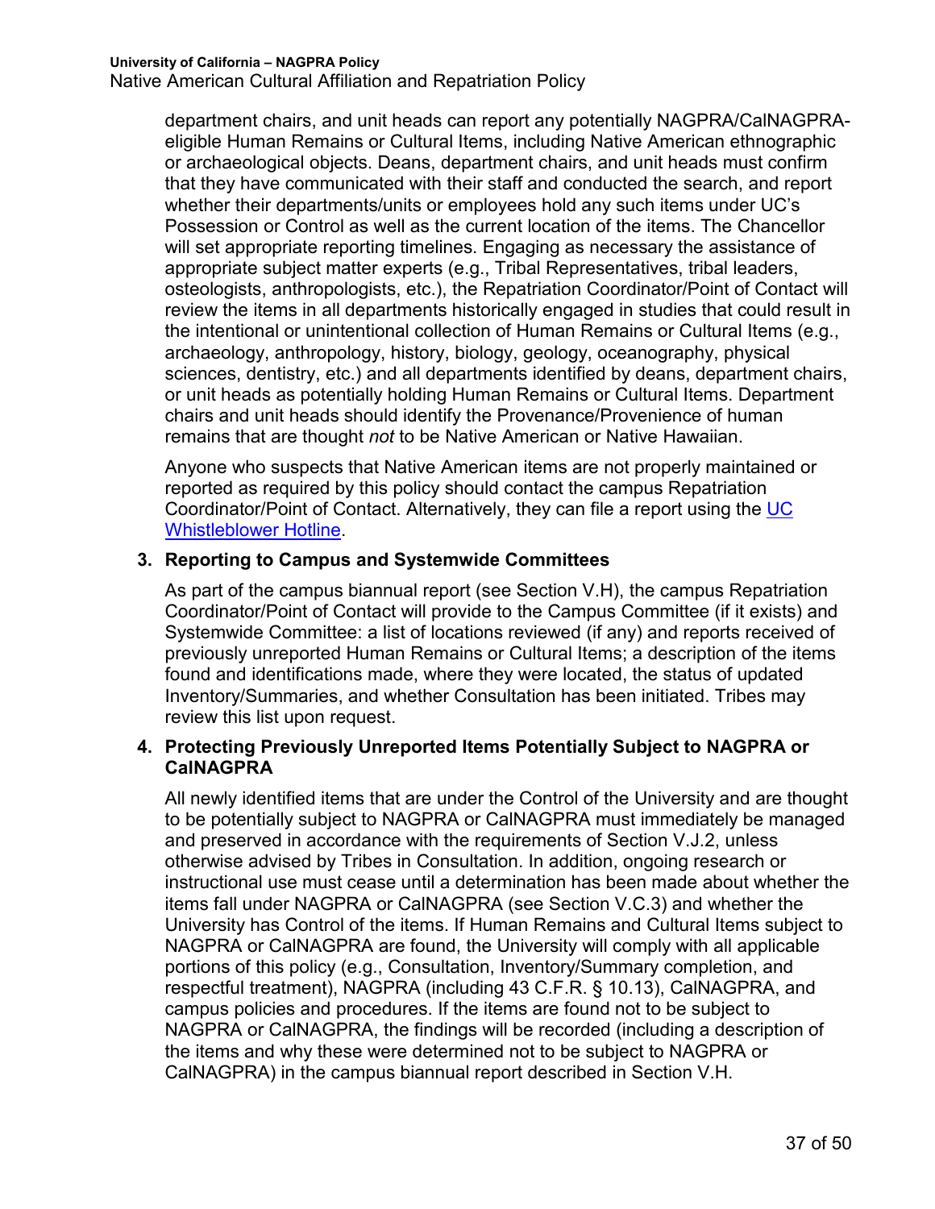department chairs, and unit heads can report any potentially NAGPRA/CalNAGPRA-eligible Human Remains or Cultural Items, including Native American ethnographic or archaeological objects. Deans, department chairs, and unit heads must confirm that they have communicated with their staff and conducted the search, and report whether their departments/units or employees hold any such items under UC's Possession or Control as well as the current location of the items. The Chancellor will set appropriate reporting timelines. Engaging as necessary the assistance of appropriate subject matter experts (e.g., Tribal Representatives, tribal leaders, osteologists, anthropologists, etc.), the Repatriation Coordinator/Point of Contact will review the items in all departments historically engaged in studies that could result in the intentional or unintentional collection of Human Remains or Cultural Items (e.g., archaeology, anthropology, history, biology, geology, oceanography, physical sciences, dentistry, etc.) and all departments identified by deans, department chairs, or unit heads as potentially holding Human Remains or Cultural Items. Department chairs and unit heads should identify the Provenance/Provenience of human remains that are thought *not* to be Native American or Native Hawaiian.

Anyone who suspects that Native American items are not properly maintained or reported as required by this policy should contact the campus Repatriation Coordinator/Point of Contact. Alternatively, they can file a report using the [UC Whistleblower Hotline]().

**3. Reporting to Campus and Systemwide Committees**

As part of the campus biannual report (see Section V.H), the campus Repatriation Coordinator/Point of Contact will provide to the Campus Committee (if it exists) and Systemwide Committee: a list of locations reviewed (if any) and reports received of previously unreported Human Remains or Cultural Items; a description of the items found and identifications made, where they were located, the status of updated Inventory/Summaries, and whether Consultation has been initiated. Tribes may review this list upon request.

**4. Protecting Previously Unreported Items Potentially Subject to NAGPRA or CalNAGPRA**

All newly identified items that are under the Control of the University and are thought to be potentially subject to NAGPRA or CalNAGPRA must immediately be managed and preserved in accordance with the requirements of Section V.J.2, unless otherwise advised by Tribes in Consultation. In addition, ongoing research or instructional use must cease until a determination has been made about whether the items fall under NAGPRA or CalNAGPRA (see Section V.C.3) and whether the University has Control of the items. If Human Remains and Cultural Items subject to NAGPRA or CalNAGPRA are found, the University will comply with all applicable portions of this policy (e.g., Consultation, Inventory/Summary completion, and respectful treatment), NAGPRA (including 43 C.F.R. § 10.13), CalNAGPRA, and campus policies and procedures. If the items are found not to be subject to NAGPRA or CalNAGPRA, the findings will be recorded (including a description of the items and why these were determined not to be subject to NAGPRA or CalNAGPRA) in the campus biannual report described in Section V.H.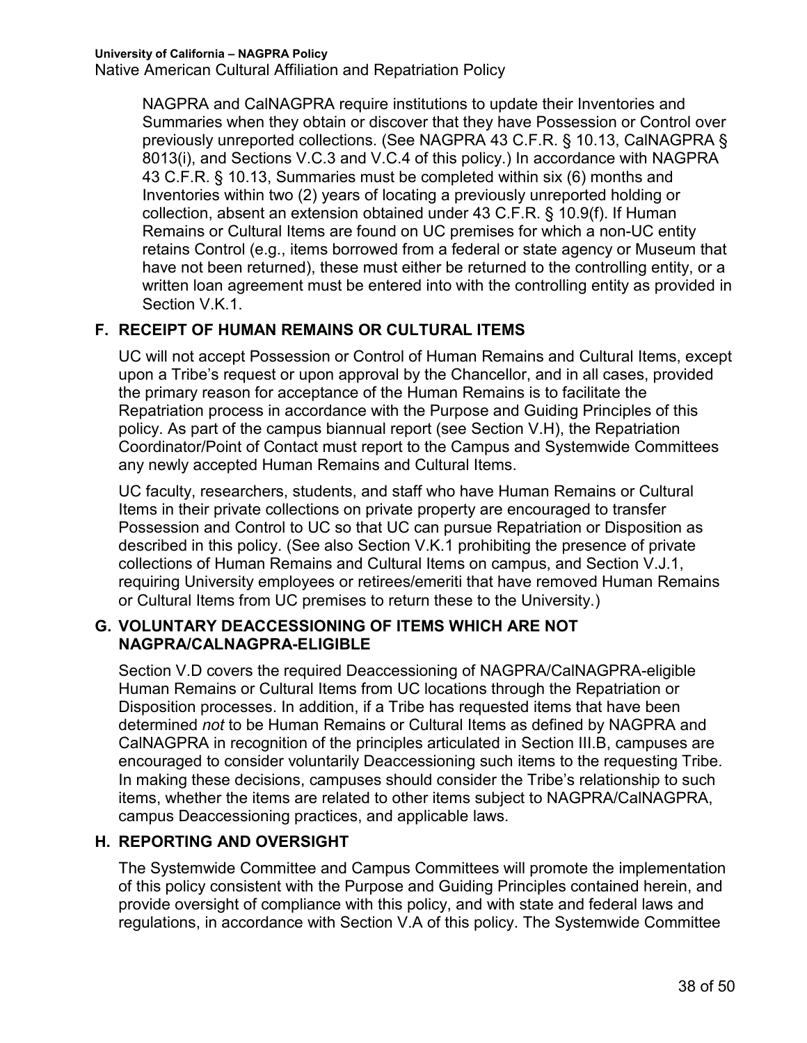NAGPRA and CalNAGPRA require institutions to update their Inventories and Summaries when they obtain or discover that they have Possession or Control over previously unreported collections. (See NAGPRA 43 C.F.R. § 10.13, CalNAGPRA § 8013(i), and Sections V.C.3 and V.C.4 of this policy.) In accordance with NAGPRA 43 C.F.R. § 10.13, Summaries must be completed within six (6) months and Inventories within two (2) years of locating a previously unreported holding or collection, absent an extension obtained under 43 C.F.R. § 10.9(f). If Human Remains or Cultural Items are found on UC premises for which a non-UC entity retains Control (e.g., items borrowed from a federal or state agency or Museum that have not been returned), these must either be returned to the controlling entity, or a written loan agreement must be entered into with the controlling entity as provided in Section V.K.1.

## F. RECEIPT OF HUMAN REMAINS OR CULTURAL ITEMS

UC will not accept Possession or Control of Human Remains and Cultural Items, except upon a Tribe's request or upon approval by the Chancellor, and in all cases, provided the primary reason for acceptance of the Human Remains is to facilitate the Repatriation process in accordance with the Purpose and Guiding Principles of this policy. As part of the campus biannual report (see Section V.H), the Repatriation Coordinator/Point of Contact must report to the Campus and Systemwide Committees any newly accepted Human Remains and Cultural Items.

UC faculty, researchers, students, and staff who have Human Remains or Cultural Items in their private collections on private property are encouraged to transfer Possession and Control to UC so that UC can pursue Repatriation or Disposition as described in this policy. (See also Section V.K.1 prohibiting the presence of private collections of Human Remains and Cultural Items on campus, and Section V.J.1, requiring University employees or retirees/emeriti that have removed Human Remains or Cultural Items from UC premises to return these to the University.)

## G. VOLUNTARY DEACCESSIONING OF ITEMS WHICH ARE NOT NAGPRA/CALNAGPRA-ELIGIBLE

Section V.D covers the required Deaccessioning of NAGPRA/CalNAGPRA-eligible Human Remains or Cultural Items from UC locations through the Repatriation or Disposition processes. In addition, if a Tribe has requested items that have been determined *not* to be Human Remains or Cultural Items as defined by NAGPRA and CalNAGPRA in recognition of the principles articulated in Section III.B, campuses are encouraged to consider voluntarily Deaccessioning such items to the requesting Tribe. In making these decisions, campuses should consider the Tribe's relationship to such items, whether the items are related to other items subject to NAGPRA/CalNAGPRA, campus Deaccessioning practices, and applicable laws.

## H. REPORTING AND OVERSIGHT

The Systemwide Committee and Campus Committees will promote the implementation of this policy consistent with the Purpose and Guiding Principles contained herein, and provide oversight of compliance with this policy, and with state and federal laws and regulations, in accordance with Section V.A of this policy. The Systemwide Committee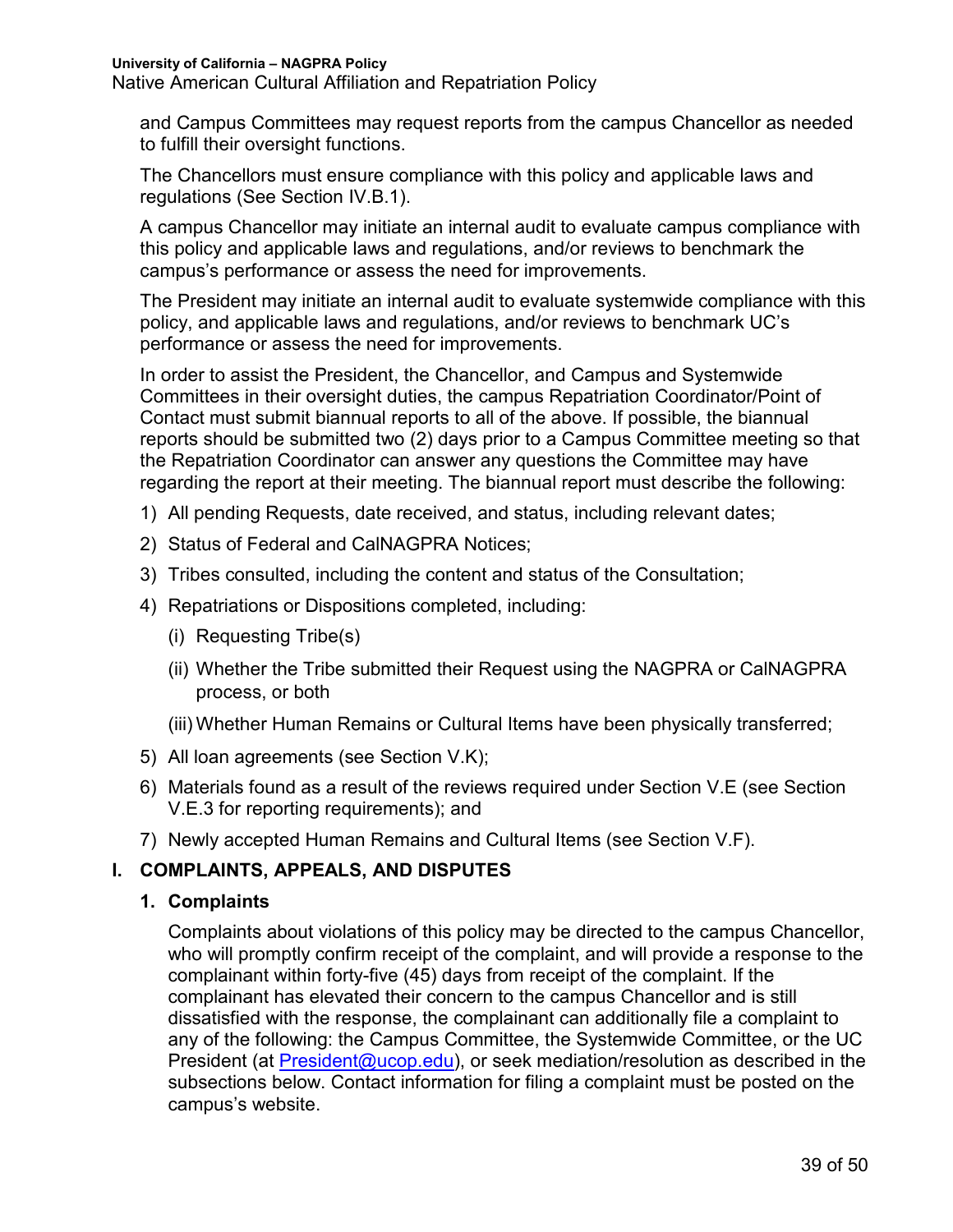and Campus Committees may request reports from the campus Chancellor as needed to fulfill their oversight functions.

The Chancellors must ensure compliance with this policy and applicable laws and regulations (See Section IV.B.1).

A campus Chancellor may initiate an internal audit to evaluate campus compliance with this policy and applicable laws and regulations, and/or reviews to benchmark the campus's performance or assess the need for improvements.

The President may initiate an internal audit to evaluate systemwide compliance with this policy, and applicable laws and regulations, and/or reviews to benchmark UC's performance or assess the need for improvements.

In order to assist the President, the Chancellor, and Campus and Systemwide Committees in their oversight duties, the campus Repatriation Coordinator/Point of Contact must submit biannual reports to all of the above. If possible, the biannual reports should be submitted two (2) days prior to a Campus Committee meeting so that the Repatriation Coordinator can answer any questions the Committee may have regarding the report at their meeting. The biannual report must describe the following:

1) All pending Requests, date received, and status, including relevant dates;
2) Status of Federal and CalNAGPRA Notices;
3) Tribes consulted, including the content and status of the Consultation;
4) Repatriations or Dispositions completed, including:
   (i) Requesting Tribe(s)
   (ii) Whether the Tribe submitted their Request using the NAGPRA or CalNAGPRA process, or both
   (iii) Whether Human Remains or Cultural Items have been physically transferred;
5) All loan agreements (see Section V.K);
6) Materials found as a result of the reviews required under Section V.E (see Section V.E.3 for reporting requirements); and
7) Newly accepted Human Remains and Cultural Items (see Section V.F).

## I. COMPLAINTS, APPEALS, AND DISPUTES

### 1. Complaints

Complaints about violations of this policy may be directed to the campus Chancellor, who will promptly confirm receipt of the complaint, and will provide a response to the complainant within forty-five (45) days from receipt of the complaint. If the complainant has elevated their concern to the campus Chancellor and is still dissatisfied with the response, the complainant can additionally file a complaint to any of the following: the Campus Committee, the Systemwide Committee, or the UC President (at President@ucop.edu), or seek mediation/resolution as described in the subsections below. Contact information for filing a complaint must be posted on the campus's website.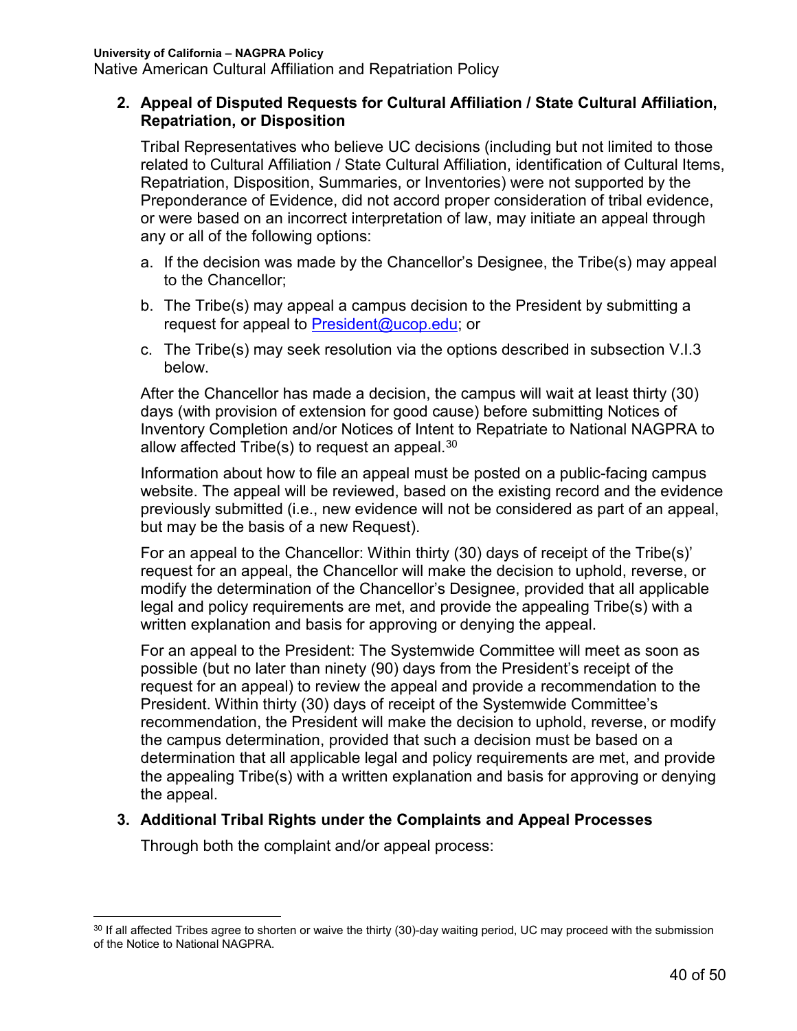2. **Appeal of Disputed Requests for Cultural Affiliation / State Cultural Affiliation, Repatriation, or Disposition**

   Tribal Representatives who believe UC decisions (including but not limited to those related to Cultural Affiliation / State Cultural Affiliation, identification of Cultural Items, Repatriation, Disposition, Summaries, or Inventories) were not supported by the Preponderance of Evidence, did not accord proper consideration of tribal evidence, or were based on an incorrect interpretation of law, may initiate an appeal through any or all of the following options:

   a. If the decision was made by the Chancellor's Designee, the Tribe(s) may appeal to the Chancellor;

   b. The Tribe(s) may appeal a campus decision to the President by submitting a request for appeal to President@ucop.edu; or

   c. The Tribe(s) may seek resolution via the options described in subsection V.I.3 below.

   After the Chancellor has made a decision, the campus will wait at least thirty (30) days (with provision of extension for good cause) before submitting Notices of Inventory Completion and/or Notices of Intent to Repatriate to National NAGPRA to allow affected Tribe(s) to request an appeal.[30]

   Information about how to file an appeal must be posted on a public-facing campus website. The appeal will be reviewed, based on the existing record and the evidence previously submitted (i.e., new evidence will not be considered as part of an appeal, but may be the basis of a new Request).

   For an appeal to the Chancellor: Within thirty (30) days of receipt of the Tribe(s)' request for an appeal, the Chancellor will make the decision to uphold, reverse, or modify the determination of the Chancellor's Designee, provided that all applicable legal and policy requirements are met, and provide the appealing Tribe(s) with a written explanation and basis for approving or denying the appeal.

   For an appeal to the President: The Systemwide Committee will meet as soon as possible (but no later than ninety (90) days from the President's receipt of the request for an appeal) to review the appeal and provide a recommendation to the President. Within thirty (30) days of receipt of the Systemwide Committee's recommendation, the President will make the decision to uphold, reverse, or modify the campus determination, provided that such a decision must be based on a determination that all applicable legal and policy requirements are met, and provide the appealing Tribe(s) with a written explanation and basis for approving or denying the appeal.

3. **Additional Tribal Rights under the Complaints and Appeal Processes**

   Through both the complaint and/or appeal process:

---

[30] If all affected Tribes agree to shorten or waive the thirty (30)-day waiting period, UC may proceed with the submission of the Notice to National NAGPRA.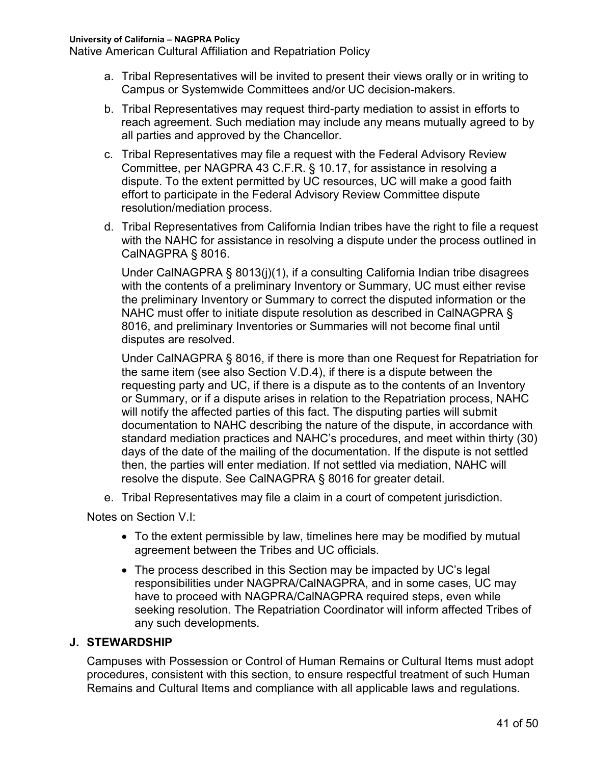a. Tribal Representatives will be invited to present their views orally or in writing to Campus or Systemwide Committees and/or UC decision-makers.

b. Tribal Representatives may request third-party mediation to assist in efforts to reach agreement. Such mediation may include any means mutually agreed to by all parties and approved by the Chancellor.

c. Tribal Representatives may file a request with the Federal Advisory Review Committee, per NAGPRA 43 C.F.R. § 10.17, for assistance in resolving a dispute. To the extent permitted by UC resources, UC will make a good faith effort to participate in the Federal Advisory Review Committee dispute resolution/mediation process.

d. Tribal Representatives from California Indian tribes have the right to file a request with the NAHC for assistance in resolving a dispute under the process outlined in CalNAGPRA § 8016.

   Under CalNAGPRA § 8013(j)(1), if a consulting California Indian tribe disagrees with the contents of a preliminary Inventory or Summary, UC must either revise the preliminary Inventory or Summary to correct the disputed information or the NAHC must offer to initiate dispute resolution as described in CalNAGPRA § 8016, and preliminary Inventories or Summaries will not become final until disputes are resolved.

   Under CalNAGPRA § 8016, if there is more than one Request for Repatriation for the same item (see also Section V.D.4), if there is a dispute between the requesting party and UC, if there is a dispute as to the contents of an Inventory or Summary, or if a dispute arises in relation to the Repatriation process, NAHC will notify the affected parties of this fact. The disputing parties will submit documentation to NAHC describing the nature of the dispute, in accordance with standard mediation practices and NAHC's procedures, and meet within thirty (30) days of the date of the mailing of the documentation. If the dispute is not settled then, the parties will enter mediation. If not settled via mediation, NAHC will resolve the dispute. See CalNAGPRA § 8016 for greater detail.

e. Tribal Representatives may file a claim in a court of competent jurisdiction.

Notes on Section V.I:

- To the extent permissible by law, timelines here may be modified by mutual agreement between the Tribes and UC officials.
- The process described in this Section may be impacted by UC's legal responsibilities under NAGPRA/CalNAGPRA, and in some cases, UC may have to proceed with NAGPRA/CalNAGPRA required steps, even while seeking resolution. The Repatriation Coordinator will inform affected Tribes of any such developments.

### J. STEWARDSHIP

Campuses with Possession or Control of Human Remains or Cultural Items must adopt procedures, consistent with this section, to ensure respectful treatment of such Human Remains and Cultural Items and compliance with all applicable laws and regulations.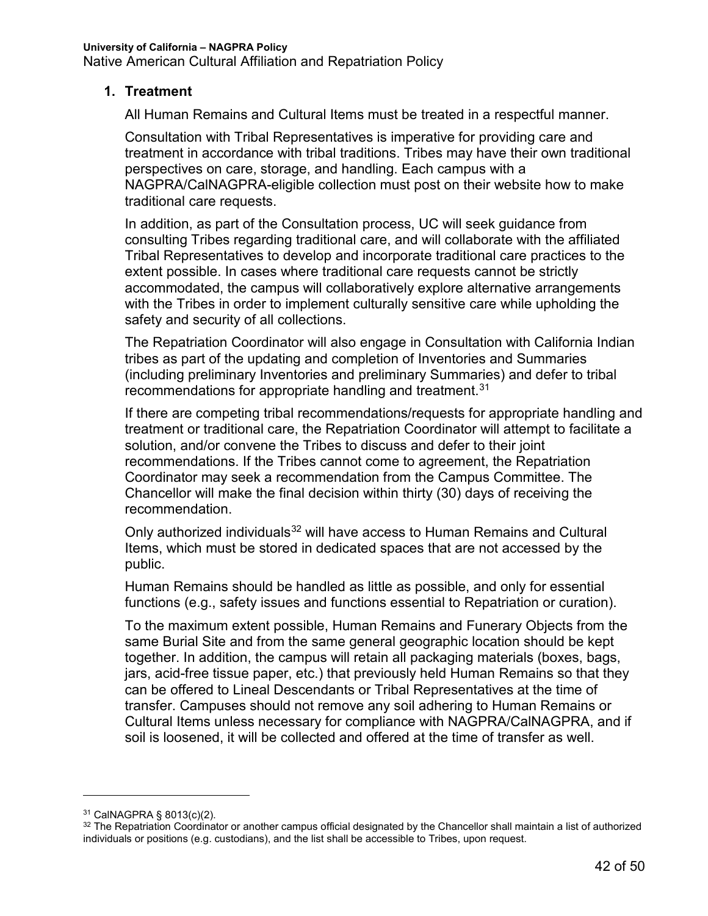## 1. Treatment

All Human Remains and Cultural Items must be treated in a respectful manner.

Consultation with Tribal Representatives is imperative for providing care and treatment in accordance with tribal traditions. Tribes may have their own traditional perspectives on care, storage, and handling. Each campus with a NAGPRA/CalNAGPRA-eligible collection must post on their website how to make traditional care requests.

In addition, as part of the Consultation process, UC will seek guidance from consulting Tribes regarding traditional care, and will collaborate with the affiliated Tribal Representatives to develop and incorporate traditional care practices to the extent possible. In cases where traditional care requests cannot be strictly accommodated, the campus will collaboratively explore alternative arrangements with the Tribes in order to implement culturally sensitive care while upholding the safety and security of all collections.

The Repatriation Coordinator will also engage in Consultation with California Indian tribes as part of the updating and completion of Inventories and Summaries (including preliminary Inventories and preliminary Summaries) and defer to tribal recommendations for appropriate handling and treatment.[31]

If there are competing tribal recommendations/requests for appropriate handling and treatment or traditional care, the Repatriation Coordinator will attempt to facilitate a solution, and/or convene the Tribes to discuss and defer to their joint recommendations. If the Tribes cannot come to agreement, the Repatriation Coordinator may seek a recommendation from the Campus Committee. The Chancellor will make the final decision within thirty (30) days of receiving the recommendation.

Only authorized individuals[32] will have access to Human Remains and Cultural Items, which must be stored in dedicated spaces that are not accessed by the public.

Human Remains should be handled as little as possible, and only for essential functions (e.g., safety issues and functions essential to Repatriation or curation).

To the maximum extent possible, Human Remains and Funerary Objects from the same Burial Site and from the same general geographic location should be kept together. In addition, the campus will retain all packaging materials (boxes, bags, jars, acid-free tissue paper, etc.) that previously held Human Remains so that they can be offered to Lineal Descendants or Tribal Representatives at the time of transfer. Campuses should not remove any soil adhering to Human Remains or Cultural Items unless necessary for compliance with NAGPRA/CalNAGPRA, and if soil is loosened, it will be collected and offered at the time of transfer as well.

---

[31] CalNAGPRA § 8013(c)(2).

[32] The Repatriation Coordinator or another campus official designated by the Chancellor shall maintain a list of authorized individuals or positions (e.g. custodians), and the list shall be accessible to Tribes, upon request.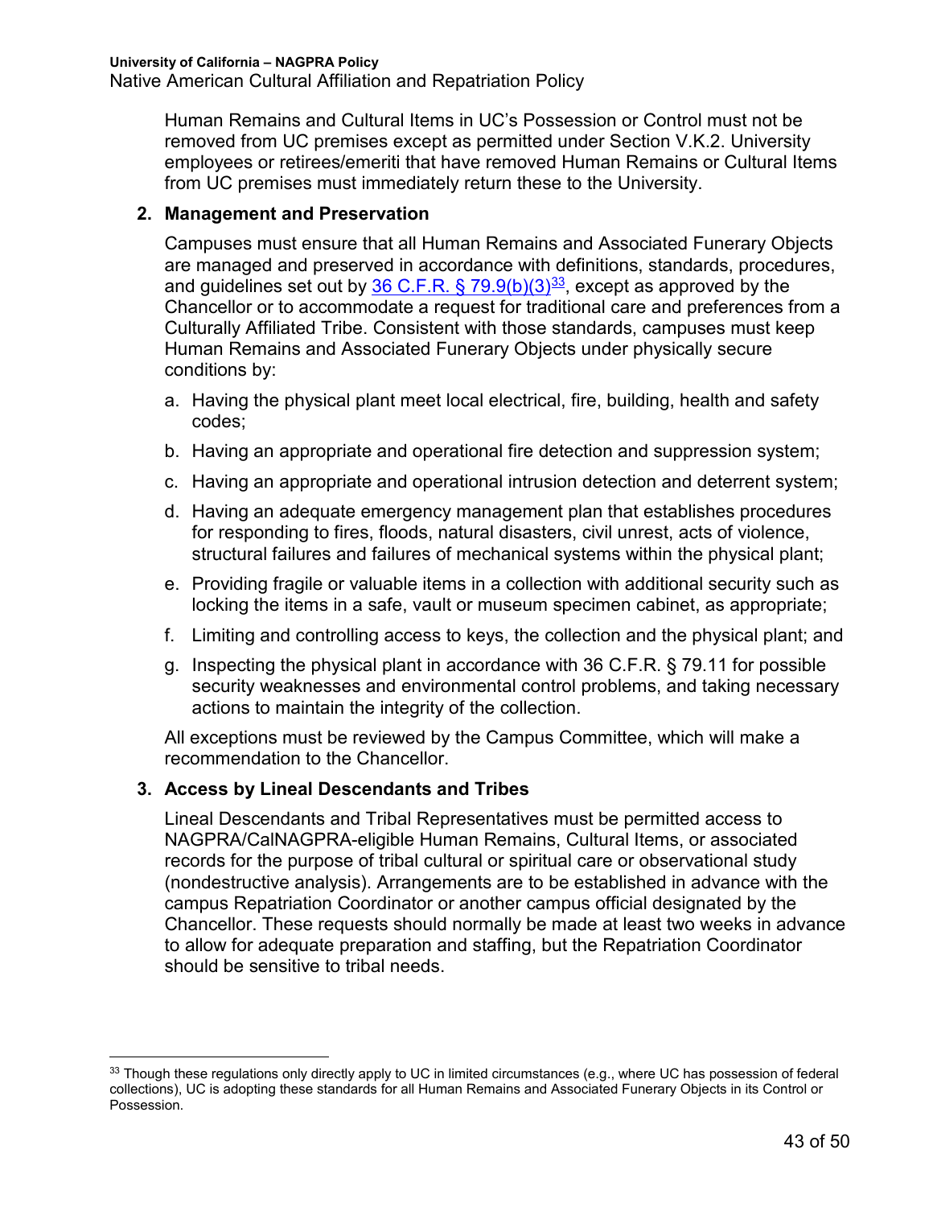Human Remains and Cultural Items in UC's Possession or Control must not be removed from UC premises except as permitted under Section V.K.2. University employees or retirees/emeriti that have removed Human Remains or Cultural Items from UC premises must immediately return these to the University.

**2. Management and Preservation**

Campuses must ensure that all Human Remains and Associated Funerary Objects are managed and preserved in accordance with definitions, standards, procedures, and guidelines set out by 36 C.F.R. § 79.9(b)(3)[33], except as approved by the Chancellor or to accommodate a request for traditional care and preferences from a Culturally Affiliated Tribe. Consistent with those standards, campuses must keep Human Remains and Associated Funerary Objects under physically secure conditions by:

a. Having the physical plant meet local electrical, fire, building, health and safety codes;

b. Having an appropriate and operational fire detection and suppression system;

c. Having an appropriate and operational intrusion detection and deterrent system;

d. Having an adequate emergency management plan that establishes procedures for responding to fires, floods, natural disasters, civil unrest, acts of violence, structural failures and failures of mechanical systems within the physical plant;

e. Providing fragile or valuable items in a collection with additional security such as locking the items in a safe, vault or museum specimen cabinet, as appropriate;

f. Limiting and controlling access to keys, the collection and the physical plant; and

g. Inspecting the physical plant in accordance with 36 C.F.R. § 79.11 for possible security weaknesses and environmental control problems, and taking necessary actions to maintain the integrity of the collection.

All exceptions must be reviewed by the Campus Committee, which will make a recommendation to the Chancellor.

**3. Access by Lineal Descendants and Tribes**

Lineal Descendants and Tribal Representatives must be permitted access to NAGPRA/CalNAGPRA-eligible Human Remains, Cultural Items, or associated records for the purpose of tribal cultural or spiritual care or observational study (nondestructive analysis). Arrangements are to be established in advance with the campus Repatriation Coordinator or another campus official designated by the Chancellor. These requests should normally be made at least two weeks in advance to allow for adequate preparation and staffing, but the Repatriation Coordinator should be sensitive to tribal needs.

[33] Though these regulations only directly apply to UC in limited circumstances (e.g., where UC has possession of federal collections), UC is adopting these standards for all Human Remains and Associated Funerary Objects in its Control or Possession.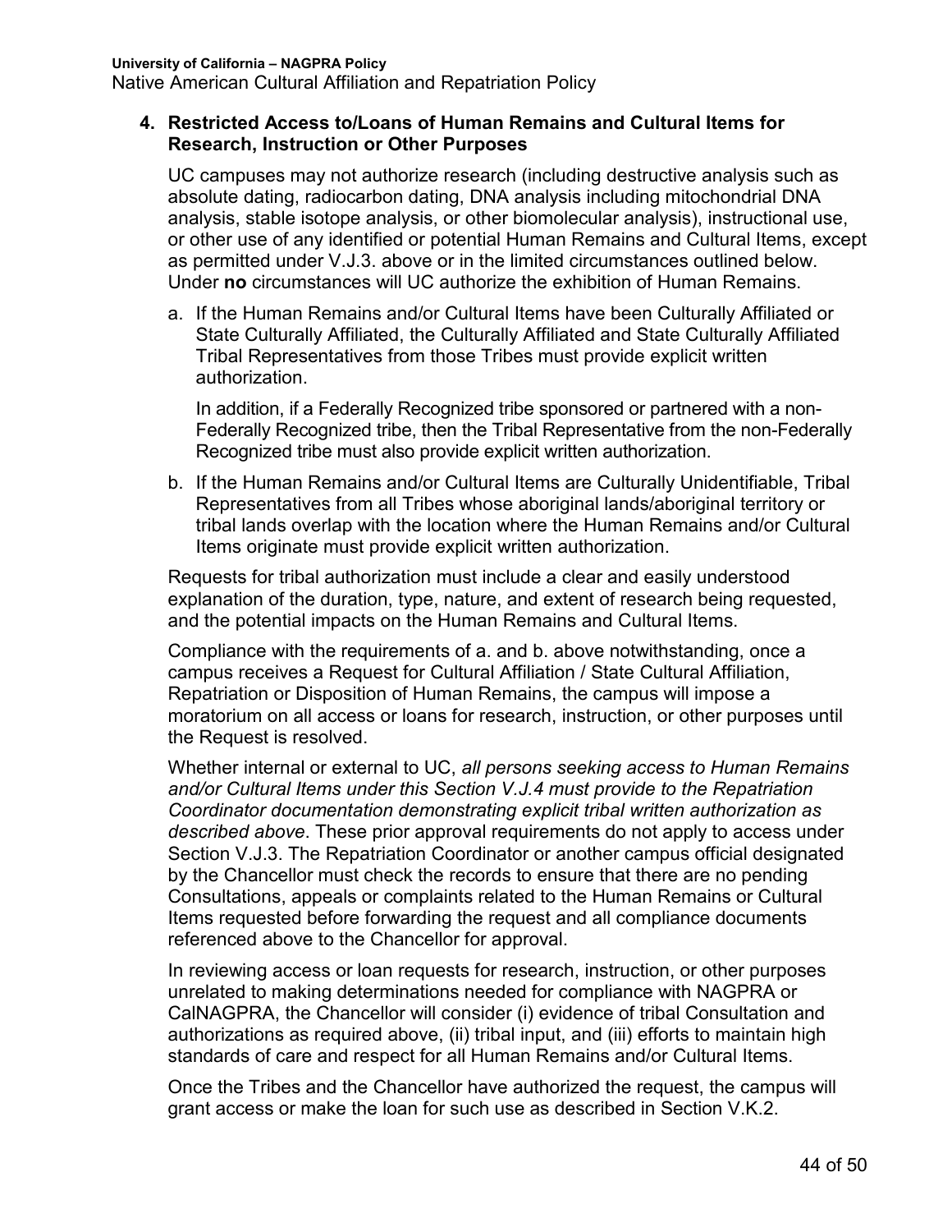#### 4. Restricted Access to/Loans of Human Remains and Cultural Items for Research, Instruction or Other Purposes

UC campuses may not authorize research (including destructive analysis such as absolute dating, radiocarbon dating, DNA analysis including mitochondrial DNA analysis, stable isotope analysis, or other biomolecular analysis), instructional use, or other use of any identified or potential Human Remains and Cultural Items, except as permitted under V.J.3. above or in the limited circumstances outlined below. Under **no** circumstances will UC authorize the exhibition of Human Remains.

a. If the Human Remains and/or Cultural Items have been Culturally Affiliated or State Culturally Affiliated, the Culturally Affiliated and State Culturally Affiliated Tribal Representatives from those Tribes must provide explicit written authorization.

   In addition, if a Federally Recognized tribe sponsored or partnered with a non-Federally Recognized tribe, then the Tribal Representative from the non-Federally Recognized tribe must also provide explicit written authorization.

b. If the Human Remains and/or Cultural Items are Culturally Unidentifiable, Tribal Representatives from all Tribes whose aboriginal lands/aboriginal territory or tribal lands overlap with the location where the Human Remains and/or Cultural Items originate must provide explicit written authorization.

Requests for tribal authorization must include a clear and easily understood explanation of the duration, type, nature, and extent of research being requested, and the potential impacts on the Human Remains and Cultural Items.

Compliance with the requirements of a. and b. above notwithstanding, once a campus receives a Request for Cultural Affiliation / State Cultural Affiliation, Repatriation or Disposition of Human Remains, the campus will impose a moratorium on all access or loans for research, instruction, or other purposes until the Request is resolved.

Whether internal or external to UC, *all persons seeking access to Human Remains and/or Cultural Items under this Section V.J.4 must provide to the Repatriation Coordinator documentation demonstrating explicit tribal written authorization as described above*. These prior approval requirements do not apply to access under Section V.J.3. The Repatriation Coordinator or another campus official designated by the Chancellor must check the records to ensure that there are no pending Consultations, appeals or complaints related to the Human Remains or Cultural Items requested before forwarding the request and all compliance documents referenced above to the Chancellor for approval.

In reviewing access or loan requests for research, instruction, or other purposes unrelated to making determinations needed for compliance with NAGPRA or CalNAGPRA, the Chancellor will consider (i) evidence of tribal Consultation and authorizations as required above, (ii) tribal input, and (iii) efforts to maintain high standards of care and respect for all Human Remains and/or Cultural Items.

Once the Tribes and the Chancellor have authorized the request, the campus will grant access or make the loan for such use as described in Section V.K.2.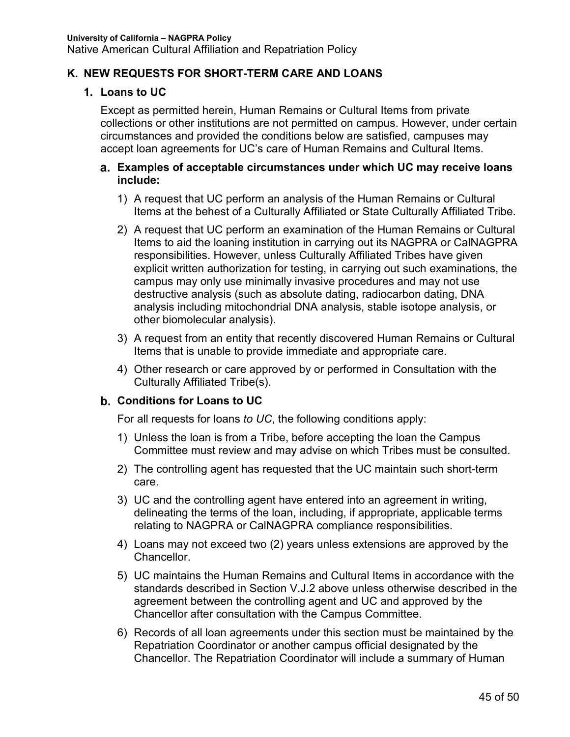## K. NEW REQUESTS FOR SHORT-TERM CARE AND LOANS

### 1. Loans to UC

Except as permitted herein, Human Remains or Cultural Items from private collections or other institutions are not permitted on campus. However, under certain circumstances and provided the conditions below are satisfied, campuses may accept loan agreements for UC's care of Human Remains and Cultural Items.

#### a. Examples of acceptable circumstances under which UC may receive loans include:

1) A request that UC perform an analysis of the Human Remains or Cultural Items at the behest of a Culturally Affiliated or State Culturally Affiliated Tribe.
2) A request that UC perform an examination of the Human Remains or Cultural Items to aid the loaning institution in carrying out its NAGPRA or CalNAGPRA responsibilities. However, unless Culturally Affiliated Tribes have given explicit written authorization for testing, in carrying out such examinations, the campus may only use minimally invasive procedures and may not use destructive analysis (such as absolute dating, radiocarbon dating, DNA analysis including mitochondrial DNA analysis, stable isotope analysis, or other biomolecular analysis).
3) A request from an entity that recently discovered Human Remains or Cultural Items that is unable to provide immediate and appropriate care.
4) Other research or care approved by or performed in Consultation with the Culturally Affiliated Tribe(s).

#### b. Conditions for Loans to UC

For all requests for loans *to UC*, the following conditions apply:

1) Unless the loan is from a Tribe, before accepting the loan the Campus Committee must review and may advise on which Tribes must be consulted.
2) The controlling agent has requested that the UC maintain such short-term care.
3) UC and the controlling agent have entered into an agreement in writing, delineating the terms of the loan, including, if appropriate, applicable terms relating to NAGPRA or CalNAGPRA compliance responsibilities.
4) Loans may not exceed two (2) years unless extensions are approved by the Chancellor.
5) UC maintains the Human Remains and Cultural Items in accordance with the standards described in Section V.J.2 above unless otherwise described in the agreement between the controlling agent and UC and approved by the Chancellor after consultation with the Campus Committee.
6) Records of all loan agreements under this section must be maintained by the Repatriation Coordinator or another campus official designated by the Chancellor. The Repatriation Coordinator will include a summary of Human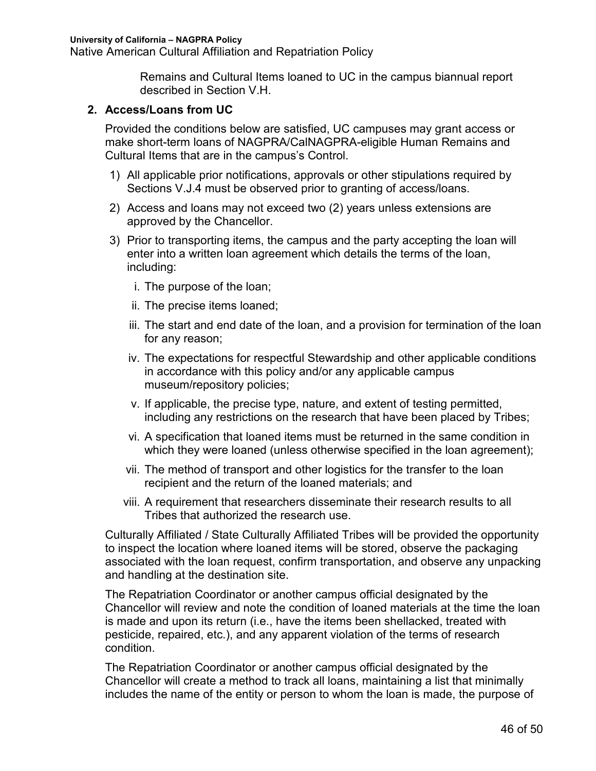Remains and Cultural Items loaned to UC in the campus biannual report described in Section V.H.

**2. Access/Loans from UC**

Provided the conditions below are satisfied, UC campuses may grant access or make short-term loans of NAGPRA/CalNAGPRA-eligible Human Remains and Cultural Items that are in the campus's Control.

1) All applicable prior notifications, approvals or other stipulations required by Sections V.J.4 must be observed prior to granting of access/loans.
2) Access and loans may not exceed two (2) years unless extensions are approved by the Chancellor.
3) Prior to transporting items, the campus and the party accepting the loan will enter into a written loan agreement which details the terms of the loan, including:
   i. The purpose of the loan;
   ii. The precise items loaned;
   iii. The start and end date of the loan, and a provision for termination of the loan for any reason;
   iv. The expectations for respectful Stewardship and other applicable conditions in accordance with this policy and/or any applicable campus museum/repository policies;
   v. If applicable, the precise type, nature, and extent of testing permitted, including any restrictions on the research that have been placed by Tribes;
   vi. A specification that loaned items must be returned in the same condition in which they were loaned (unless otherwise specified in the loan agreement);
   vii. The method of transport and other logistics for the transfer to the loan recipient and the return of the loaned materials; and
   viii. A requirement that researchers disseminate their research results to all Tribes that authorized the research use.

Culturally Affiliated / State Culturally Affiliated Tribes will be provided the opportunity to inspect the location where loaned items will be stored, observe the packaging associated with the loan request, confirm transportation, and observe any unpacking and handling at the destination site.

The Repatriation Coordinator or another campus official designated by the Chancellor will review and note the condition of loaned materials at the time the loan is made and upon its return (i.e., have the items been shellacked, treated with pesticide, repaired, etc.), and any apparent violation of the terms of research condition.

The Repatriation Coordinator or another campus official designated by the Chancellor will create a method to track all loans, maintaining a list that minimally includes the name of the entity or person to whom the loan is made, the purpose of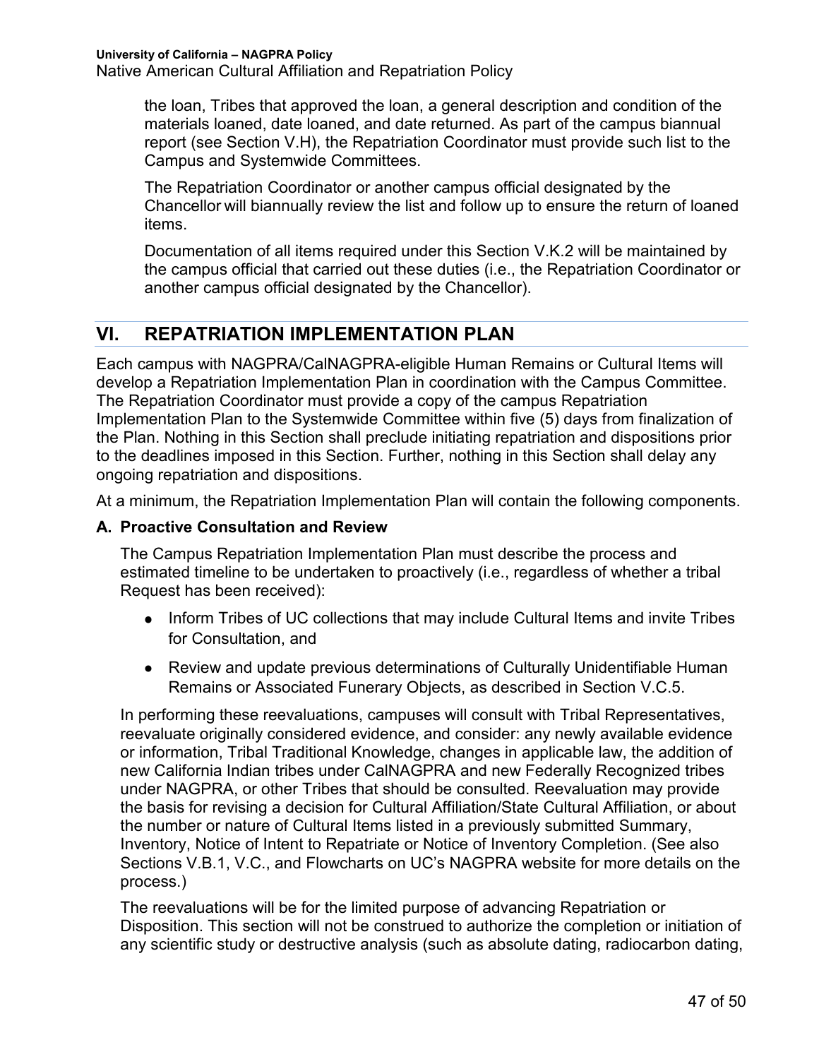the loan, Tribes that approved the loan, a general description and condition of the materials loaned, date loaned, and date returned. As part of the campus biannual report (see Section V.H), the Repatriation Coordinator must provide such list to the Campus and Systemwide Committees.

The Repatriation Coordinator or another campus official designated by the Chancellor will biannually review the list and follow up to ensure the return of loaned items.

Documentation of all items required under this Section V.K.2 will be maintained by the campus official that carried out these duties (i.e., the Repatriation Coordinator or another campus official designated by the Chancellor).

# VI. REPATRIATION IMPLEMENTATION PLAN

Each campus with NAGPRA/CalNAGPRA-eligible Human Remains or Cultural Items will develop a Repatriation Implementation Plan in coordination with the Campus Committee. The Repatriation Coordinator must provide a copy of the campus Repatriation Implementation Plan to the Systemwide Committee within five (5) days from finalization of the Plan. Nothing in this Section shall preclude initiating repatriation and dispositions prior to the deadlines imposed in this Section. Further, nothing in this Section shall delay any ongoing repatriation and dispositions.

At a minimum, the Repatriation Implementation Plan will contain the following components.

### A. Proactive Consultation and Review

The Campus Repatriation Implementation Plan must describe the process and estimated timeline to be undertaken to proactively (i.e., regardless of whether a tribal Request has been received):

- Inform Tribes of UC collections that may include Cultural Items and invite Tribes for Consultation, and
- Review and update previous determinations of Culturally Unidentifiable Human Remains or Associated Funerary Objects, as described in Section V.C.5.

In performing these reevaluations, campuses will consult with Tribal Representatives, reevaluate originally considered evidence, and consider: any newly available evidence or information, Tribal Traditional Knowledge, changes in applicable law, the addition of new California Indian tribes under CalNAGPRA and new Federally Recognized tribes under NAGPRA, or other Tribes that should be consulted. Reevaluation may provide the basis for revising a decision for Cultural Affiliation/State Cultural Affiliation, or about the number or nature of Cultural Items listed in a previously submitted Summary, Inventory, Notice of Intent to Repatriate or Notice of Inventory Completion. (See also Sections V.B.1, V.C., and Flowcharts on UC's NAGPRA website for more details on the process.)

The reevaluations will be for the limited purpose of advancing Repatriation or Disposition. This section will not be construed to authorize the completion or initiation of any scientific study or destructive analysis (such as absolute dating, radiocarbon dating,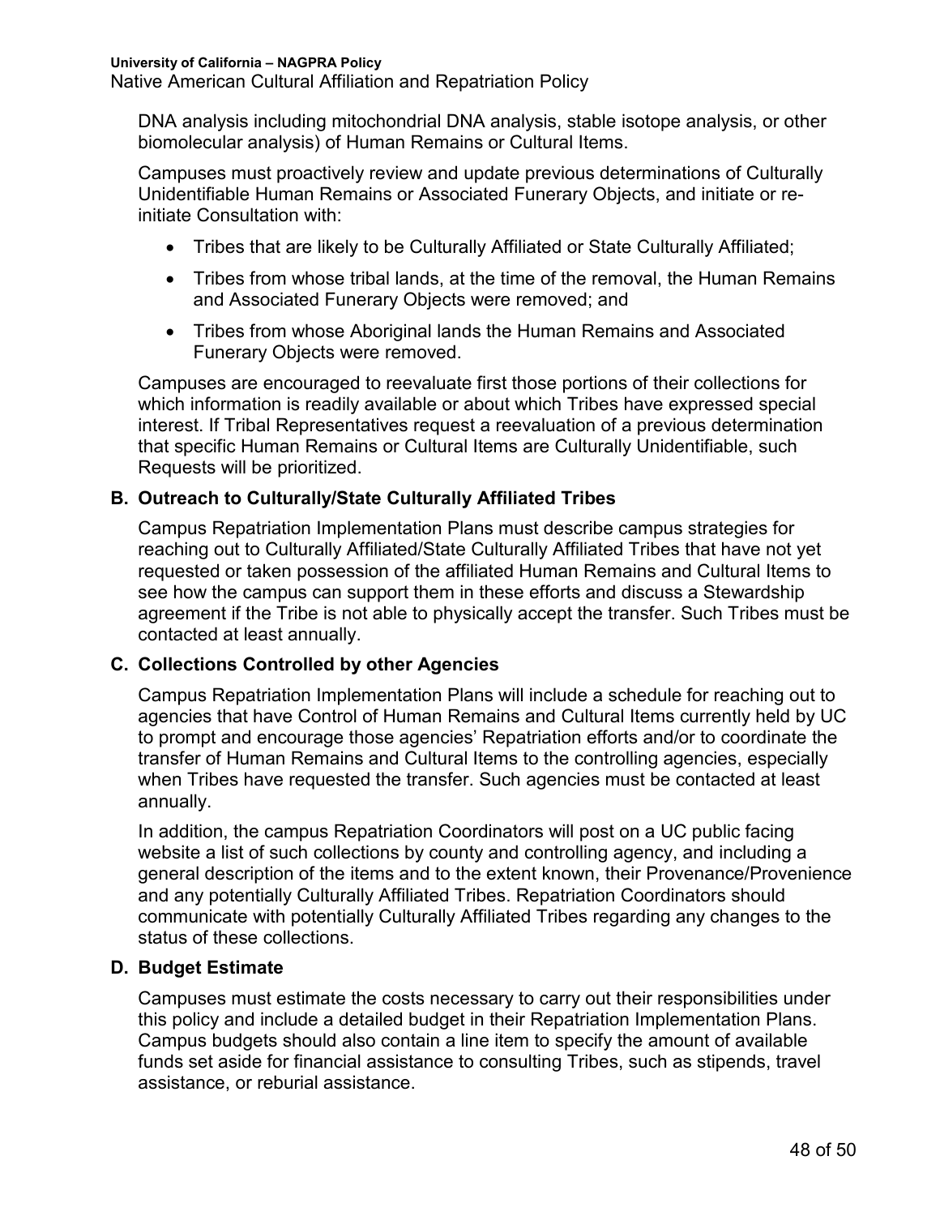DNA analysis including mitochondrial DNA analysis, stable isotope analysis, or other biomolecular analysis) of Human Remains or Cultural Items.

Campuses must proactively review and update previous determinations of Culturally Unidentifiable Human Remains or Associated Funerary Objects, and initiate or re-initiate Consultation with:

- Tribes that are likely to be Culturally Affiliated or State Culturally Affiliated;
- Tribes from whose tribal lands, at the time of the removal, the Human Remains and Associated Funerary Objects were removed; and
- Tribes from whose Aboriginal lands the Human Remains and Associated Funerary Objects were removed.

Campuses are encouraged to reevaluate first those portions of their collections for which information is readily available or about which Tribes have expressed special interest. If Tribal Representatives request a reevaluation of a previous determination that specific Human Remains or Cultural Items are Culturally Unidentifiable, such Requests will be prioritized.

### B. Outreach to Culturally/State Culturally Affiliated Tribes

Campus Repatriation Implementation Plans must describe campus strategies for reaching out to Culturally Affiliated/State Culturally Affiliated Tribes that have not yet requested or taken possession of the affiliated Human Remains and Cultural Items to see how the campus can support them in these efforts and discuss a Stewardship agreement if the Tribe is not able to physically accept the transfer. Such Tribes must be contacted at least annually.

### C. Collections Controlled by other Agencies

Campus Repatriation Implementation Plans will include a schedule for reaching out to agencies that have Control of Human Remains and Cultural Items currently held by UC to prompt and encourage those agencies' Repatriation efforts and/or to coordinate the transfer of Human Remains and Cultural Items to the controlling agencies, especially when Tribes have requested the transfer. Such agencies must be contacted at least annually.

In addition, the campus Repatriation Coordinators will post on a UC public facing website a list of such collections by county and controlling agency, and including a general description of the items and to the extent known, their Provenance/Provenience and any potentially Culturally Affiliated Tribes. Repatriation Coordinators should communicate with potentially Culturally Affiliated Tribes regarding any changes to the status of these collections.

### D. Budget Estimate

Campuses must estimate the costs necessary to carry out their responsibilities under this policy and include a detailed budget in their Repatriation Implementation Plans. Campus budgets should also contain a line item to specify the amount of available funds set aside for financial assistance to consulting Tribes, such as stipends, travel assistance, or reburial assistance.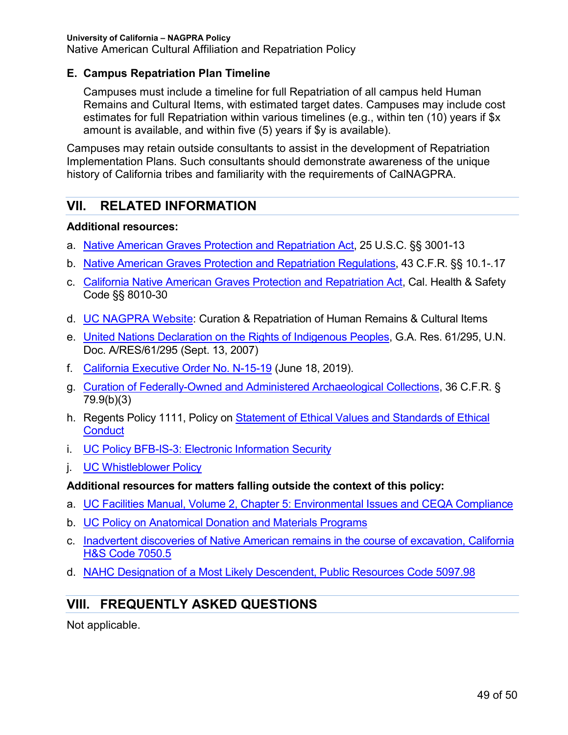### E. Campus Repatriation Plan Timeline

Campuses must include a timeline for full Repatriation of all campus held Human Remains and Cultural Items, with estimated target dates. Campuses may include cost estimates for full Repatriation within various timelines (e.g., within ten (10) years if $x amount is available, and within five (5) years if $y is available).

Campuses may retain outside consultants to assist in the development of Repatriation Implementation Plans. Such consultants should demonstrate awareness of the unique history of California tribes and familiarity with the requirements of CalNAGPRA.

## VII. RELATED INFORMATION

**Additional resources:**

a. Native American Graves Protection and Repatriation Act, 25 U.S.C. §§ 3001-13

b. Native American Graves Protection and Repatriation Regulations, 43 C.F.R. §§ 10.1-.17

c. California Native American Graves Protection and Repatriation Act, Cal. Health & Safety Code §§ 8010-30

d. UC NAGPRA Website: Curation & Repatriation of Human Remains & Cultural Items

e. United Nations Declaration on the Rights of Indigenous Peoples, G.A. Res. 61/295, U.N. Doc. A/RES/61/295 (Sept. 13, 2007)

f. California Executive Order No. N-15-19 (June 18, 2019).

g. Curation of Federally-Owned and Administered Archaeological Collections, 36 C.F.R. § 79.9(b)(3)

h. Regents Policy 1111, Policy on Statement of Ethical Values and Standards of Ethical Conduct

i. UC Policy BFB-IS-3: Electronic Information Security

j. UC Whistleblower Policy

**Additional resources for matters falling outside the context of this policy:**

a. UC Facilities Manual, Volume 2, Chapter 5: Environmental Issues and CEQA Compliance

b. UC Policy on Anatomical Donation and Materials Programs

c. Inadvertent discoveries of Native American remains in the course of excavation, California H&S Code 7050.5

d. NAHC Designation of a Most Likely Descendent, Public Resources Code 5097.98

## VIII. FREQUENTLY ASKED QUESTIONS

Not applicable.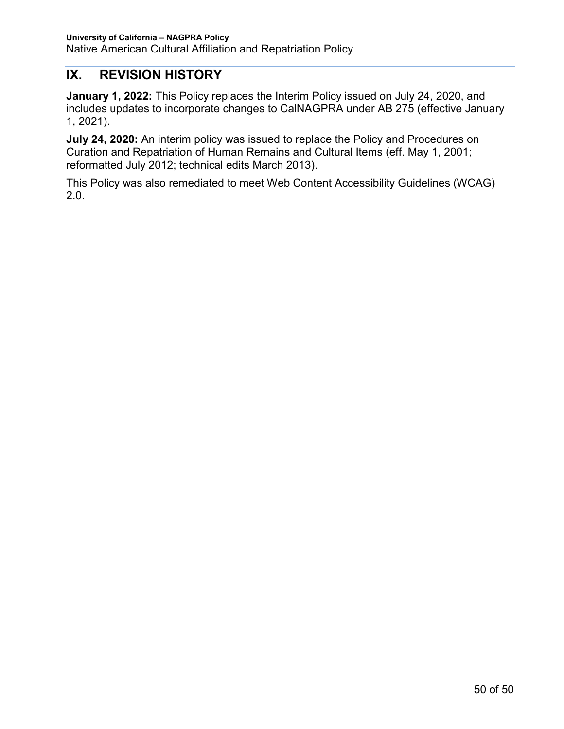## IX. REVISION HISTORY

**January 1, 2022:** This Policy replaces the Interim Policy issued on July 24, 2020, and includes updates to incorporate changes to CalNAGPRA under AB 275 (effective January 1, 2021).

**July 24, 2020:** An interim policy was issued to replace the Policy and Procedures on Curation and Repatriation of Human Remains and Cultural Items (eff. May 1, 2001; reformatted July 2012; technical edits March 2013).

This Policy was also remediated to meet Web Content Accessibility Guidelines (WCAG) 2.0.